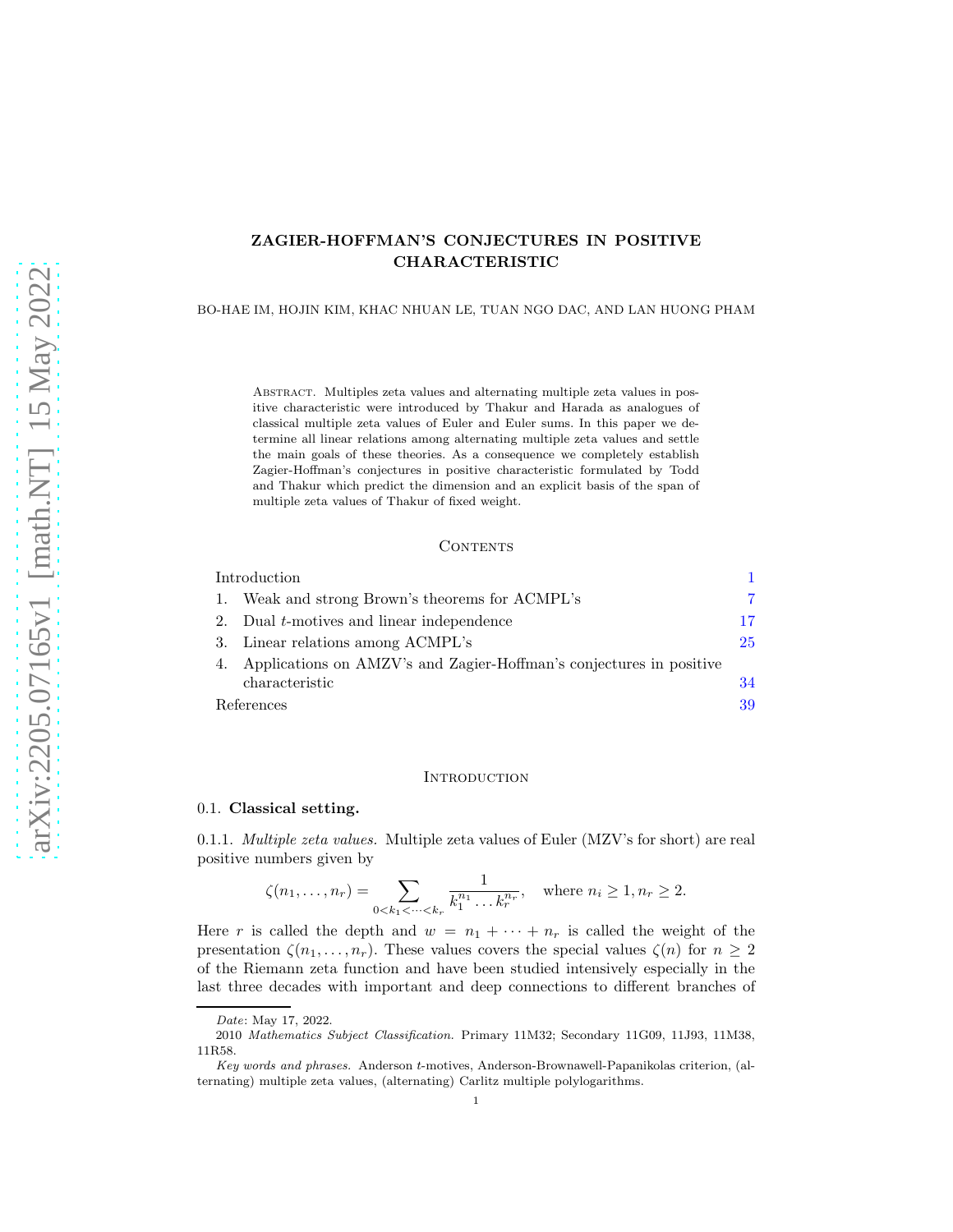# ZAGIER-HOFFMAN'S CONJECTURES IN POSITIVE CHARACTERISTIC

BO-HAE IM, HOJIN KIM, KHAC NHUAN LE, TUAN NGO DAC, AND LAN HUONG PHAM

Abstract. Multiples zeta values and alternating multiple zeta values in positive characteristic were introduced by Thakur and Harada as analogues of classical multiple zeta values of Euler and Euler sums. In this paper we determine all linear relations among alternating multiple zeta values and settle the main goals of these theories. As a consequence we completely establish Zagier-Hoffman's conjectures in positive characteristic formulated by Todd and Thakur which predict the dimension and an explicit basis of the span of multiple zeta values of Thakur of fixed weight.

## Contents

- Introduction 1
- 1. Weak and strong Brown's theorems for ACMPL's 7
- 2. Dual $t$-motives and linear independence 17
- 3. Linear relations among ACMPL's 25
- 4. Applications on AMZV's and Zagier-Hoffman's conjectures in positive characteristic 34
- References 39

## Introduction

### 0.1. Classical setting.

0.1.1. *Multiple zeta values.* Multiple zeta values of Euler (MZV's for short) are real positive numbers given by

$$\zeta(n_1, \dots, n_r) = \sum_{0<k_1<\dots<k_r} \frac{1}{k_1^{n_1} \dots k_r^{n_r}}, \quad \text{where } n_i \geq 1, n_r \geq 2.$$

Here $r$ is called the depth and $w = n_1 + \dots + n_r$ is called the weight of the presentation $\zeta(n_1, \dots, n_r)$. These values covers the special values $\zeta(n)$ for $n \geq 2$ of the Riemann zeta function and have been studied intensively especially in the last three decades with important and deep connections to different branches of

*Date*: May 17, 2022.

2010 *Mathematics Subject Classification.* Primary 11M32; Secondary 11G09, 11J93, 11M38, 11R58.

*Key words and phrases.* Anderson $t$-motives, Anderson-Brownawell-Papanikolas criterion, (alternating) multiple zeta values, (alternating) Carlitz multiple polylogarithms.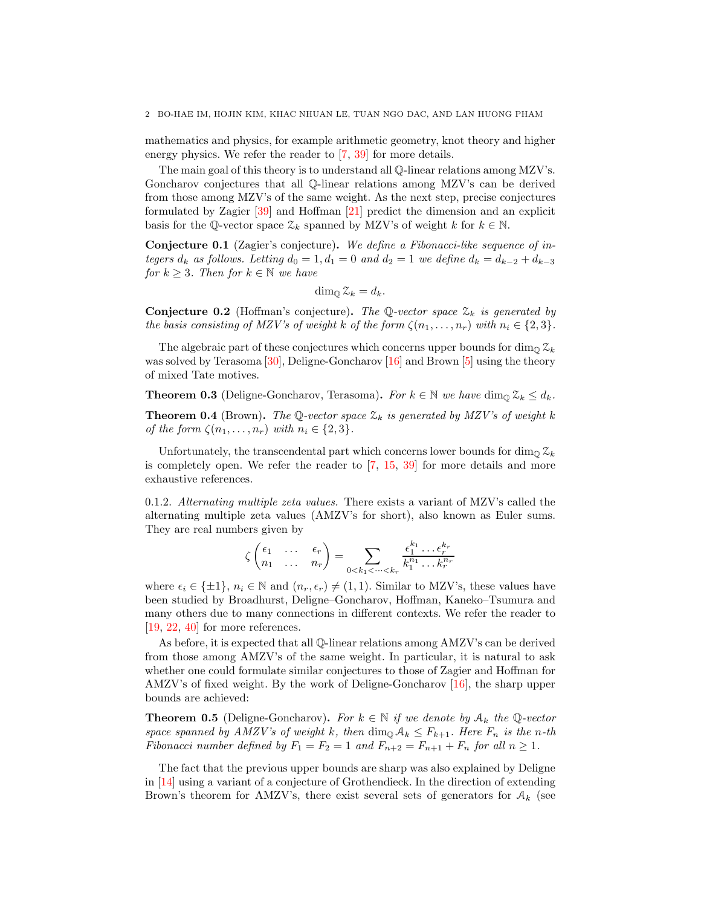mathematics and physics, for example arithmetic geometry, knot theory and higher energy physics. We refer the reader to [7, 39] for more details.

The main goal of this theory is to understand all $\mathbb{Q}$-linear relations among MZV's. Goncharov conjectures that all $\mathbb{Q}$-linear relations among MZV's can be derived from those among MZV's of the same weight. As the next step, precise conjectures formulated by Zagier [39] and Hoffman [21] predict the dimension and an explicit basis for the $\mathbb{Q}$-vector space $\mathcal{Z}_k$ spanned by MZV's of weight $k$ for $k \in \mathbb{N}$.

**Conjecture 0.1** (Zagier's conjecture)**.** *We define a Fibonacci-like sequence of integers $d_k$ as follows. Letting $d_0 = 1, d_1 = 0$ and $d_2 = 1$ we define $d_k = d_{k-2} + d_{k-3}$ for $k \geq 3$. Then for $k \in \mathbb{N}$ we have*

$$\dim_{\mathbb{Q}} \mathcal{Z}_k = d_k.$$

**Conjecture 0.2** (Hoffman's conjecture)**.** *The $\mathbb{Q}$-vector space $\mathcal{Z}_k$ is generated by the basis consisting of MZV's of weight $k$ of the form $\zeta(n_1, \dots, n_r)$ with $n_i \in \{2, 3\}$.*

The algebraic part of these conjectures which concerns upper bounds for $\dim_{\mathbb{Q}} \mathcal{Z}_k$ was solved by Terasoma [30], Deligne-Goncharov [16] and Brown [5] using the theory of mixed Tate motives.

**Theorem 0.3** (Deligne-Goncharov, Terasoma)**.** *For $k \in \mathbb{N}$ we have $\dim_{\mathbb{Q}} \mathcal{Z}_k \leq d_k$.*

**Theorem 0.4** (Brown)**.** *The $\mathbb{Q}$-vector space $\mathcal{Z}_k$ is generated by MZV's of weight $k$ of the form $\zeta(n_1, \dots, n_r)$ with $n_i \in \{2, 3\}$.*

Unfortunately, the transcendental part which concerns lower bounds for $\dim_{\mathbb{Q}} \mathcal{Z}_k$ is completely open. We refer the reader to [7, 15, 39] for more details and more exhaustive references.

0.1.2. *Alternating multiple zeta values.* There exists a variant of MZV's called the alternating multiple zeta values (AMZV's for short), also known as Euler sums. They are real numbers given by

$$\zeta\begin{pmatrix} \epsilon_1 & \dots & \epsilon_r \\ n_1 & \dots & n_r \end{pmatrix} = \sum_{0 < k_1 < \dots < k_r} \frac{\epsilon_1^{k_1} \dots \epsilon_r^{k_r}}{k_1^{n_1} \dots k_r^{n_r}}$$

where $\epsilon_i \in \{\pm 1\}$, $n_i \in \mathbb{N}$ and $(n_r, \epsilon_r) \neq (1, 1)$. Similar to MZV's, these values have been studied by Broadhurst, Deligne–Goncharov, Hoffman, Kaneko–Tsumura and many others due to many connections in different contexts. We refer the reader to [19, 22, 40] for more references.

As before, it is expected that all $\mathbb{Q}$-linear relations among AMZV's can be derived from those among AMZV's of the same weight. In particular, it is natural to ask whether one could formulate similar conjectures to those of Zagier and Hoffman for AMZV's of fixed weight. By the work of Deligne-Goncharov [16], the sharp upper bounds are achieved:

**Theorem 0.5** (Deligne-Goncharov)**.** *For $k \in \mathbb{N}$ if we denote by $\mathcal{A}_k$ the $\mathbb{Q}$-vector space spanned by AMZV's of weight $k$, then $\dim_{\mathbb{Q}} \mathcal{A}_k \leq F_{k+1}$. Here $F_n$ is the $n$-th Fibonacci number defined by $F_1 = F_2 = 1$ and $F_{n+2} = F_{n+1} + F_n$ for all $n \geq 1$.*

The fact that the previous upper bounds are sharp was also explained by Deligne in [14] using a variant of a conjecture of Grothendieck. In the direction of extending Brown's theorem for AMZV's, there exist several sets of generators for $\mathcal{A}_k$ (see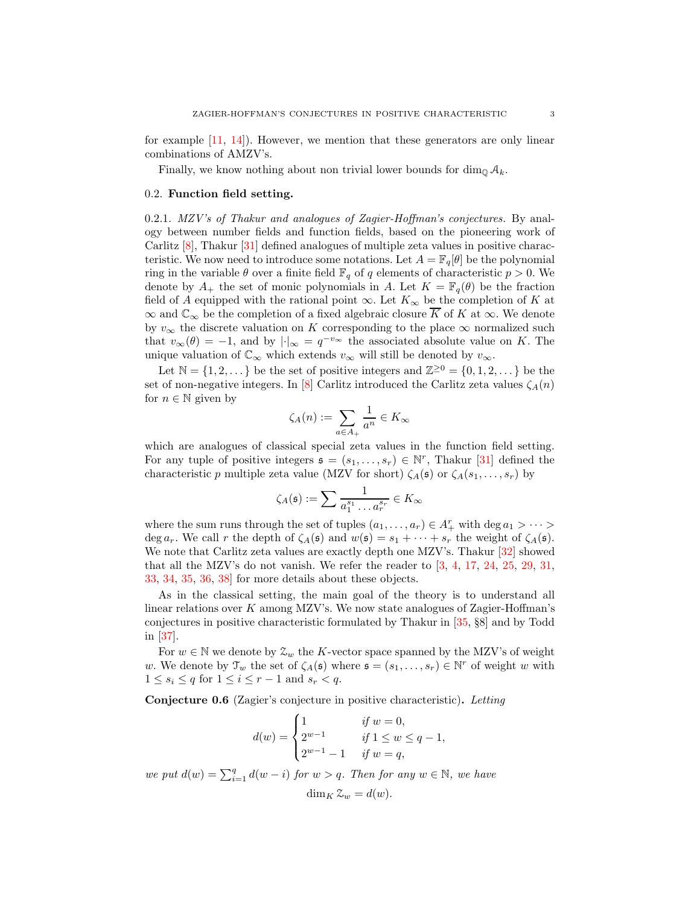for example [11, 14]). However, we mention that these generators are only linear combinations of AMZV's.

Finally, we know nothing about non trivial lower bounds for $\dim_{\mathbb{Q}} \mathcal{A}_k$.

### 0.2. Function field setting.

0.2.1. *MZV's of Thakur and analogues of Zagier-Hoffman's conjectures.* By analogy between number fields and function fields, based on the pioneering work of Carlitz [8], Thakur [31] defined analogues of multiple zeta values in positive characteristic. We now need to introduce some notations. Let $A = \mathbb{F}_q[\theta]$ be the polynomial ring in the variable $\theta$ over a finite field $\mathbb{F}_q$ of $q$ elements of characteristic $p > 0$. We denote by $A_+$ the set of monic polynomials in $A$. Let $K = \mathbb{F}_q(\theta)$ be the fraction field of $A$ equipped with the rational point $\infty$. Let $K_\infty$ be the completion of $K$ at $\infty$ and $\mathbb{C}_\infty$ be the completion of a fixed algebraic closure $\overline{K}$ of $K$ at $\infty$. We denote by $v_\infty$ the discrete valuation on $K$ corresponding to the place $\infty$ normalized such that $v_\infty(\theta) = -1$, and by $|\cdot|_\infty = q^{-v_\infty}$ the associated absolute value on $K$. The unique valuation of $\mathbb{C}_\infty$ which extends $v_\infty$ will still be denoted by $v_\infty$.

Let $\mathbb{N} = \{1, 2, \dots\}$ be the set of positive integers and $\mathbb{Z}^{\geq 0} = \{0, 1, 2, \dots\}$ be the set of non-negative integers. In [8] Carlitz introduced the Carlitz zeta values $\zeta_A(n)$ for $n \in \mathbb{N}$ given by

$$\zeta_A(n) := \sum_{a \in A_+} \frac{1}{a^n} \in K_\infty$$

which are analogues of classical special zeta values in the function field setting. For any tuple of positive integers $\mathfrak{s} = (s_1, \dots, s_r) \in \mathbb{N}^r$, Thakur [31] defined the characteristic $p$ multiple zeta value (MZV for short) $\zeta_A(\mathfrak{s})$ or $\zeta_A(s_1, \dots, s_r)$ by

$$\zeta_A(\mathfrak{s}) := \sum \frac{1}{a_1^{s_1} \dots a_r^{s_r}} \in K_\infty$$

where the sum runs through the set of tuples $(a_1, \dots, a_r) \in A_+^r$ with $\deg a_1 > \dots > \deg a_r$. We call $r$ the depth of $\zeta_A(\mathfrak{s})$ and $w(\mathfrak{s}) = s_1 + \dots + s_r$ the weight of $\zeta_A(\mathfrak{s})$. We note that Carlitz zeta values are exactly depth one MZV's. Thakur [32] showed that all the MZV's do not vanish. We refer the reader to [3, 4, 17, 24, 25, 29, 31, 33, 34, 35, 36, 38] for more details about these objects.

As in the classical setting, the main goal of the theory is to understand all linear relations over $K$ among MZV's. We now state analogues of Zagier-Hoffman's conjectures in positive characteristic formulated by Thakur in [35, §8] and by Todd in [37].

For $w \in \mathbb{N}$ we denote by $\mathcal{Z}_w$ the $K$-vector space spanned by the MZV's of weight $w$. We denote by $\mathcal{T}_w$ the set of $\zeta_A(\mathfrak{s})$ where $\mathfrak{s} = (s_1, \dots, s_r) \in \mathbb{N}^r$ of weight $w$ with $1 \leq s_i \leq q$ for $1 \leq i \leq r-1$ and $s_r < q$.

**Conjecture 0.6** (Zagier's conjecture in positive characteristic)**.** *Letting*

$$d(w) = \begin{cases} 1 & \text{if } w = 0, \\ 2^{w-1} & \text{if } 1 \leq w \leq q-1, \\ 2^{w-1} - 1 & \text{if } w = q, \end{cases}$$

*we put* $d(w) = \sum_{i=1}^{q} d(w-i)$ *for* $w > q$. *Then for any* $w \in \mathbb{N}$, *we have*

$$\dim_K \mathcal{Z}_w = d(w).$$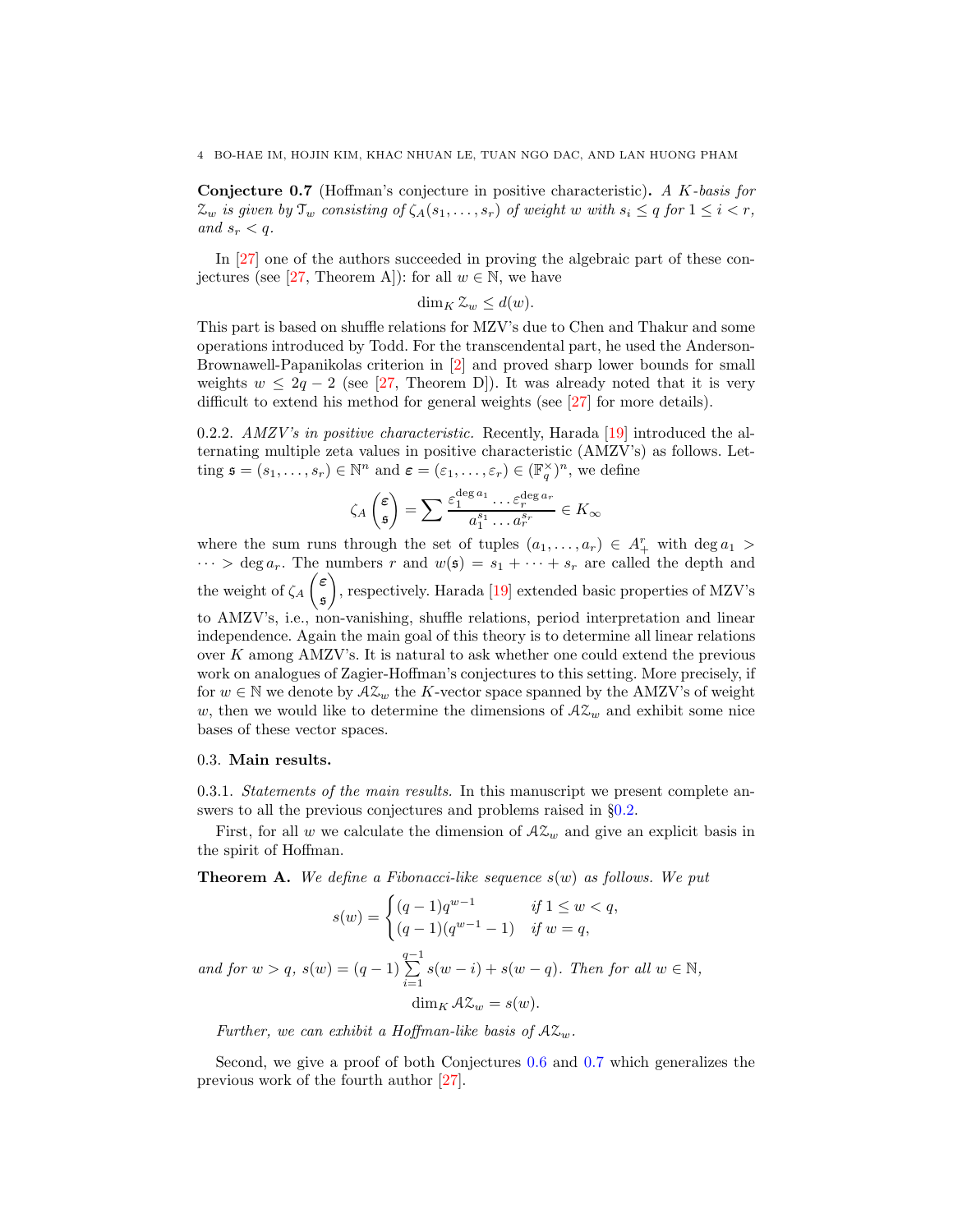**Conjecture 0.7** (Hoffman's conjecture in positive characteristic)**.** *A $K$-basis for $\mathcal{Z}_w$ is given by $\mathcal{T}_w$ consisting of $\zeta_A(s_1,\dots,s_r)$ of weight $w$ with $s_i \leq q$ for $1 \leq i < r$, and $s_r < q$.*

In [27] one of the authors succeeded in proving the algebraic part of these conjectures (see [27, Theorem A]): for all $w \in \mathbb{N}$, we have

$$\dim_K \mathcal{Z}_w \leq d(w).$$

This part is based on shuffle relations for MZV's due to Chen and Thakur and some operations introduced by Todd. For the transcendental part, he used the Anderson-Brownawell-Papanikolas criterion in [2] and proved sharp lower bounds for small weights $w \leq 2q-2$ (see [27, Theorem D]). It was already noted that it is very difficult to extend his method for general weights (see [27] for more details).

0.2.2. *AMZV's in positive characteristic.* Recently, Harada [19] introduced the alternating multiple zeta values in positive characteristic (AMZV's) as follows. Letting $\mathfrak{s} = (s_1,\dots,s_r) \in \mathbb{N}^n$ and $\boldsymbol{\varepsilon} = (\varepsilon_1,\dots,\varepsilon_r) \in (\mathbb{F}_q^\times)^n$, we define

$$\zeta_A \begin{pmatrix} \boldsymbol{\varepsilon} \\ \mathfrak{s} \end{pmatrix} = \sum \frac{\varepsilon_1^{\deg a_1} \dots \varepsilon_r^{\deg a_r}}{a_1^{s_1} \dots a_r^{s_r}} \in K_\infty$$

where the sum runs through the set of tuples $(a_1,\dots,a_r) \in A_+^r$ with $\deg a_1 > \dots > \deg a_r$. The numbers $r$ and $w(\mathfrak{s}) = s_1 + \dots + s_r$ are called the depth and the weight of $\zeta_A \begin{pmatrix} \boldsymbol{\varepsilon} \\ \mathfrak{s} \end{pmatrix}$, respectively. Harada [19] extended basic properties of MZV's to AMZV's, i.e., non-vanishing, shuffle relations, period interpretation and linear independence. Again the main goal of this theory is to determine all linear relations over $K$ among AMZV's. It is natural to ask whether one could extend the previous work on analogues of Zagier-Hoffman's conjectures to this setting. More precisely, if for $w \in \mathbb{N}$ we denote by $\mathcal{AZ}_w$ the $K$-vector space spanned by the AMZV's of weight $w$, then we would like to determine the dimensions of $\mathcal{AZ}_w$ and exhibit some nice bases of these vector spaces.

## 0.3. Main results.

0.3.1. *Statements of the main results.* In this manuscript we present complete answers to all the previous conjectures and problems raised in §0.2.

First, for all $w$ we calculate the dimension of $\mathcal{AZ}_w$ and give an explicit basis in the spirit of Hoffman.

**Theorem A.** *We define a Fibonacci-like sequence $s(w)$ as follows. We put*

$$s(w) = \begin{cases} (q-1)q^{w-1} & \text{if } 1 \leq w < q, \\ (q-1)(q^{w-1}-1) & \text{if } w = q, \end{cases}$$

*and for $w > q$, $s(w) = (q-1)\sum_{i=1}^{q-1} s(w-i) + s(w-q)$. Then for all $w \in \mathbb{N}$,*

$$\dim_K \mathcal{AZ}_w = s(w).$$

*Further, we can exhibit a Hoffman-like basis of $\mathcal{AZ}_w$.*

Second, we give a proof of both Conjectures 0.6 and 0.7 which generalizes the previous work of the fourth author [27].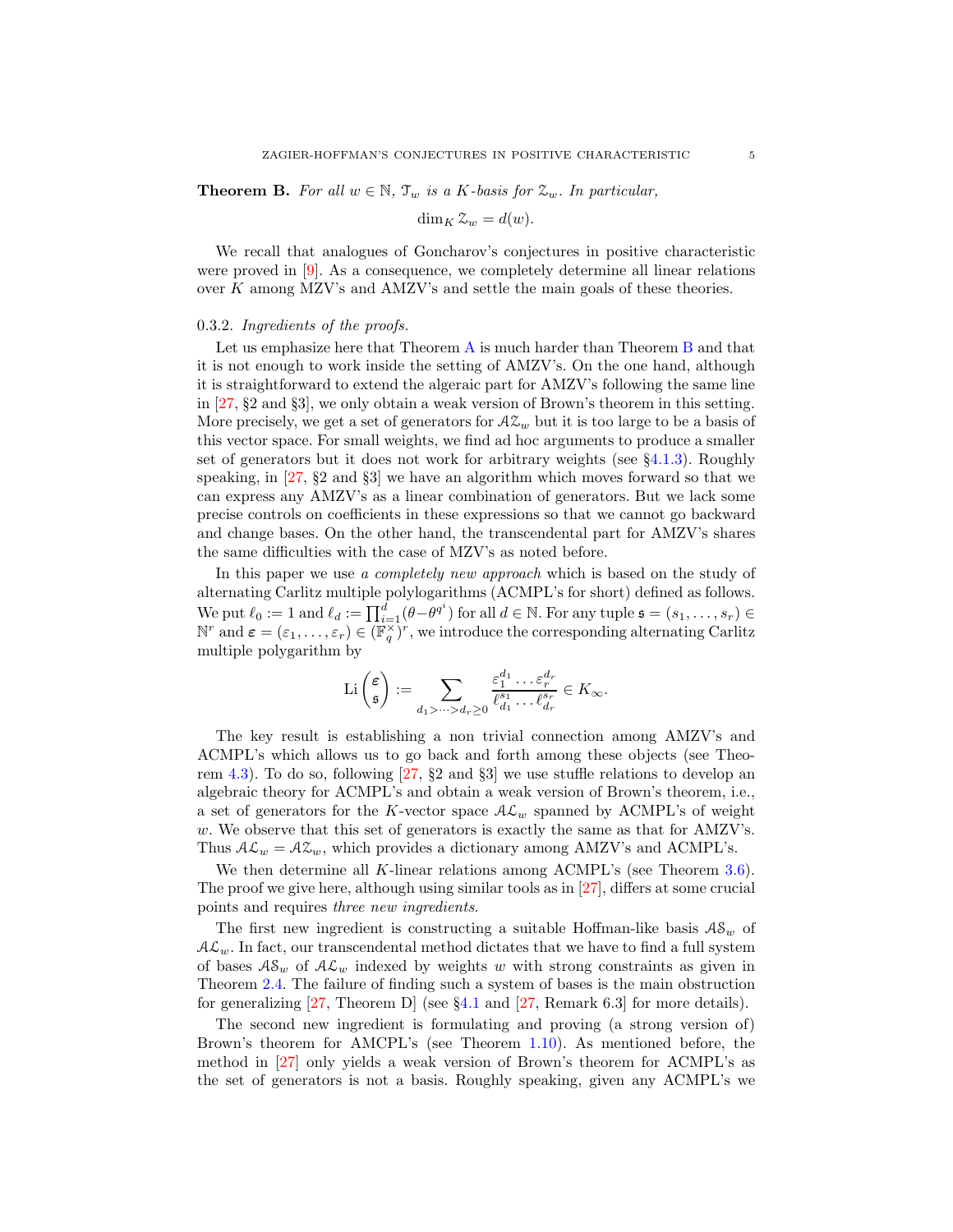**Theorem B.** *For all $w \in \mathbb{N}$, $\mathcal{T}_w$ is a $K$-basis for $\mathcal{Z}_w$. In particular,*

$$\dim_K \mathcal{Z}_w = d(w).$$

We recall that analogues of Goncharov's conjectures in positive characteristic were proved in [9]. As a consequence, we completely determine all linear relations over $K$ among MZV's and AMZV's and settle the main goals of these theories.

0.3.2. *Ingredients of the proofs.*

Let us emphasize here that Theorem A is much harder than Theorem B and that it is not enough to work inside the setting of AMZV's. On the one hand, although it is straightforward to extend the algeraic part for AMZV's following the same line in [27, §2 and §3], we only obtain a weak version of Brown's theorem in this setting. More precisely, we get a set of generators for $\mathcal{AZ}_w$ but it is too large to be a basis of this vector space. For small weights, we find ad hoc arguments to produce a smaller set of generators but it does not work for arbitrary weights (see §4.1.3). Roughly speaking, in [27, §2 and §3] we have an algorithm which moves forward so that we can express any AMZV's as a linear combination of generators. But we lack some precise controls on coefficients in these expressions so that we cannot go backward and change bases. On the other hand, the transcendental part for AMZV's shares the same difficulties with the case of MZV's as noted before.

In this paper we use *a completely new approach* which is based on the study of alternating Carlitz multiple polylogarithms (ACMPL's for short) defined as follows. We put $\ell_0 := 1$ and $\ell_d := \prod_{i=1}^{d}(\theta - \theta^{q^i})$ for all $d \in \mathbb{N}$. For any tuple $\mathfrak{s} = (s_1, \dots, s_r) \in \mathbb{N}^r$ and $\boldsymbol{\varepsilon} = (\varepsilon_1, \dots, \varepsilon_r) \in (\mathbb{F}_q^\times)^r$, we introduce the corresponding alternating Carlitz multiple polygarithm by

$$\operatorname{Li}\begin{pmatrix} \boldsymbol{\varepsilon} \\ \mathfrak{s} \end{pmatrix} := \sum_{d_1 > \dots > d_r \geq 0} \frac{\varepsilon_1^{d_1} \dots \varepsilon_r^{d_r}}{\ell_{d_1}^{s_1} \dots \ell_{d_r}^{s_r}} \in K_\infty.$$

The key result is establishing a non trivial connection among AMZV's and ACMPL's which allows us to go back and forth among these objects (see Theorem 4.3). To do so, following [27, §2 and §3] we use stuffle relations to develop an algebraic theory for ACMPL's and obtain a weak version of Brown's theorem, i.e., a set of generators for the $K$-vector space $\mathcal{AL}_w$ spanned by ACMPL's of weight $w$. We observe that this set of generators is exactly the same as that for AMZV's. Thus $\mathcal{AL}_w = \mathcal{AZ}_w$, which provides a dictionary among AMZV's and ACMPL's.

We then determine all $K$-linear relations among ACMPL's (see Theorem 3.6). The proof we give here, although using similar tools as in [27], differs at some crucial points and requires *three new ingredients*.

The first new ingredient is constructing a suitable Hoffman-like basis $\mathcal{AS}_w$ of $\mathcal{AL}_w$. In fact, our transcendental method dictates that we have to find a full system of bases $\mathcal{AS}_w$ of $\mathcal{AL}_w$ indexed by weights $w$ with strong constraints as given in Theorem 2.4. The failure of finding such a system of bases is the main obstruction for generalizing [27, Theorem D] (see §4.1 and [27, Remark 6.3] for more details).

The second new ingredient is formulating and proving (a strong version of) Brown's theorem for AMCPL's (see Theorem 1.10). As mentioned before, the method in [27] only yields a weak version of Brown's theorem for ACMPL's as the set of generators is not a basis. Roughly speaking, given any ACMPL's we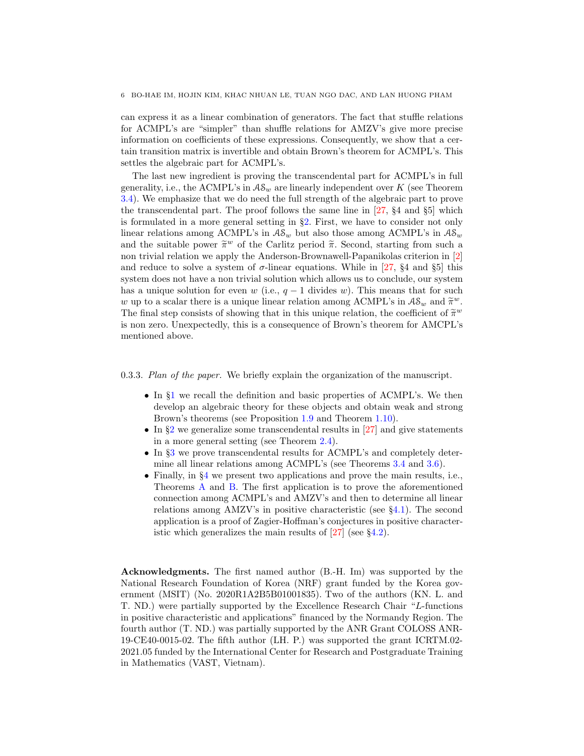can express it as a linear combination of generators. The fact that stuffle relations for ACMPL's are "simpler" than shuffle relations for AMZV's give more precise information on coefficients of these expressions. Consequently, we show that a certain transition matrix is invertible and obtain Brown's theorem for ACMPL's. This settles the algebraic part for ACMPL's.

The last new ingredient is proving the transcendental part for ACMPL's in full generality, i.e., the ACMPL's in $\mathcal{AS}_w$ are linearly independent over $K$ (see Theorem 3.4). We emphasize that we do need the full strength of the algebraic part to prove the transcendental part. The proof follows the same line in [27, §4 and §5] which is formulated in a more general setting in §2. First, we have to consider not only linear relations among ACMPL's in $\mathcal{AS}_w$ but also those among ACMPL's in $\mathcal{AS}_w$ and the suitable power $\widetilde{\pi}^w$ of the Carlitz period $\widetilde{\pi}$. Second, starting from such a non trivial relation we apply the Anderson-Brownawell-Papanikolas criterion in [2] and reduce to solve a system of $\sigma$-linear equations. While in [27, §4 and §5] this system does not have a non trivial solution which allows us to conclude, our system has a unique solution for even $w$ (i.e., $q-1$ divides $w$). This means that for such $w$ up to a scalar there is a unique linear relation among ACMPL's in $\mathcal{AS}_w$ and $\widetilde{\pi}^w$. The final step consists of showing that in this unique relation, the coefficient of $\widetilde{\pi}^w$ is non zero. Unexpectedly, this is a consequence of Brown's theorem for AMCPL's mentioned above.

0.3.3. *Plan of the paper.* We briefly explain the organization of the manuscript.

- In §1 we recall the definition and basic properties of ACMPL's. We then develop an algebraic theory for these objects and obtain weak and strong Brown's theorems (see Proposition 1.9 and Theorem 1.10).
- In §2 we generalize some transcendental results in [27] and give statements in a more general setting (see Theorem 2.4).
- In §3 we prove transcendental results for ACMPL's and completely determine all linear relations among ACMPL's (see Theorems 3.4 and 3.6).
- Finally, in §4 we present two applications and prove the main results, i.e., Theorems A and B. The first application is to prove the aforementioned connection among ACMPL's and AMZV's and then to determine all linear relations among AMZV's in positive characteristic (see §4.1). The second application is a proof of Zagier-Hoffman's conjectures in positive characteristic which generalizes the main results of [27] (see §4.2).

**Acknowledgments.** The first named author (B.-H. Im) was supported by the National Research Foundation of Korea (NRF) grant funded by the Korea government (MSIT) (No. 2020R1A2B5B01001835). Two of the authors (KN. L. and T. ND.) were partially supported by the Excellence Research Chair "$L$-functions in positive characteristic and applications" financed by the Normandy Region. The fourth author (T. ND.) was partially supported by the ANR Grant COLOSS ANR-19-CE40-0015-02. The fifth author (LH. P.) was supported the grant ICRTM.02-2021.05 funded by the International Center for Research and Postgraduate Training in Mathematics (VAST, Vietnam).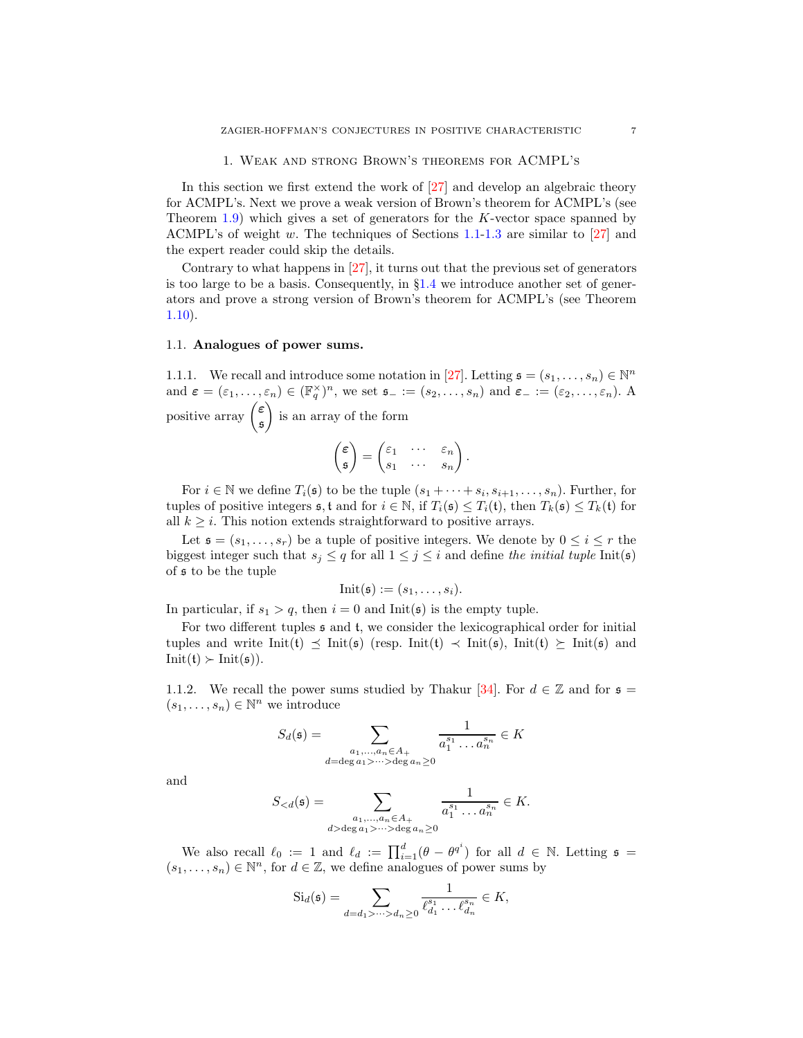# 1. Weak and strong Brown's theorems for ACMPL's

In this section we first extend the work of [27] and develop an algebraic theory for ACMPL's. Next we prove a weak version of Brown's theorem for ACMPL's (see Theorem 1.9) which gives a set of generators for the $K$-vector space spanned by ACMPL's of weight $w$. The techniques of Sections 1.1-1.3 are similar to [27] and the expert reader could skip the details.

Contrary to what happens in [27], it turns out that the previous set of generators is too large to be a basis. Consequently, in §1.4 we introduce another set of generators and prove a strong version of Brown's theorem for ACMPL's (see Theorem 1.10).

## 1.1. Analogues of power sums.

1.1.1. We recall and introduce some notation in [27]. Letting $\mathfrak{s} = (s_1, \dots, s_n) \in \mathbb{N}^n$ and $\boldsymbol{\varepsilon} = (\varepsilon_1, \dots, \varepsilon_n) \in (\mathbb{F}_q^\times)^n$, we set $\mathfrak{s}_- := (s_2, \dots, s_n)$ and $\boldsymbol{\varepsilon}_- := (\varepsilon_2, \dots, \varepsilon_n)$. A positive array $\begin{pmatrix} \boldsymbol{\varepsilon} \\ \mathfrak{s} \end{pmatrix}$ is an array of the form

$$\begin{pmatrix} \boldsymbol{\varepsilon} \\ \mathfrak{s} \end{pmatrix} = \begin{pmatrix} \varepsilon_1 & \cdots & \varepsilon_n \\ s_1 & \cdots & s_n \end{pmatrix}.$$

For $i \in \mathbb{N}$ we define $T_i(\mathfrak{s})$ to be the tuple $(s_1 + \dots + s_i, s_{i+1}, \dots, s_n)$. Further, for tuples of positive integers $\mathfrak{s}, \mathfrak{t}$ and for $i \in \mathbb{N}$, if $T_i(\mathfrak{s}) \le T_i(\mathfrak{t})$, then $T_k(\mathfrak{s}) \le T_k(\mathfrak{t})$ for all $k \ge i$. This notion extends straightforward to positive arrays.

Let $\mathfrak{s} = (s_1, \dots, s_r)$ be a tuple of positive integers. We denote by $0 \le i \le r$ the biggest integer such that $s_j \le q$ for all $1 \le j \le i$ and define *the initial tuple* $\operatorname{Init}(\mathfrak{s})$ of $\mathfrak{s}$ to be the tuple

$$\operatorname{Init}(\mathfrak{s}) := (s_1, \dots, s_i).$$

In particular, if $s_1 > q$, then $i = 0$ and $\operatorname{Init}(\mathfrak{s})$ is the empty tuple.

For two different tuples $\mathfrak{s}$ and $\mathfrak{t}$, we consider the lexicographical order for initial tuples and write $\operatorname{Init}(\mathfrak{t}) \preceq \operatorname{Init}(\mathfrak{s})$ (resp. $\operatorname{Init}(\mathfrak{t}) \prec \operatorname{Init}(\mathfrak{s})$, $\operatorname{Init}(\mathfrak{t}) \succeq \operatorname{Init}(\mathfrak{s})$ and $\operatorname{Init}(\mathfrak{t}) \succ \operatorname{Init}(\mathfrak{s})$).

1.1.2. We recall the power sums studied by Thakur [34]. For $d \in \mathbb{Z}$ and for $\mathfrak{s} = (s_1, \dots, s_n) \in \mathbb{N}^n$ we introduce

$$S_d(\mathfrak{s}) = \sum_{\substack{a_1, \dots, a_n \in A_+ \\ d = \deg a_1 > \dots > \deg a_n \ge 0}} \frac{1}{a_1^{s_1} \dots a_n^{s_n}} \in K$$

and

$$S_{<d}(\mathfrak{s}) = \sum_{\substack{a_1, \dots, a_n \in A_+ \\ d > \deg a_1 > \dots > \deg a_n \ge 0}} \frac{1}{a_1^{s_1} \dots a_n^{s_n}} \in K.$$

We also recall $\ell_0 := 1$ and $\ell_d := \prod_{i=1}^d (\theta - \theta^{q^i})$ for all $d \in \mathbb{N}$. Letting $\mathfrak{s} = (s_1, \dots, s_n) \in \mathbb{N}^n$, for $d \in \mathbb{Z}$, we define analogues of power sums by

$$\operatorname{Si}_d(\mathfrak{s}) = \sum_{d = d_1 > \dots > d_n \ge 0} \frac{1}{\ell_{d_1}^{s_1} \dots \ell_{d_n}^{s_n}} \in K,$$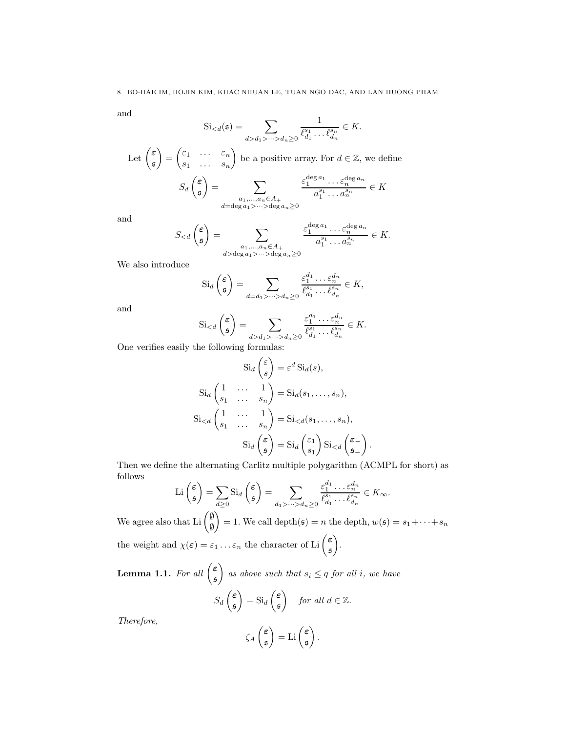and

$$\mathrm{Si}_{<d}(\mathfrak{s}) = \sum_{d > d_1 > \dots > d_n \geq 0} \frac{1}{\ell_{d_1}^{s_1} \dots \ell_{d_n}^{s_n}} \in K.$$

Let $\begin{pmatrix} \boldsymbol{\varepsilon} \\ \mathfrak{s} \end{pmatrix} = \begin{pmatrix} \varepsilon_1 & \dots & \varepsilon_n \\ s_1 & \dots & s_n \end{pmatrix}$ be a positive array. For $d \in \mathbb{Z}$, we define

$$S_d \begin{pmatrix} \boldsymbol{\varepsilon} \\ \mathfrak{s} \end{pmatrix} = \sum_{\substack{a_1, \dots, a_n \in A_+ \\ d = \deg a_1 > \dots > \deg a_n \geq 0}} \frac{\varepsilon_1^{\deg a_1} \dots \varepsilon_n^{\deg a_n}}{a_1^{s_1} \dots a_n^{s_n}} \in K$$

and

$$S_{<d} \begin{pmatrix} \boldsymbol{\varepsilon} \\ \mathfrak{s} \end{pmatrix} = \sum_{\substack{a_1, \dots, a_n \in A_+ \\ d > \deg a_1 > \dots > \deg a_n \geq 0}} \frac{\varepsilon_1^{\deg a_1} \dots \varepsilon_n^{\deg a_n}}{a_1^{s_1} \dots a_n^{s_n}} \in K.$$

We also introduce

$$\mathrm{Si}_d \begin{pmatrix} \boldsymbol{\varepsilon} \\ \mathfrak{s} \end{pmatrix} = \sum_{d = d_1 > \dots > d_n \geq 0} \frac{\varepsilon_1^{d_1} \dots \varepsilon_n^{d_n}}{\ell_{d_1}^{s_1} \dots \ell_{d_n}^{s_n}} \in K,$$

and

$$\mathrm{Si}_{<d} \begin{pmatrix} \boldsymbol{\varepsilon} \\ \mathfrak{s} \end{pmatrix} = \sum_{d > d_1 > \dots > d_n \geq 0} \frac{\varepsilon_1^{d_1} \dots \varepsilon_n^{d_n}}{\ell_{d_1}^{s_1} \dots \ell_{d_n}^{s_n}} \in K.$$

One verifies easily the following formulas:

$$\mathrm{Si}_d \begin{pmatrix} \varepsilon \\ s \end{pmatrix} = \varepsilon^d \, \mathrm{Si}_d(s),$$

$$\mathrm{Si}_d \begin{pmatrix} 1 & \dots & 1 \\ s_1 & \dots & s_n \end{pmatrix} = \mathrm{Si}_d(s_1, \dots, s_n),$$

$$\mathrm{Si}_{<d} \begin{pmatrix} 1 & \dots & 1 \\ s_1 & \dots & s_n \end{pmatrix} = \mathrm{Si}_{<d}(s_1, \dots, s_n),$$

$$\mathrm{Si}_d \begin{pmatrix} \boldsymbol{\varepsilon} \\ \mathfrak{s} \end{pmatrix} = \mathrm{Si}_d \begin{pmatrix} \varepsilon_1 \\ s_1 \end{pmatrix} \mathrm{Si}_{<d} \begin{pmatrix} \boldsymbol{\varepsilon}_- \\ \mathfrak{s}_- \end{pmatrix}.$$

Then we define the alternating Carlitz multiple polygarithm (ACMPL for short) as follows

$$\mathrm{Li} \begin{pmatrix} \boldsymbol{\varepsilon} \\ \mathfrak{s} \end{pmatrix} = \sum_{d \geq 0} \mathrm{Si}_d \begin{pmatrix} \boldsymbol{\varepsilon} \\ \mathfrak{s} \end{pmatrix} = \sum_{d_1 > \dots > d_n \geq 0} \frac{\varepsilon_1^{d_1} \dots \varepsilon_n^{d_n}}{\ell_{d_1}^{s_1} \dots \ell_{d_n}^{s_n}} \in K_\infty.$$

We agree also that $\mathrm{Li} \begin{pmatrix} \emptyset \\ \emptyset \end{pmatrix} = 1$. We call $\mathrm{depth}(\mathfrak{s}) = n$ the depth, $w(\mathfrak{s}) = s_1 + \dots + s_n$ the weight and $\chi(\boldsymbol{\varepsilon}) = \varepsilon_1 \dots \varepsilon_n$ the character of $\mathrm{Li} \begin{pmatrix} \boldsymbol{\varepsilon} \\ \mathfrak{s} \end{pmatrix}$.

**Lemma 1.1.** *For all $\begin{pmatrix} \boldsymbol{\varepsilon} \\ \mathfrak{s} \end{pmatrix}$ as above such that $s_i \leq q$ for all $i$, we have*

$$S_d \begin{pmatrix} \boldsymbol{\varepsilon} \\ \mathfrak{s} \end{pmatrix} = \mathrm{Si}_d \begin{pmatrix} \boldsymbol{\varepsilon} \\ \mathfrak{s} \end{pmatrix} \quad \textit{for all } d \in \mathbb{Z}.$$

*Therefore,*

$$\zeta_A \begin{pmatrix} \boldsymbol{\varepsilon} \\ \mathfrak{s} \end{pmatrix} = \mathrm{Li} \begin{pmatrix} \boldsymbol{\varepsilon} \\ \mathfrak{s} \end{pmatrix}.$$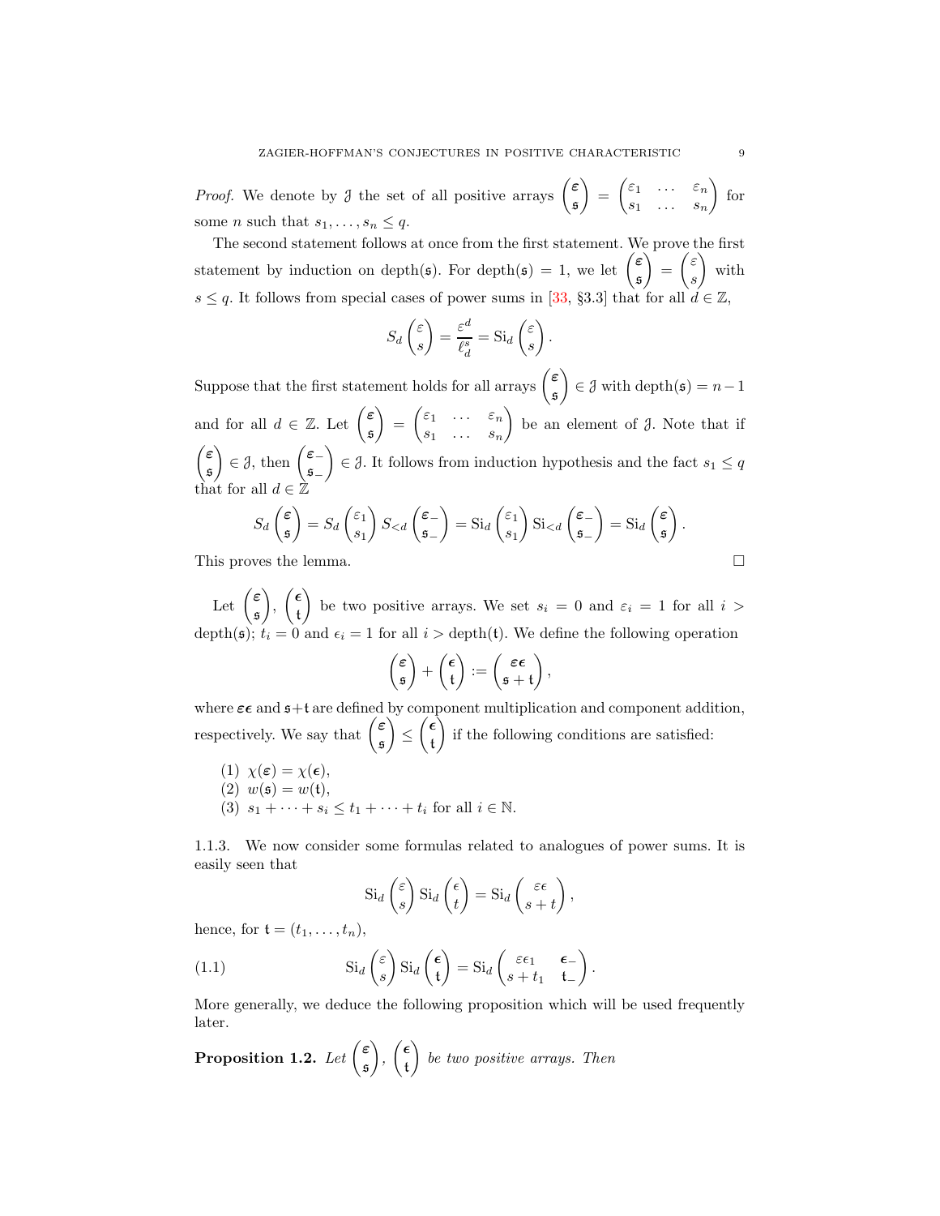*Proof.* We denote by $\mathcal{J}$ the set of all positive arrays $\begin{pmatrix} \boldsymbol{\varepsilon} \\ \mathfrak{s} \end{pmatrix} = \begin{pmatrix} \varepsilon_1 & \dots & \varepsilon_n \\ s_1 & \dots & s_n \end{pmatrix}$ for some $n$ such that $s_1, \dots, s_n \leq q$.

The second statement follows at once from the first statement. We prove the first statement by induction on $\operatorname{depth}(\mathfrak{s})$. For $\operatorname{depth}(\mathfrak{s}) = 1$, we let $\begin{pmatrix} \boldsymbol{\varepsilon} \\ \mathfrak{s} \end{pmatrix} = \begin{pmatrix} \varepsilon \\ s \end{pmatrix}$ with $s \leq q$. It follows from special cases of power sums in [33, §3.3] that for all $d \in \mathbb{Z}$,

$$S_d \begin{pmatrix} \varepsilon \\ s \end{pmatrix} = \frac{\varepsilon^d}{\ell_d^s} = \operatorname{Si}_d \begin{pmatrix} \varepsilon \\ s \end{pmatrix}.$$

Suppose that the first statement holds for all arrays $\begin{pmatrix} \boldsymbol{\varepsilon} \\ \mathfrak{s} \end{pmatrix} \in \mathcal{J}$ with $\operatorname{depth}(\mathfrak{s}) = n-1$ and for all $d \in \mathbb{Z}$. Let $\begin{pmatrix} \boldsymbol{\varepsilon} \\ \mathfrak{s} \end{pmatrix} = \begin{pmatrix} \varepsilon_1 & \dots & \varepsilon_n \\ s_1 & \dots & s_n \end{pmatrix}$ be an element of $\mathcal{J}$. Note that if $\begin{pmatrix} \boldsymbol{\varepsilon} \\ \mathfrak{s} \end{pmatrix} \in \mathcal{J}$, then $\begin{pmatrix} \boldsymbol{\varepsilon}_- \\ \mathfrak{s}_- \end{pmatrix} \in \mathcal{J}$. It follows from induction hypothesis and the fact $s_1 \leq q$ that for all $d \in \mathbb{Z}$

$$S_d \begin{pmatrix} \boldsymbol{\varepsilon} \\ \mathfrak{s} \end{pmatrix} = S_d \begin{pmatrix} \varepsilon_1 \\ s_1 \end{pmatrix} S_{<d} \begin{pmatrix} \boldsymbol{\varepsilon}_- \\ \mathfrak{s}_- \end{pmatrix} = \operatorname{Si}_d \begin{pmatrix} \varepsilon_1 \\ s_1 \end{pmatrix} \operatorname{Si}_{<d} \begin{pmatrix} \boldsymbol{\varepsilon}_- \\ \mathfrak{s}_- \end{pmatrix} = \operatorname{Si}_d \begin{pmatrix} \boldsymbol{\varepsilon} \\ \mathfrak{s} \end{pmatrix}.$$

This proves the lemma. $\square$

Let $\begin{pmatrix} \boldsymbol{\varepsilon} \\ \mathfrak{s} \end{pmatrix}$, $\begin{pmatrix} \boldsymbol{\epsilon} \\ \mathfrak{t} \end{pmatrix}$ be two positive arrays. We set $s_i = 0$ and $\varepsilon_i = 1$ for all $i > \operatorname{depth}(\mathfrak{s})$; $t_i = 0$ and $\epsilon_i = 1$ for all $i > \operatorname{depth}(\mathfrak{t})$. We define the following operation

$$\begin{pmatrix} \boldsymbol{\varepsilon} \\ \mathfrak{s} \end{pmatrix} + \begin{pmatrix} \boldsymbol{\epsilon} \\ \mathfrak{t} \end{pmatrix} := \begin{pmatrix} \boldsymbol{\varepsilon}\boldsymbol{\epsilon} \\ \mathfrak{s} + \mathfrak{t} \end{pmatrix},$$

where $\boldsymbol{\varepsilon}\boldsymbol{\epsilon}$ and $\mathfrak{s}+\mathfrak{t}$ are defined by component multiplication and component addition, respectively. We say that $\begin{pmatrix} \boldsymbol{\varepsilon} \\ \mathfrak{s} \end{pmatrix} \leq \begin{pmatrix} \boldsymbol{\epsilon} \\ \mathfrak{t} \end{pmatrix}$ if the following conditions are satisfied:

(1) $\chi(\boldsymbol{\varepsilon}) = \chi(\boldsymbol{\epsilon})$,
(2) $w(\mathfrak{s}) = w(\mathfrak{t})$,
(3) $s_1 + \dots + s_i \leq t_1 + \dots + t_i$ for all $i \in \mathbb{N}$.

1.1.3. We now consider some formulas related to analogues of power sums. It is easily seen that

$$\operatorname{Si}_d \begin{pmatrix} \varepsilon \\ s \end{pmatrix} \operatorname{Si}_d \begin{pmatrix} \epsilon \\ t \end{pmatrix} = \operatorname{Si}_d \begin{pmatrix} \varepsilon\epsilon \\ s+t \end{pmatrix},$$

hence, for $\mathfrak{t} = (t_1, \dots, t_n)$,

$$\operatorname{Si}_d \begin{pmatrix} \varepsilon \\ s \end{pmatrix} \operatorname{Si}_d \begin{pmatrix} \boldsymbol{\epsilon} \\ \mathfrak{t} \end{pmatrix} = \operatorname{Si}_d \begin{pmatrix} \varepsilon\epsilon_1 & \boldsymbol{\epsilon}_- \\ s+t_1 & \mathfrak{t}_- \end{pmatrix}. \tag{1.1}$$

More generally, we deduce the following proposition which will be used frequently later.

**Proposition 1.2.** *Let $\begin{pmatrix} \boldsymbol{\varepsilon} \\ \mathfrak{s} \end{pmatrix}$, $\begin{pmatrix} \boldsymbol{\epsilon} \\ \mathfrak{t} \end{pmatrix}$ be two positive arrays. Then*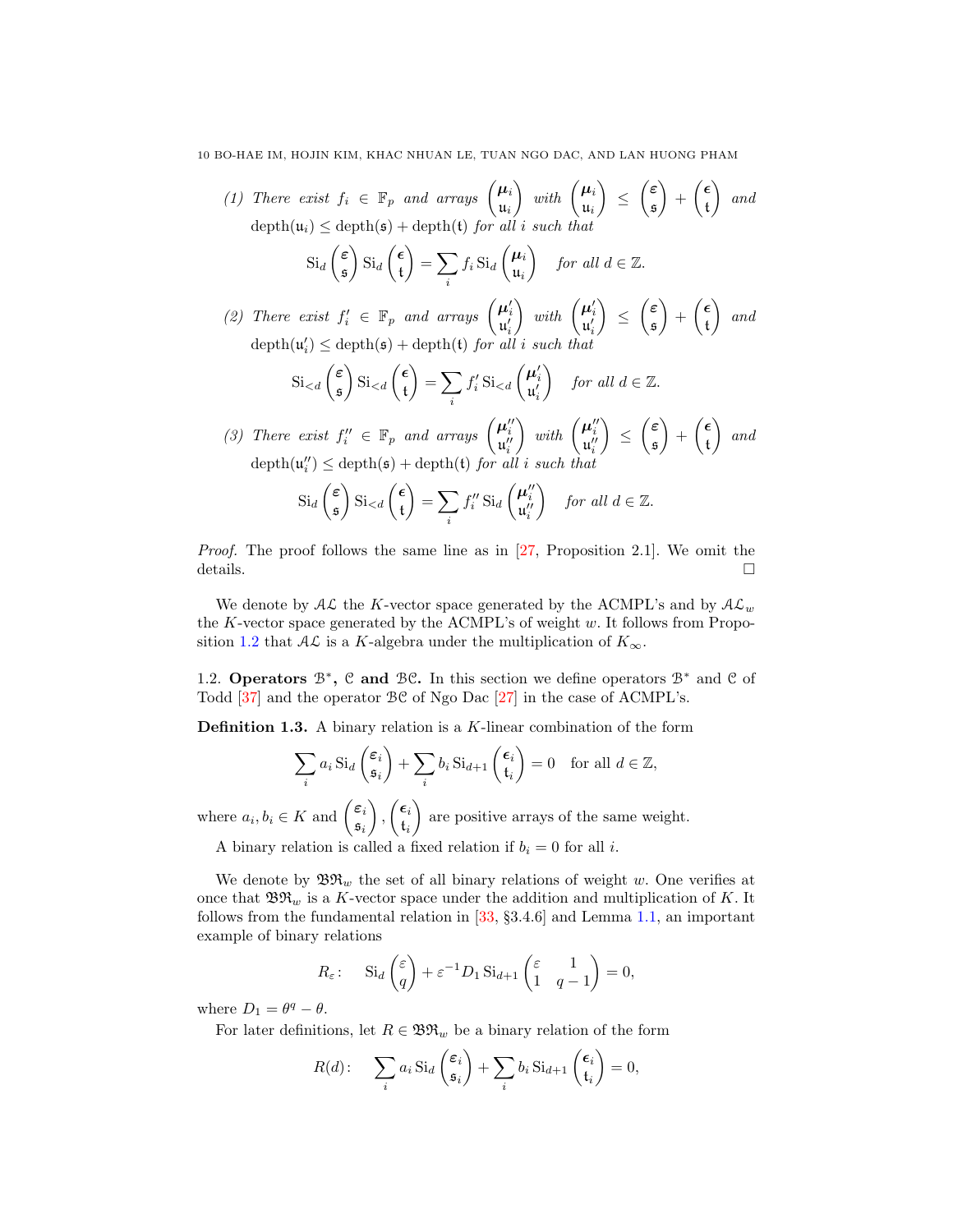(1) *There exist* $f_i \in \mathbb{F}_p$ *and arrays* $\begin{pmatrix} \boldsymbol{\mu}_i \\ \mathfrak{u}_i \end{pmatrix}$ *with* $\begin{pmatrix} \boldsymbol{\mu}_i \\ \mathfrak{u}_i \end{pmatrix} \leq \begin{pmatrix} \boldsymbol{\varepsilon} \\ \mathfrak{s} \end{pmatrix} + \begin{pmatrix} \boldsymbol{\epsilon} \\ \mathfrak{t} \end{pmatrix}$ *and* $\operatorname{depth}(\mathfrak{u}_i) \leq \operatorname{depth}(\mathfrak{s}) + \operatorname{depth}(\mathfrak{t})$ *for all* $i$ *such that*

$$\operatorname{Si}_d \begin{pmatrix} \boldsymbol{\varepsilon} \\ \mathfrak{s} \end{pmatrix} \operatorname{Si}_d \begin{pmatrix} \boldsymbol{\epsilon} \\ \mathfrak{t} \end{pmatrix} = \sum_i f_i \operatorname{Si}_d \begin{pmatrix} \boldsymbol{\mu}_i \\ \mathfrak{u}_i \end{pmatrix} \quad \text{for all } d \in \mathbb{Z}.$$

(2) *There exist* $f_i' \in \mathbb{F}_p$ *and arrays* $\begin{pmatrix} \boldsymbol{\mu}_i' \\ \mathfrak{u}_i' \end{pmatrix}$ *with* $\begin{pmatrix} \boldsymbol{\mu}_i' \\ \mathfrak{u}_i' \end{pmatrix} \leq \begin{pmatrix} \boldsymbol{\varepsilon} \\ \mathfrak{s} \end{pmatrix} + \begin{pmatrix} \boldsymbol{\epsilon} \\ \mathfrak{t} \end{pmatrix}$ *and* $\operatorname{depth}(\mathfrak{u}_i') \leq \operatorname{depth}(\mathfrak{s}) + \operatorname{depth}(\mathfrak{t})$ *for all* $i$ *such that*

$$\operatorname{Si}_{<d} \begin{pmatrix} \boldsymbol{\varepsilon} \\ \mathfrak{s} \end{pmatrix} \operatorname{Si}_{<d} \begin{pmatrix} \boldsymbol{\epsilon} \\ \mathfrak{t} \end{pmatrix} = \sum_i f_i' \operatorname{Si}_{<d} \begin{pmatrix} \boldsymbol{\mu}_i' \\ \mathfrak{u}_i' \end{pmatrix} \quad \text{for all } d \in \mathbb{Z}.$$

(3) *There exist* $f_i'' \in \mathbb{F}_p$ *and arrays* $\begin{pmatrix} \boldsymbol{\mu}_i'' \\ \mathfrak{u}_i'' \end{pmatrix}$ *with* $\begin{pmatrix} \boldsymbol{\mu}_i'' \\ \mathfrak{u}_i'' \end{pmatrix} \leq \begin{pmatrix} \boldsymbol{\varepsilon} \\ \mathfrak{s} \end{pmatrix} + \begin{pmatrix} \boldsymbol{\epsilon} \\ \mathfrak{t} \end{pmatrix}$ *and* $\operatorname{depth}(\mathfrak{u}_i'') \leq \operatorname{depth}(\mathfrak{s}) + \operatorname{depth}(\mathfrak{t})$ *for all* $i$ *such that*

$$\operatorname{Si}_d \begin{pmatrix} \boldsymbol{\varepsilon} \\ \mathfrak{s} \end{pmatrix} \operatorname{Si}_{<d} \begin{pmatrix} \boldsymbol{\epsilon} \\ \mathfrak{t} \end{pmatrix} = \sum_i f_i'' \operatorname{Si}_d \begin{pmatrix} \boldsymbol{\mu}_i'' \\ \mathfrak{u}_i'' \end{pmatrix} \quad \text{for all } d \in \mathbb{Z}.$$

*Proof.* The proof follows the same line as in [27, Proposition 2.1]. We omit the details. □

We denote by $\mathcal{AL}$ the $K$-vector space generated by the ACMPL's and by $\mathcal{AL}_w$ the $K$-vector space generated by the ACMPL's of weight $w$. It follows from Proposition 1.2 that $\mathcal{AL}$ is a $K$-algebra under the multiplication of $K_\infty$.

### 1.2. Operators $\mathcal{B}^*$, $\mathcal{C}$ and $\mathcal{BC}$.

In this section we define operators $\mathcal{B}^*$ and $\mathcal{C}$ of Todd [37] and the operator $\mathcal{BC}$ of Ngo Dac [27] in the case of ACMPL's.

**Definition 1.3.** A binary relation is a $K$-linear combination of the form

$$\sum_i a_i \operatorname{Si}_d \begin{pmatrix} \boldsymbol{\varepsilon}_i \\ \mathfrak{s}_i \end{pmatrix} + \sum_i b_i \operatorname{Si}_{d+1} \begin{pmatrix} \boldsymbol{\epsilon}_i \\ \mathfrak{t}_i \end{pmatrix} = 0 \quad \text{for all } d \in \mathbb{Z},$$

where $a_i, b_i \in K$ and $\begin{pmatrix} \boldsymbol{\varepsilon}_i \\ \mathfrak{s}_i \end{pmatrix}, \begin{pmatrix} \boldsymbol{\epsilon}_i \\ \mathfrak{t}_i \end{pmatrix}$ are positive arrays of the same weight.

A binary relation is called a fixed relation if $b_i = 0$ for all $i$.

We denote by $\mathfrak{BR}_w$ the set of all binary relations of weight $w$. One verifies at once that $\mathfrak{BR}_w$ is a $K$-vector space under the addition and multiplication of $K$. It follows from the fundamental relation in [33, §3.4.6] and Lemma 1.1, an important example of binary relations

$$R_\varepsilon \colon \quad \operatorname{Si}_d \begin{pmatrix} \varepsilon \\ q \end{pmatrix} + \varepsilon^{-1} D_1 \operatorname{Si}_{d+1} \begin{pmatrix} \varepsilon & 1 \\ 1 & q-1 \end{pmatrix} = 0,$$

where $D_1 = \theta^q - \theta$.

For later definitions, let $R \in \mathfrak{BR}_w$ be a binary relation of the form

$$R(d) \colon \quad \sum_i a_i \operatorname{Si}_d \begin{pmatrix} \boldsymbol{\varepsilon}_i \\ \mathfrak{s}_i \end{pmatrix} + \sum_i b_i \operatorname{Si}_{d+1} \begin{pmatrix} \boldsymbol{\epsilon}_i \\ \mathfrak{t}_i \end{pmatrix} = 0,$$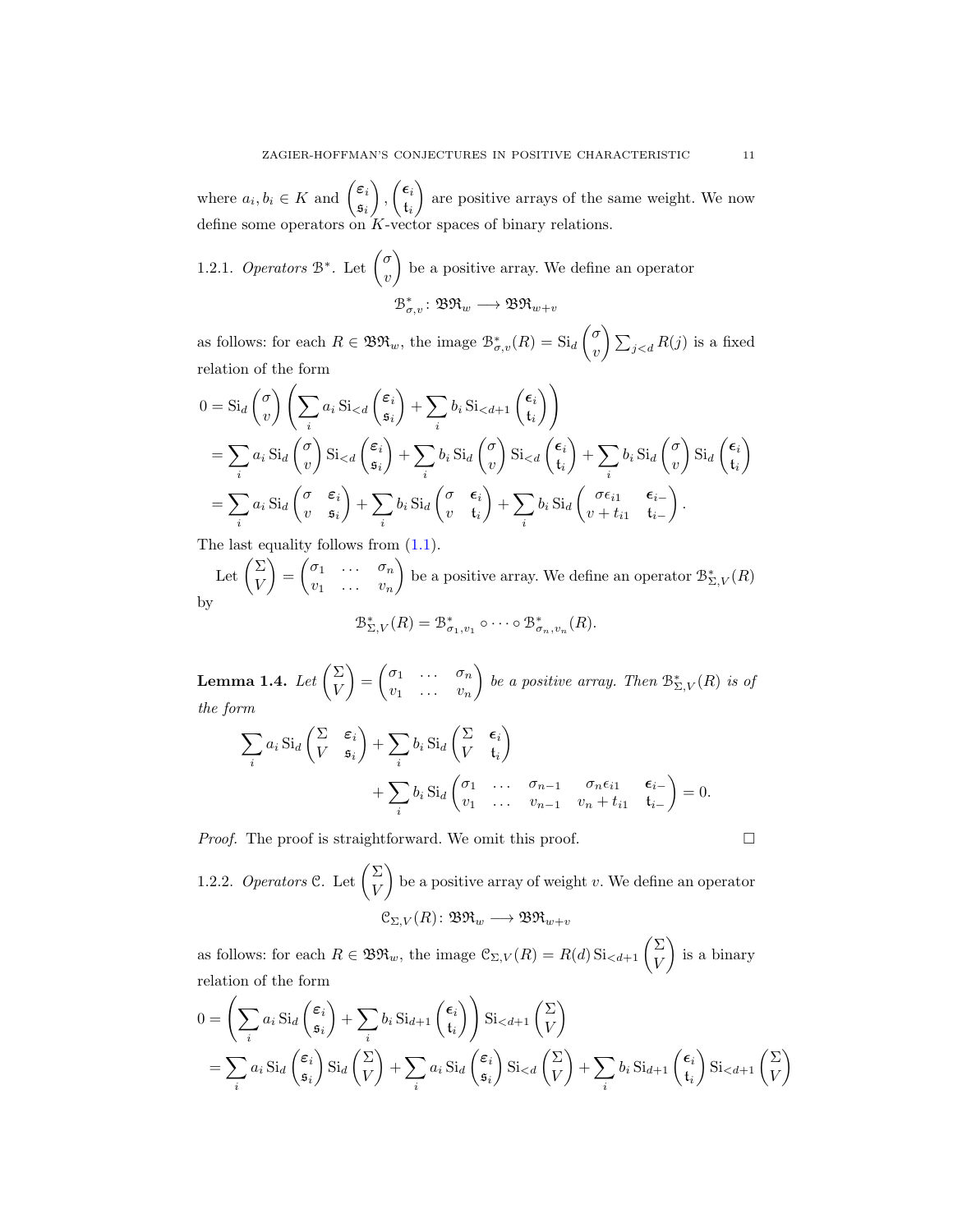where $a_i, b_i \in K$ and $\begin{pmatrix} \boldsymbol{\varepsilon}_i \\ \mathfrak{s}_i \end{pmatrix}, \begin{pmatrix} \boldsymbol{\epsilon}_i \\ \mathfrak{t}_i \end{pmatrix}$ are positive arrays of the same weight. We now define some operators on $K$-vector spaces of binary relations.

1.2.1. *Operators* $\mathcal{B}^*$. Let $\begin{pmatrix} \sigma \\ v \end{pmatrix}$ be a positive array. We define an operator

$$\mathcal{B}^*_{\sigma,v} \colon \mathfrak{BR}_w \longrightarrow \mathfrak{BR}_{w+v}$$

as follows: for each $R \in \mathfrak{BR}_w$, the image $\mathcal{B}^*_{\sigma,v}(R) = \operatorname{Si}_d \begin{pmatrix} \sigma \\ v \end{pmatrix} \sum_{j<d} R(j)$ is a fixed relation of the form

$$\begin{aligned}
0 &= \operatorname{Si}_d \begin{pmatrix} \sigma \\ v \end{pmatrix} \left( \sum_i a_i \operatorname{Si}_{<d} \begin{pmatrix} \boldsymbol{\varepsilon}_i \\ \mathfrak{s}_i \end{pmatrix} + \sum_i b_i \operatorname{Si}_{<d+1} \begin{pmatrix} \boldsymbol{\epsilon}_i \\ \mathfrak{t}_i \end{pmatrix} \right) \\
&= \sum_i a_i \operatorname{Si}_d \begin{pmatrix} \sigma \\ v \end{pmatrix} \operatorname{Si}_{<d} \begin{pmatrix} \boldsymbol{\varepsilon}_i \\ \mathfrak{s}_i \end{pmatrix} + \sum_i b_i \operatorname{Si}_d \begin{pmatrix} \sigma \\ v \end{pmatrix} \operatorname{Si}_{<d} \begin{pmatrix} \boldsymbol{\epsilon}_i \\ \mathfrak{t}_i \end{pmatrix} + \sum_i b_i \operatorname{Si}_d \begin{pmatrix} \sigma \\ v \end{pmatrix} \operatorname{Si}_d \begin{pmatrix} \boldsymbol{\epsilon}_i \\ \mathfrak{t}_i \end{pmatrix} \\
&= \sum_i a_i \operatorname{Si}_d \begin{pmatrix} \sigma & \boldsymbol{\varepsilon}_i \\ v & \mathfrak{s}_i \end{pmatrix} + \sum_i b_i \operatorname{Si}_d \begin{pmatrix} \sigma & \boldsymbol{\epsilon}_i \\ v & \mathfrak{t}_i \end{pmatrix} + \sum_i b_i \operatorname{Si}_d \begin{pmatrix} \sigma \epsilon_{i1} & \boldsymbol{\epsilon}_{i-} \\ v + t_{i1} & \mathfrak{t}_{i-} \end{pmatrix}.
\end{aligned}$$

The last equality follows from (1.1).

Let $\begin{pmatrix} \Sigma \\ V \end{pmatrix} = \begin{pmatrix} \sigma_1 & \dots & \sigma_n \\ v_1 & \dots & v_n \end{pmatrix}$ be a positive array. We define an operator $\mathcal{B}^*_{\Sigma,V}(R)$ by

$$\mathcal{B}^*_{\Sigma,V}(R) = \mathcal{B}^*_{\sigma_1,v_1} \circ \dots \circ \mathcal{B}^*_{\sigma_n,v_n}(R).$$

**Lemma 1.4.** *Let* $\begin{pmatrix} \Sigma \\ V \end{pmatrix} = \begin{pmatrix} \sigma_1 & \dots & \sigma_n \\ v_1 & \dots & v_n \end{pmatrix}$ *be a positive array. Then* $\mathcal{B}^*_{\Sigma,V}(R)$ *is of the form*

$$\begin{aligned}
\sum_i a_i \operatorname{Si}_d \begin{pmatrix} \Sigma & \boldsymbol{\varepsilon}_i \\ V & \mathfrak{s}_i \end{pmatrix} + \sum_i b_i \operatorname{Si}_d \begin{pmatrix} \Sigma & \boldsymbol{\epsilon}_i \\ V & \mathfrak{t}_i \end{pmatrix} \\
+ \sum_i b_i \operatorname{Si}_d \begin{pmatrix} \sigma_1 & \dots & \sigma_{n-1} & \sigma_n \epsilon_{i1} & \boldsymbol{\epsilon}_{i-} \\ v_1 & \dots & v_{n-1} & v_n + t_{i1} & \mathfrak{t}_{i-} \end{pmatrix} = 0.
\end{aligned}$$

*Proof.* The proof is straightforward. We omit this proof. $\square$

1.2.2. *Operators* $\mathcal{C}$. Let $\begin{pmatrix} \Sigma \\ V \end{pmatrix}$ be a positive array of weight $v$. We define an operator

$$\mathcal{C}_{\Sigma,V}(R) \colon \mathfrak{BR}_w \longrightarrow \mathfrak{BR}_{w+v}$$

as follows: for each $R \in \mathfrak{BR}_w$, the image $\mathcal{C}_{\Sigma,V}(R) = R(d) \operatorname{Si}_{<d+1} \begin{pmatrix} \Sigma \\ V \end{pmatrix}$ is a binary relation of the form

$$\begin{aligned}
0 &= \left( \sum_i a_i \operatorname{Si}_d \begin{pmatrix} \boldsymbol{\varepsilon}_i \\ \mathfrak{s}_i \end{pmatrix} + \sum_i b_i \operatorname{Si}_{d+1} \begin{pmatrix} \boldsymbol{\epsilon}_i \\ \mathfrak{t}_i \end{pmatrix} \right) \operatorname{Si}_{<d+1} \begin{pmatrix} \Sigma \\ V \end{pmatrix} \\
&= \sum_i a_i \operatorname{Si}_d \begin{pmatrix} \boldsymbol{\varepsilon}_i \\ \mathfrak{s}_i \end{pmatrix} \operatorname{Si}_d \begin{pmatrix} \Sigma \\ V \end{pmatrix} + \sum_i a_i \operatorname{Si}_d \begin{pmatrix} \boldsymbol{\varepsilon}_i \\ \mathfrak{s}_i \end{pmatrix} \operatorname{Si}_{<d} \begin{pmatrix} \Sigma \\ V \end{pmatrix} + \sum_i b_i \operatorname{Si}_{d+1} \begin{pmatrix} \boldsymbol{\epsilon}_i \\ \mathfrak{t}_i \end{pmatrix} \operatorname{Si}_{<d+1} \begin{pmatrix} \Sigma \\ V \end{pmatrix}
\end{aligned}$$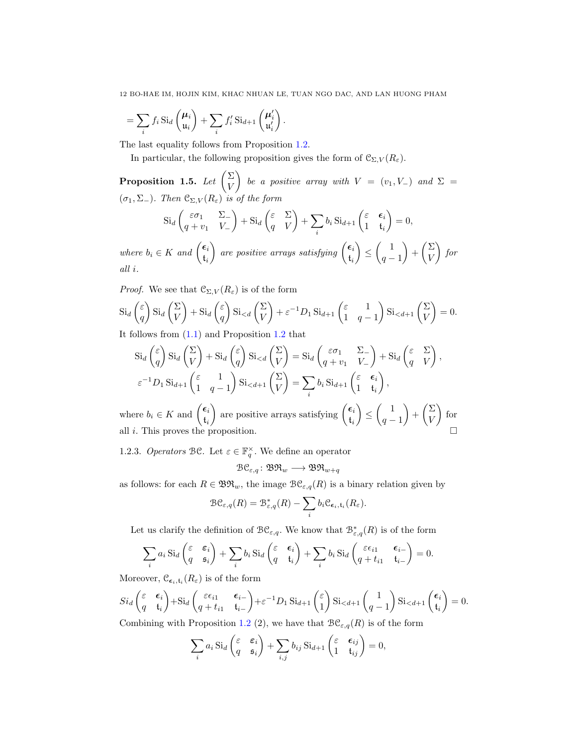$$= \sum_i f_i \operatorname{Si}_d \begin{pmatrix} \boldsymbol{\mu}_i \\ \mathfrak{u}_i \end{pmatrix} + \sum_i f'_i \operatorname{Si}_{d+1} \begin{pmatrix} \boldsymbol{\mu}'_i \\ \mathfrak{u}'_i \end{pmatrix}.$$

The last equality follows from Proposition 1.2.

In particular, the following proposition gives the form of $\mathcal{C}_{\Sigma,V}(R_\varepsilon)$.

**Proposition 1.5.** *Let $\begin{pmatrix} \Sigma \\ V \end{pmatrix}$ be a positive array with $V = (v_1, V_-)$ and $\Sigma = (\sigma_1, \Sigma_-)$. Then $\mathcal{C}_{\Sigma,V}(R_\varepsilon)$ is of the form*

$$\operatorname{Si}_d \begin{pmatrix} \varepsilon\sigma_1 & \Sigma_- \\ q+v_1 & V_- \end{pmatrix} + \operatorname{Si}_d \begin{pmatrix} \varepsilon & \Sigma \\ q & V \end{pmatrix} + \sum_i b_i \operatorname{Si}_{d+1} \begin{pmatrix} \varepsilon & \boldsymbol{\epsilon}_i \\ 1 & \mathfrak{t}_i \end{pmatrix} = 0,$$

*where $b_i \in K$ and $\begin{pmatrix} \boldsymbol{\epsilon}_i \\ \mathfrak{t}_i \end{pmatrix}$ are positive arrays satisfying $\begin{pmatrix} \boldsymbol{\epsilon}_i \\ \mathfrak{t}_i \end{pmatrix} \leq \begin{pmatrix} 1 \\ q-1 \end{pmatrix} + \begin{pmatrix} \Sigma \\ V \end{pmatrix}$ for all $i$.*

*Proof.* We see that $\mathcal{C}_{\Sigma,V}(R_\varepsilon)$ is of the form

$$\operatorname{Si}_d \begin{pmatrix} \varepsilon \\ q \end{pmatrix} \operatorname{Si}_d \begin{pmatrix} \Sigma \\ V \end{pmatrix} + \operatorname{Si}_d \begin{pmatrix} \varepsilon \\ q \end{pmatrix} \operatorname{Si}_{<d} \begin{pmatrix} \Sigma \\ V \end{pmatrix} + \varepsilon^{-1} D_1 \operatorname{Si}_{d+1} \begin{pmatrix} \varepsilon & 1 \\ 1 & q-1 \end{pmatrix} \operatorname{Si}_{<d+1} \begin{pmatrix} \Sigma \\ V \end{pmatrix} = 0.$$

It follows from (1.1) and Proposition 1.2 that

$$\operatorname{Si}_d \begin{pmatrix} \varepsilon \\ q \end{pmatrix} \operatorname{Si}_d \begin{pmatrix} \Sigma \\ V \end{pmatrix} + \operatorname{Si}_d \begin{pmatrix} \varepsilon \\ q \end{pmatrix} \operatorname{Si}_{<d} \begin{pmatrix} \Sigma \\ V \end{pmatrix} = \operatorname{Si}_d \begin{pmatrix} \varepsilon\sigma_1 & \Sigma_- \\ q+v_1 & V_- \end{pmatrix} + \operatorname{Si}_d \begin{pmatrix} \varepsilon & \Sigma \\ q & V \end{pmatrix},$$

$$\varepsilon^{-1} D_1 \operatorname{Si}_{d+1} \begin{pmatrix} \varepsilon & 1 \\ 1 & q-1 \end{pmatrix} \operatorname{Si}_{<d+1} \begin{pmatrix} \Sigma \\ V \end{pmatrix} = \sum_i b_i \operatorname{Si}_{d+1} \begin{pmatrix} \varepsilon & \boldsymbol{\epsilon}_i \\ 1 & \mathfrak{t}_i \end{pmatrix},$$

where $b_i \in K$ and $\begin{pmatrix} \boldsymbol{\epsilon}_i \\ \mathfrak{t}_i \end{pmatrix}$ are positive arrays satisfying $\begin{pmatrix} \boldsymbol{\epsilon}_i \\ \mathfrak{t}_i \end{pmatrix} \leq \begin{pmatrix} 1 \\ q-1 \end{pmatrix} + \begin{pmatrix} \Sigma \\ V \end{pmatrix}$ for all $i$. This proves the proposition. $\square$

1.2.3. *Operators $\mathcal{BC}$.* Let $\varepsilon \in \mathbb{F}_q^\times$. We define an operator

$$\mathcal{BC}_{\varepsilon,q} \colon \mathfrak{BR}_w \longrightarrow \mathfrak{BR}_{w+q}$$

as follows: for each $R \in \mathfrak{BR}_w$, the image $\mathcal{BC}_{\varepsilon,q}(R)$ is a binary relation given by

$$\mathcal{BC}_{\varepsilon,q}(R) = \mathcal{B}^*_{\varepsilon,q}(R) - \sum_i b_i \mathcal{C}_{\boldsymbol{\epsilon}_i,\mathfrak{t}_i}(R_\varepsilon).$$

Let us clarify the definition of $\mathcal{BC}_{\varepsilon,q}$. We know that $\mathcal{B}^*_{\varepsilon,q}(R)$ is of the form

$$\sum_i a_i \operatorname{Si}_d \begin{pmatrix} \varepsilon & \boldsymbol{\varepsilon}_i \\ q & \mathfrak{s}_i \end{pmatrix} + \sum_i b_i \operatorname{Si}_d \begin{pmatrix} \varepsilon & \boldsymbol{\epsilon}_i \\ q & \mathfrak{t}_i \end{pmatrix} + \sum_i b_i \operatorname{Si}_d \begin{pmatrix} \varepsilon\epsilon_{i1} & \boldsymbol{\epsilon}_{i-} \\ q+t_{i1} & \mathfrak{t}_{i-} \end{pmatrix} = 0.$$

Moreover, $\mathcal{C}_{\boldsymbol{\epsilon}_i,\mathfrak{t}_i}(R_\varepsilon)$ is of the form

$$Si_d \begin{pmatrix} \varepsilon & \boldsymbol{\epsilon}_i \\ q & \mathfrak{t}_i \end{pmatrix} + \operatorname{Si}_d \begin{pmatrix} \varepsilon\epsilon_{i1} & \boldsymbol{\epsilon}_{i-} \\ q+t_{i1} & \mathfrak{t}_{i-} \end{pmatrix} + \varepsilon^{-1} D_1 \operatorname{Si}_{d+1} \begin{pmatrix} \varepsilon \\ 1 \end{pmatrix} \operatorname{Si}_{<d+1} \begin{pmatrix} 1 \\ q-1 \end{pmatrix} \operatorname{Si}_{<d+1} \begin{pmatrix} \boldsymbol{\epsilon}_i \\ \mathfrak{t}_i \end{pmatrix} = 0.$$

Combining with Proposition 1.2 (2), we have that $\mathcal{BC}_{\varepsilon,q}(R)$ is of the form

$$\sum_i a_i \operatorname{Si}_d \begin{pmatrix} \varepsilon & \boldsymbol{\varepsilon}_i \\ q & \mathfrak{s}_i \end{pmatrix} + \sum_{i,j} b_{ij} \operatorname{Si}_{d+1} \begin{pmatrix} \varepsilon & \boldsymbol{\epsilon}_{ij} \\ 1 & \mathfrak{t}_{ij} \end{pmatrix} = 0,$$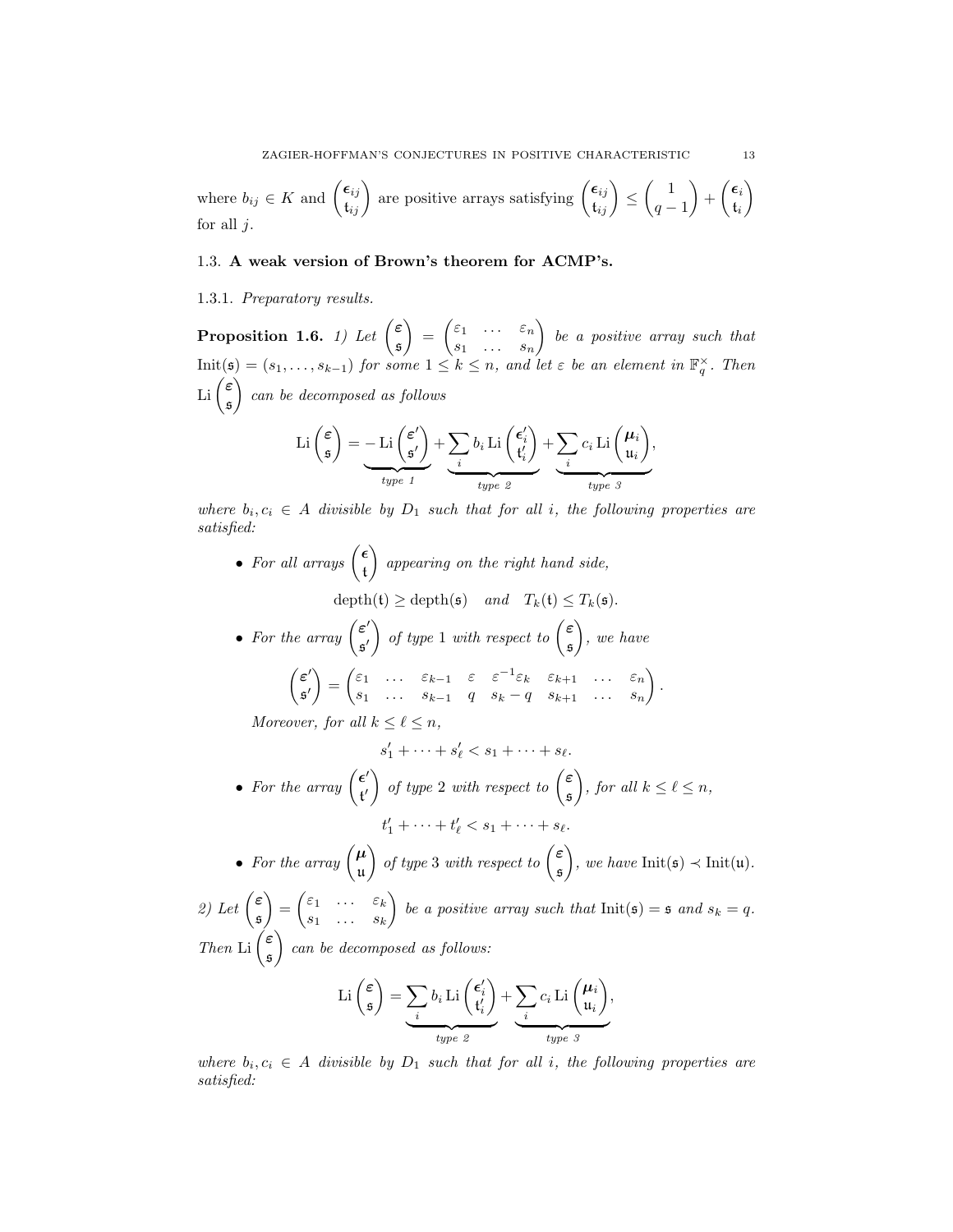where $b_{ij} \in K$ and $\begin{pmatrix} \boldsymbol{\epsilon}_{ij} \\ \mathfrak{t}_{ij} \end{pmatrix}$ are positive arrays satisfying $\begin{pmatrix} \boldsymbol{\epsilon}_{ij} \\ \mathfrak{t}_{ij} \end{pmatrix} \leq \begin{pmatrix} 1 \\ q-1 \end{pmatrix} + \begin{pmatrix} \boldsymbol{\epsilon}_{i} \\ \mathfrak{t}_{i} \end{pmatrix}$ for all $j$.

### 1.3. **A weak version of Brown's theorem for ACMP's.**

1.3.1. *Preparatory results.*

**Proposition 1.6.** *1) Let $\begin{pmatrix} \boldsymbol{\varepsilon} \\ \mathfrak{s} \end{pmatrix} = \begin{pmatrix} \varepsilon_1 & \dots & \varepsilon_n \\ s_1 & \dots & s_n \end{pmatrix}$ be a positive array such that $\operatorname{Init}(\mathfrak{s}) = (s_1, \dots, s_{k-1})$ for some $1 \leq k \leq n$, and let $\varepsilon$ be an element in $\mathbb{F}_q^\times$. Then $\operatorname{Li}\begin{pmatrix} \boldsymbol{\varepsilon} \\ \mathfrak{s} \end{pmatrix}$ can be decomposed as follows*

$$\operatorname{Li}\begin{pmatrix} \boldsymbol{\varepsilon} \\ \mathfrak{s} \end{pmatrix} = \underbrace{-\operatorname{Li}\begin{pmatrix} \boldsymbol{\varepsilon}' \\ \mathfrak{s}' \end{pmatrix}}_{\text{type 1}} + \underbrace{\sum_i b_i \operatorname{Li}\begin{pmatrix} \boldsymbol{\epsilon}_i' \\ \mathfrak{t}_i' \end{pmatrix}}_{\text{type 2}} + \underbrace{\sum_i c_i \operatorname{Li}\begin{pmatrix} \boldsymbol{\mu}_i \\ \mathfrak{u}_i \end{pmatrix}}_{\text{type 3}},$$

*where $b_i, c_i \in A$ divisible by $D_1$ such that for all $i$, the following properties are satisfied:*

- *For all arrays $\begin{pmatrix} \boldsymbol{\epsilon} \\ \mathfrak{t} \end{pmatrix}$ appearing on the right hand side,*
$$\operatorname{depth}(\mathfrak{t}) \geq \operatorname{depth}(\mathfrak{s}) \quad \text{and} \quad T_k(\mathfrak{t}) \leq T_k(\mathfrak{s}).$$
- *For the array $\begin{pmatrix} \boldsymbol{\varepsilon}' \\ \mathfrak{s}' \end{pmatrix}$ of type 1 with respect to $\begin{pmatrix} \boldsymbol{\varepsilon} \\ \mathfrak{s} \end{pmatrix}$, we have*
$$\begin{pmatrix} \boldsymbol{\varepsilon}' \\ \mathfrak{s}' \end{pmatrix} = \begin{pmatrix} \varepsilon_1 & \dots & \varepsilon_{k-1} & \varepsilon & \varepsilon^{-1}\varepsilon_k & \varepsilon_{k+1} & \dots & \varepsilon_n \\ s_1 & \dots & s_{k-1} & q & s_k - q & s_{k+1} & \dots & s_n \end{pmatrix}.$$
*Moreover, for all $k \leq \ell \leq n$,*
$$s_1' + \dots + s_\ell' < s_1 + \dots + s_\ell.$$
- *For the array $\begin{pmatrix} \boldsymbol{\epsilon}' \\ \mathfrak{t}' \end{pmatrix}$ of type 2 with respect to $\begin{pmatrix} \boldsymbol{\varepsilon} \\ \mathfrak{s} \end{pmatrix}$, for all $k \leq \ell \leq n$,*
$$t_1' + \dots + t_\ell' < s_1 + \dots + s_\ell.$$
- *For the array $\begin{pmatrix} \boldsymbol{\mu} \\ \mathfrak{u} \end{pmatrix}$ of type 3 with respect to $\begin{pmatrix} \boldsymbol{\varepsilon} \\ \mathfrak{s} \end{pmatrix}$, we have $\operatorname{Init}(\mathfrak{s}) \prec \operatorname{Init}(\mathfrak{u})$.*

*2) Let $\begin{pmatrix} \boldsymbol{\varepsilon} \\ \mathfrak{s} \end{pmatrix} = \begin{pmatrix} \varepsilon_1 & \dots & \varepsilon_k \\ s_1 & \dots & s_k \end{pmatrix}$ be a positive array such that $\operatorname{Init}(\mathfrak{s}) = \mathfrak{s}$ and $s_k = q$. Then $\operatorname{Li}\begin{pmatrix} \boldsymbol{\varepsilon} \\ \mathfrak{s} \end{pmatrix}$ can be decomposed as follows:*

$$\operatorname{Li}\begin{pmatrix} \boldsymbol{\varepsilon} \\ \mathfrak{s} \end{pmatrix} = \underbrace{\sum_i b_i \operatorname{Li}\begin{pmatrix} \boldsymbol{\epsilon}_i' \\ \mathfrak{t}_i' \end{pmatrix}}_{\text{type 2}} + \underbrace{\sum_i c_i \operatorname{Li}\begin{pmatrix} \boldsymbol{\mu}_i \\ \mathfrak{u}_i \end{pmatrix}}_{\text{type 3}},$$

*where $b_i, c_i \in A$ divisible by $D_1$ such that for all $i$, the following properties are satisfied:*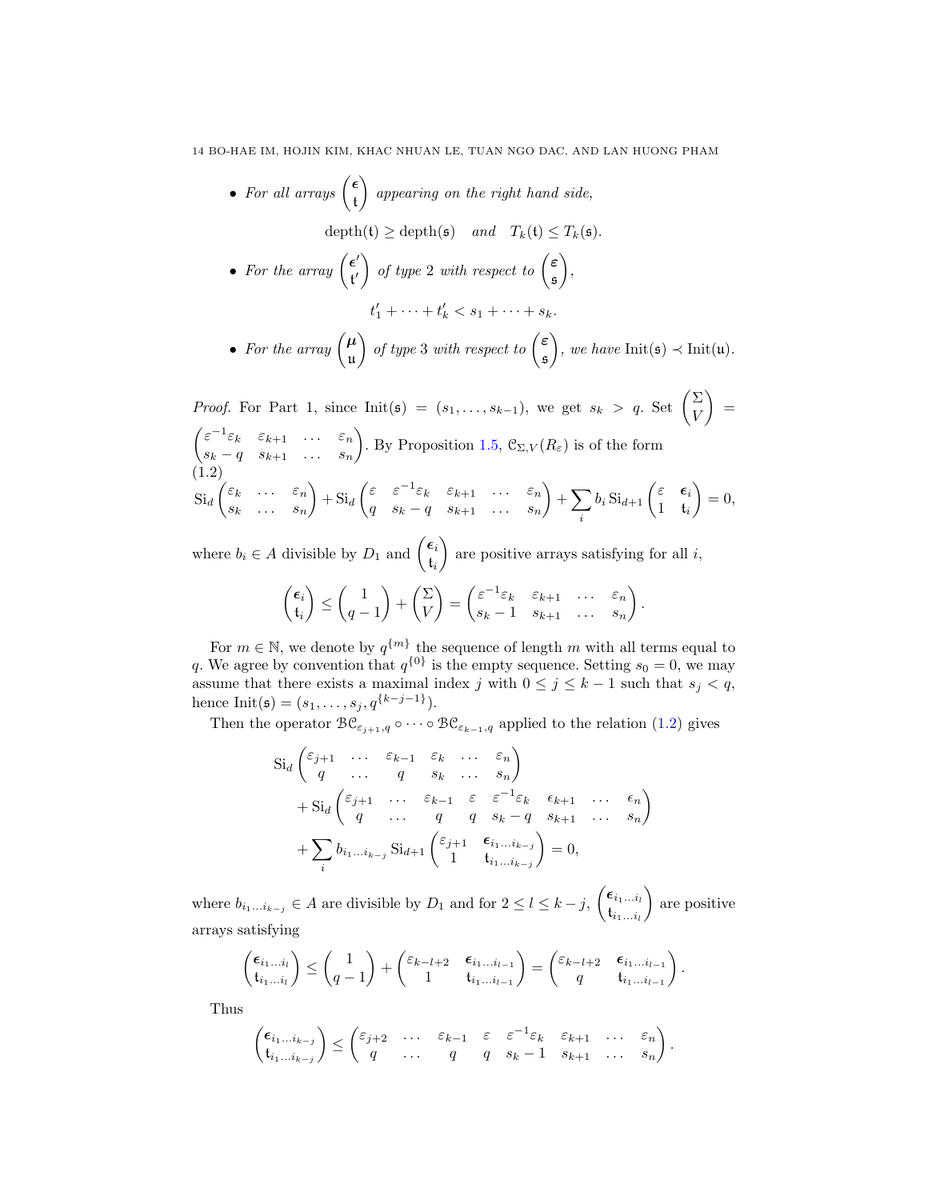- *For all arrays* $\begin{pmatrix} \boldsymbol{\epsilon} \\ \mathfrak{t} \end{pmatrix}$ *appearing on the right hand side,*

$$\operatorname{depth}(\mathfrak{t}) \geq \operatorname{depth}(\mathfrak{s}) \quad \text{and} \quad T_k(\mathfrak{t}) \leq T_k(\mathfrak{s}).$$

- *For the array* $\begin{pmatrix} \boldsymbol{\epsilon}' \\ \mathfrak{t}' \end{pmatrix}$ *of type* 2 *with respect to* $\begin{pmatrix} \boldsymbol{\varepsilon} \\ \mathfrak{s} \end{pmatrix}$,

$$t_1' + \cdots + t_k' < s_1 + \cdots + s_k.$$

- *For the array* $\begin{pmatrix} \boldsymbol{\mu} \\ \mathfrak{u} \end{pmatrix}$ *of type* 3 *with respect to* $\begin{pmatrix} \boldsymbol{\varepsilon} \\ \mathfrak{s} \end{pmatrix}$, *we have* $\operatorname{Init}(\mathfrak{s}) \prec \operatorname{Init}(\mathfrak{u})$.

*Proof.* For Part 1, since $\operatorname{Init}(\mathfrak{s}) = (s_1, \dots, s_{k-1})$, we get $s_k > q$. Set $\begin{pmatrix} \Sigma \\ V \end{pmatrix} = \begin{pmatrix} \varepsilon^{-1}\varepsilon_k & \varepsilon_{k+1} & \dots & \varepsilon_n \\ s_k - q & s_{k+1} & \dots & s_n \end{pmatrix}$. By Proposition 1.5, $\mathcal{C}_{\Sigma,V}(R_\varepsilon)$ is of the form

$$\operatorname{Si}_d \begin{pmatrix} \varepsilon_k & \dots & \varepsilon_n \\ s_k & \dots & s_n \end{pmatrix} + \operatorname{Si}_d \begin{pmatrix} \varepsilon & \varepsilon^{-1}\varepsilon_k & \varepsilon_{k+1} & \dots & \varepsilon_n \\ q & s_k - q & s_{k+1} & \dots & s_n \end{pmatrix} + \sum_i b_i \operatorname{Si}_{d+1} \begin{pmatrix} \varepsilon & \boldsymbol{\epsilon}_i \\ 1 & \mathfrak{t}_i \end{pmatrix} = 0, \tag{1.2}$$

where $b_i \in A$ divisible by $D_1$ and $\begin{pmatrix} \boldsymbol{\epsilon}_i \\ \mathfrak{t}_i \end{pmatrix}$ are positive arrays satisfying for all $i$,

$$\begin{pmatrix} \boldsymbol{\epsilon}_i \\ \mathfrak{t}_i \end{pmatrix} \leq \begin{pmatrix} 1 \\ q-1 \end{pmatrix} + \begin{pmatrix} \Sigma \\ V \end{pmatrix} = \begin{pmatrix} \varepsilon^{-1}\varepsilon_k & \varepsilon_{k+1} & \dots & \varepsilon_n \\ s_k - 1 & s_{k+1} & \dots & s_n \end{pmatrix}.$$

For $m \in \mathbb{N}$, we denote by $q^{\{m\}}$ the sequence of length $m$ with all terms equal to $q$. We agree by convention that $q^{\{0\}}$ is the empty sequence. Setting $s_0 = 0$, we may assume that there exists a maximal index $j$ with $0 \leq j \leq k-1$ such that $s_j < q$, hence $\operatorname{Init}(\mathfrak{s}) = (s_1, \dots, s_j, q^{\{k-j-1\}})$.

Then the operator $\mathcal{BC}_{\varepsilon_{j+1},q} \circ \cdots \circ \mathcal{BC}_{\varepsilon_{k-1},q}$ applied to the relation (1.2) gives

$$\begin{aligned}
&\operatorname{Si}_d \begin{pmatrix} \varepsilon_{j+1} & \dots & \varepsilon_{k-1} & \varepsilon_k & \dots & \varepsilon_n \\ q & \dots & q & s_k & \dots & s_n \end{pmatrix} \\
&\quad + \operatorname{Si}_d \begin{pmatrix} \varepsilon_{j+1} & \dots & \varepsilon_{k-1} & \varepsilon & \varepsilon^{-1}\varepsilon_k & \epsilon_{k+1} & \dots & \epsilon_n \\ q & \dots & q & q & s_k - q & s_{k+1} & \dots & s_n \end{pmatrix} \\
&\quad + \sum_i b_{i_1 \dots i_{k-j}} \operatorname{Si}_{d+1} \begin{pmatrix} \varepsilon_{j+1} & \boldsymbol{\epsilon}_{i_1 \dots i_{k-j}} \\ 1 & \mathfrak{t}_{i_1 \dots i_{k-j}} \end{pmatrix} = 0,
\end{aligned}$$

where $b_{i_1 \dots i_{k-j}} \in A$ are divisible by $D_1$ and for $2 \leq l \leq k-j$, $\begin{pmatrix} \boldsymbol{\epsilon}_{i_1 \dots i_l} \\ \mathfrak{t}_{i_1 \dots i_l} \end{pmatrix}$ are positive arrays satisfying

$$\begin{pmatrix} \boldsymbol{\epsilon}_{i_1 \dots i_l} \\ \mathfrak{t}_{i_1 \dots i_l} \end{pmatrix} \leq \begin{pmatrix} 1 \\ q-1 \end{pmatrix} + \begin{pmatrix} \varepsilon_{k-l+2} & \boldsymbol{\epsilon}_{i_1 \dots i_{l-1}} \\ 1 & \mathfrak{t}_{i_1 \dots i_{l-1}} \end{pmatrix} = \begin{pmatrix} \varepsilon_{k-l+2} & \boldsymbol{\epsilon}_{i_1 \dots i_{l-1}} \\ q & \mathfrak{t}_{i_1 \dots i_{l-1}} \end{pmatrix}.$$

Thus

$$\begin{pmatrix} \boldsymbol{\epsilon}_{i_1 \dots i_{k-j}} \\ \mathfrak{t}_{i_1 \dots i_{k-j}} \end{pmatrix} \leq \begin{pmatrix} \varepsilon_{j+2} & \dots & \varepsilon_{k-1} & \varepsilon & \varepsilon^{-1}\varepsilon_k & \varepsilon_{k+1} & \dots & \varepsilon_n \\ q & \dots & q & q & s_k - 1 & s_{k+1} & \dots & s_n \end{pmatrix}.$$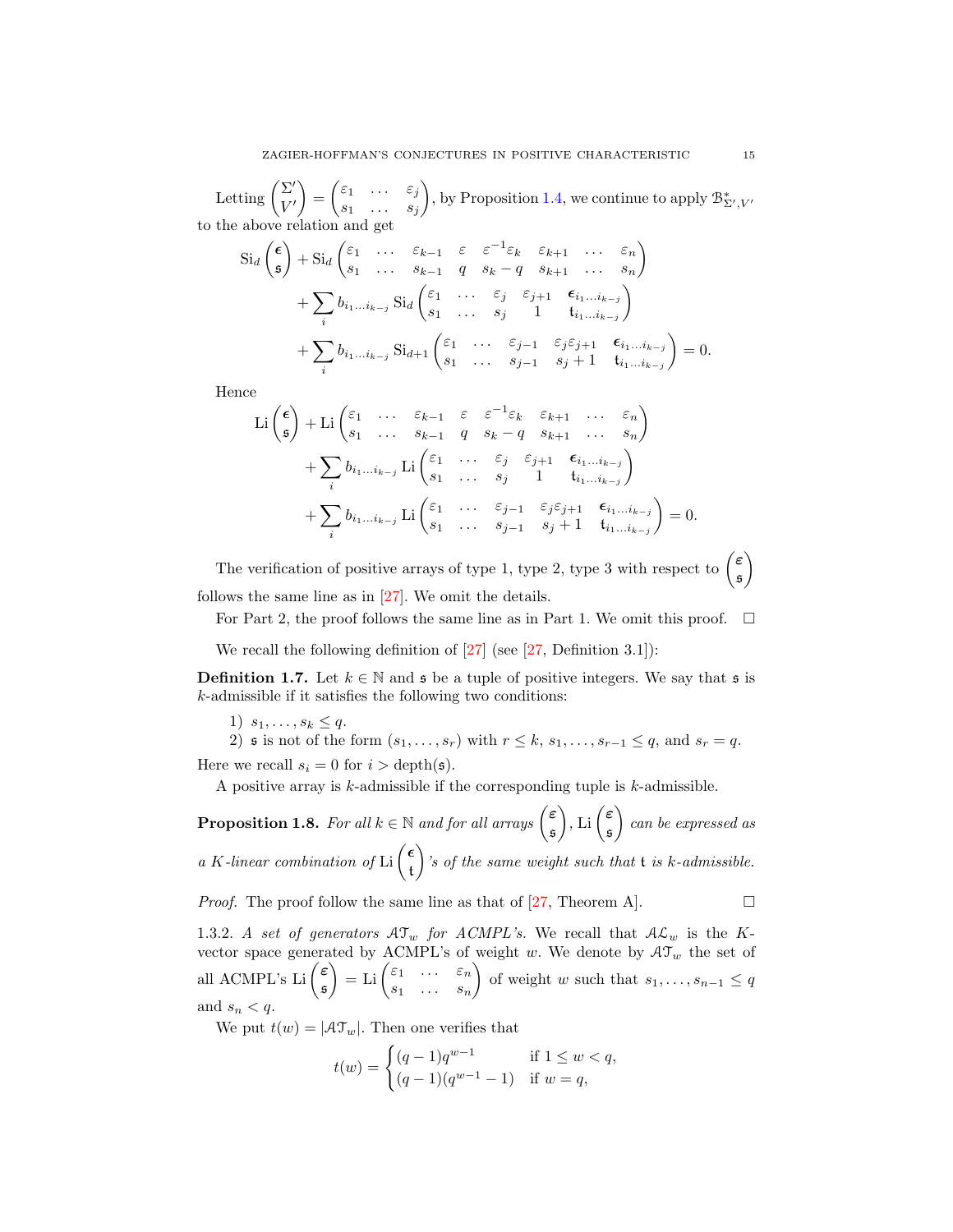Letting $\begin{pmatrix} \Sigma' \\ V' \end{pmatrix} = \begin{pmatrix} \varepsilon_1 & \dots & \varepsilon_j \\ s_1 & \dots & s_j \end{pmatrix}$, by Proposition 1.4, we continue to apply $\mathcal{B}^*_{\Sigma',V'}$ to the above relation and get

$$
\begin{aligned}
\operatorname{Si}_d \begin{pmatrix} \boldsymbol{\epsilon} \\ \mathfrak{s} \end{pmatrix} &+ \operatorname{Si}_d \begin{pmatrix} \varepsilon_1 & \dots & \varepsilon_{k-1} & \varepsilon & \varepsilon^{-1}\varepsilon_k & \varepsilon_{k+1} & \dots & \varepsilon_n \\ s_1 & \dots & s_{k-1} & q & s_k - q & s_{k+1} & \dots & s_n \end{pmatrix} \\
&+ \sum_i b_{i_1\dots i_{k-j}} \operatorname{Si}_d \begin{pmatrix} \varepsilon_1 & \dots & \varepsilon_j & \varepsilon_{j+1} & \boldsymbol{\epsilon}_{i_1\dots i_{k-j}} \\ s_1 & \dots & s_j & 1 & \mathfrak{t}_{i_1\dots i_{k-j}} \end{pmatrix} \\
&+ \sum_i b_{i_1\dots i_{k-j}} \operatorname{Si}_{d+1} \begin{pmatrix} \varepsilon_1 & \dots & \varepsilon_{j-1} & \varepsilon_j\varepsilon_{j+1} & \boldsymbol{\epsilon}_{i_1\dots i_{k-j}} \\ s_1 & \dots & s_{j-1} & s_j + 1 & \mathfrak{t}_{i_1\dots i_{k-j}} \end{pmatrix} = 0.
\end{aligned}
$$

Hence

$$
\begin{aligned}
\operatorname{Li} \begin{pmatrix} \boldsymbol{\epsilon} \\ \mathfrak{s} \end{pmatrix} &+ \operatorname{Li} \begin{pmatrix} \varepsilon_1 & \dots & \varepsilon_{k-1} & \varepsilon & \varepsilon^{-1}\varepsilon_k & \varepsilon_{k+1} & \dots & \varepsilon_n \\ s_1 & \dots & s_{k-1} & q & s_k - q & s_{k+1} & \dots & s_n \end{pmatrix} \\
&+ \sum_i b_{i_1\dots i_{k-j}} \operatorname{Li} \begin{pmatrix} \varepsilon_1 & \dots & \varepsilon_j & \varepsilon_{j+1} & \boldsymbol{\epsilon}_{i_1\dots i_{k-j}} \\ s_1 & \dots & s_j & 1 & \mathfrak{t}_{i_1\dots i_{k-j}} \end{pmatrix} \\
&+ \sum_i b_{i_1\dots i_{k-j}} \operatorname{Li} \begin{pmatrix} \varepsilon_1 & \dots & \varepsilon_{j-1} & \varepsilon_j\varepsilon_{j+1} & \boldsymbol{\epsilon}_{i_1\dots i_{k-j}} \\ s_1 & \dots & s_{j-1} & s_j + 1 & \mathfrak{t}_{i_1\dots i_{k-j}} \end{pmatrix} = 0.
\end{aligned}
$$

The verification of positive arrays of type 1, type 2, type 3 with respect to $\begin{pmatrix} \boldsymbol{\varepsilon} \\ \mathfrak{s} \end{pmatrix}$ follows the same line as in [27]. We omit the details.

For Part 2, the proof follows the same line as in Part 1. We omit this proof. $\square$

We recall the following definition of [27] (see [27, Definition 3.1]):

**Definition 1.7.** Let $k \in \mathbb{N}$ and $\mathfrak{s}$ be a tuple of positive integers. We say that $\mathfrak{s}$ is $k$-admissible if it satisfies the following two conditions:

1) $s_1, \dots, s_k \leq q$.
2) $\mathfrak{s}$ is not of the form $(s_1, \dots, s_r)$ with $r \leq k$, $s_1, \dots, s_{r-1} \leq q$, and $s_r = q$.

Here we recall $s_i = 0$ for $i > \operatorname{depth}(\mathfrak{s})$.

A positive array is $k$-admissible if the corresponding tuple is $k$-admissible.

**Proposition 1.8.** *For all $k \in \mathbb{N}$ and for all arrays $\begin{pmatrix} \boldsymbol{\varepsilon} \\ \mathfrak{s} \end{pmatrix}$, $\operatorname{Li} \begin{pmatrix} \boldsymbol{\varepsilon} \\ \mathfrak{s} \end{pmatrix}$ can be expressed as a $K$-linear combination of $\operatorname{Li} \begin{pmatrix} \boldsymbol{\epsilon} \\ \mathfrak{t} \end{pmatrix}$'s of the same weight such that $\mathfrak{t}$ is $k$-admissible.*

*Proof.* The proof follow the same line as that of [27, Theorem A]. $\square$

1.3.2. *A set of generators $\mathcal{AT}_w$ for ACMPL's.* We recall that $\mathcal{AL}_w$ is the $K$-vector space generated by ACMPL's of weight $w$. We denote by $\mathcal{AT}_w$ the set of all ACMPL's $\operatorname{Li} \begin{pmatrix} \boldsymbol{\varepsilon} \\ \mathfrak{s} \end{pmatrix} = \operatorname{Li} \begin{pmatrix} \varepsilon_1 & \dots & \varepsilon_n \\ s_1 & \dots & s_n \end{pmatrix}$ of weight $w$ such that $s_1, \dots, s_{n-1} \leq q$ and $s_n < q$.

We put $t(w) = |\mathcal{AT}_w|$. Then one verifies that

$$
t(w) = \begin{cases} (q-1)q^{w-1} & \text{if } 1 \leq w < q, \\ (q-1)(q^{w-1} - 1) & \text{if } w = q, \end{cases}
$$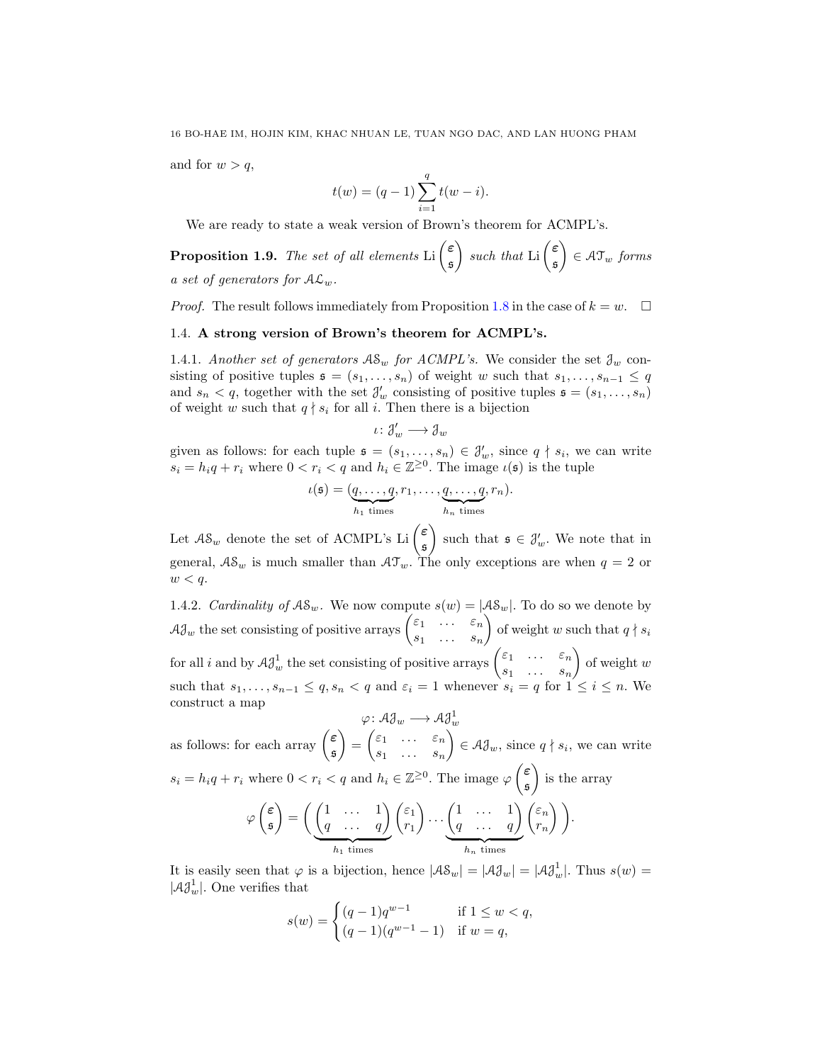and for $w > q$,

$$t(w) = (q-1)\sum_{i=1}^{q} t(w-i).$$

We are ready to state a weak version of Brown's theorem for ACMPL's.

**Proposition 1.9.** *The set of all elements* $\operatorname{Li}\begin{pmatrix}\boldsymbol{\varepsilon}\\ \mathfrak{s}\end{pmatrix}$ *such that* $\operatorname{Li}\begin{pmatrix}\boldsymbol{\varepsilon}\\ \mathfrak{s}\end{pmatrix} \in \mathcal{AT}_w$ *forms a set of generators for* $\mathcal{AL}_w$.

*Proof.* The result follows immediately from Proposition 1.8 in the case of $k = w$. $\square$

### 1.4. A strong version of Brown's theorem for ACMPL's.

1.4.1. *Another set of generators* $\mathcal{AS}_w$ *for ACMPL's.* We consider the set $\mathcal{J}_w$ consisting of positive tuples $\mathfrak{s} = (s_1, \dots, s_n)$ of weight $w$ such that $s_1, \dots, s_{n-1} \leq q$ and $s_n < q$, together with the set $\mathcal{J}'_w$ consisting of positive tuples $\mathfrak{s} = (s_1, \dots, s_n)$ of weight $w$ such that $q \nmid s_i$ for all $i$. Then there is a bijection

$$\iota \colon \mathcal{J}'_w \longrightarrow \mathcal{J}_w$$

given as follows: for each tuple $\mathfrak{s} = (s_1, \dots, s_n) \in \mathcal{J}'_w$, since $q \nmid s_i$, we can write $s_i = h_i q + r_i$ where $0 < r_i < q$ and $h_i \in \mathbb{Z}^{\geq 0}$. The image $\iota(\mathfrak{s})$ is the tuple

$$\iota(\mathfrak{s}) = (\underbrace{q, \dots, q}_{h_1 \text{ times}}, r_1, \dots, \underbrace{q, \dots, q}_{h_n \text{ times}}, r_n).$$

Let $\mathcal{AS}_w$ denote the set of ACMPL's $\operatorname{Li}\begin{pmatrix}\boldsymbol{\varepsilon}\\ \mathfrak{s}\end{pmatrix}$ such that $\mathfrak{s} \in \mathcal{J}'_w$. We note that in general, $\mathcal{AS}_w$ is much smaller than $\mathcal{AT}_w$. The only exceptions are when $q = 2$ or $w < q$.

1.4.2. *Cardinality of* $\mathcal{AS}_w$. We now compute $s(w) = |\mathcal{AS}_w|$. To do so we denote by $\mathcal{AJ}_w$ the set consisting of positive arrays $\begin{pmatrix}\varepsilon_1 & \dots & \varepsilon_n\\ s_1 & \dots & s_n\end{pmatrix}$ of weight $w$ such that $q \nmid s_i$ for all $i$ and by $\mathcal{AJ}^1_w$ the set consisting of positive arrays $\begin{pmatrix}\varepsilon_1 & \dots & \varepsilon_n\\ s_1 & \dots & s_n\end{pmatrix}$ of weight $w$ such that $s_1, \dots, s_{n-1} \leq q, s_n < q$ and $\varepsilon_i = 1$ whenever $s_i = q$ for $1 \leq i \leq n$. We construct a map

$$\varphi \colon \mathcal{AJ}_w \longrightarrow \mathcal{AJ}^1_w$$

as follows: for each array $\begin{pmatrix}\boldsymbol{\varepsilon}\\ \mathfrak{s}\end{pmatrix} = \begin{pmatrix}\varepsilon_1 & \dots & \varepsilon_n\\ s_1 & \dots & s_n\end{pmatrix} \in \mathcal{AJ}_w$, since $q \nmid s_i$, we can write $s_i = h_i q + r_i$ where $0 < r_i < q$ and $h_i \in \mathbb{Z}^{\geq 0}$. The image $\varphi\begin{pmatrix}\boldsymbol{\varepsilon}\\ \mathfrak{s}\end{pmatrix}$ is the array

$$\varphi\begin{pmatrix}\boldsymbol{\varepsilon}\\ \mathfrak{s}\end{pmatrix} = \Bigg(\underbrace{\begin{pmatrix}1 & \dots & 1\\ q & \dots & q\end{pmatrix}}_{h_1 \text{ times}}\begin{pmatrix}\varepsilon_1\\ r_1\end{pmatrix} \dots \underbrace{\begin{pmatrix}1 & \dots & 1\\ q & \dots & q\end{pmatrix}}_{h_n \text{ times}}\begin{pmatrix}\varepsilon_n\\ r_n\end{pmatrix}\Bigg).$$

It is easily seen that $\varphi$ is a bijection, hence $|\mathcal{AS}_w| = |\mathcal{AJ}_w| = |\mathcal{AJ}^1_w|$. Thus $s(w) = |\mathcal{AJ}^1_w|$. One verifies that

$$s(w) = \begin{cases} (q-1)q^{w-1} & \text{if } 1 \leq w < q, \\ (q-1)(q^{w-1}-1) & \text{if } w = q, \end{cases}$$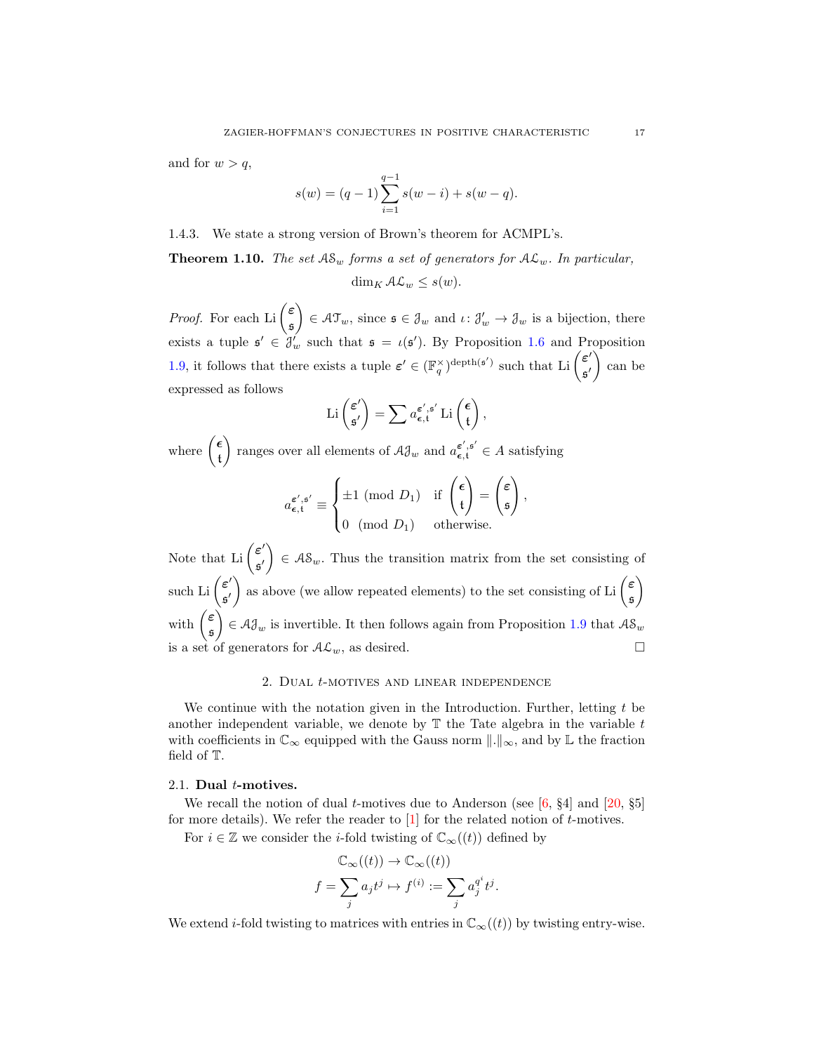and for $w > q$,

$$s(w) = (q-1)\sum_{i=1}^{q-1} s(w-i) + s(w-q).$$

1.4.3. We state a strong version of Brown's theorem for ACMPL's.

**Theorem 1.10.** *The set $\mathcal{AS}_w$ forms a set of generators for $\mathcal{AL}_w$. In particular,*

$$\dim_K \mathcal{AL}_w \leq s(w).$$

*Proof.* For each $\operatorname{Li}\begin{pmatrix} \boldsymbol{\varepsilon} \\ \mathfrak{s} \end{pmatrix} \in \mathcal{AT}_w$, since $\mathfrak{s} \in \mathcal{J}_w$ and $\iota \colon \mathcal{J}'_w \to \mathcal{J}_w$ is a bijection, there exists a tuple $\mathfrak{s}' \in \mathcal{J}'_w$ such that $\mathfrak{s} = \iota(\mathfrak{s}')$. By Proposition 1.6 and Proposition 1.9, it follows that there exists a tuple $\boldsymbol{\varepsilon}' \in (\mathbb{F}_q^\times)^{\operatorname{depth}(\mathfrak{s}')}$ such that $\operatorname{Li}\begin{pmatrix} \boldsymbol{\varepsilon}' \\ \mathfrak{s}' \end{pmatrix}$ can be expressed as follows

$$\operatorname{Li}\begin{pmatrix} \boldsymbol{\varepsilon}' \\ \mathfrak{s}' \end{pmatrix} = \sum a_{\boldsymbol{\epsilon},\mathfrak{t}}^{\boldsymbol{\varepsilon}',\mathfrak{s}'} \operatorname{Li}\begin{pmatrix} \boldsymbol{\epsilon} \\ \mathfrak{t} \end{pmatrix},$$

where $\begin{pmatrix} \boldsymbol{\epsilon} \\ \mathfrak{t} \end{pmatrix}$ ranges over all elements of $\mathcal{AJ}_w$ and $a_{\boldsymbol{\epsilon},\mathfrak{t}}^{\boldsymbol{\varepsilon}',\mathfrak{s}'} \in A$ satisfying

$$a_{\boldsymbol{\epsilon},\mathfrak{t}}^{\boldsymbol{\varepsilon}',\mathfrak{s}'} \equiv \begin{cases} \pm 1 \pmod{D_1} & \text{if } \begin{pmatrix} \boldsymbol{\epsilon} \\ \mathfrak{t} \end{pmatrix} = \begin{pmatrix} \boldsymbol{\varepsilon} \\ \mathfrak{s} \end{pmatrix}, \\ 0 \pmod{D_1} & \text{otherwise.} \end{cases}$$

Note that $\operatorname{Li}\begin{pmatrix} \boldsymbol{\varepsilon}' \\ \mathfrak{s}' \end{pmatrix} \in \mathcal{AS}_w$. Thus the transition matrix from the set consisting of such $\operatorname{Li}\begin{pmatrix} \boldsymbol{\varepsilon}' \\ \mathfrak{s}' \end{pmatrix}$ as above (we allow repeated elements) to the set consisting of $\operatorname{Li}\begin{pmatrix} \boldsymbol{\varepsilon} \\ \mathfrak{s} \end{pmatrix}$ with $\begin{pmatrix} \boldsymbol{\varepsilon} \\ \mathfrak{s} \end{pmatrix} \in \mathcal{AJ}_w$ is invertible. It then follows again from Proposition 1.9 that $\mathcal{AS}_w$ is a set of generators for $\mathcal{AL}_w$, as desired. □

## 2. Dual $t$-motives and linear independence

We continue with the notation given in the Introduction. Further, letting $t$ be another independent variable, we denote by $\mathbb{T}$ the Tate algebra in the variable $t$ with coefficients in $\mathbb{C}_\infty$ equipped with the Gauss norm $\|.\|_\infty$, and by $\mathbb{L}$ the fraction field of $\mathbb{T}$.

### 2.1. Dual $t$-motives.

We recall the notion of dual $t$-motives due to Anderson (see [6, §4] and [20, §5] for more details). We refer the reader to [1] for the related notion of $t$-motives.

For $i \in \mathbb{Z}$ we consider the $i$-fold twisting of $\mathbb{C}_\infty((t))$ defined by

$$\begin{aligned} \mathbb{C}_\infty((t)) &\to \mathbb{C}_\infty((t)) \\ f = \sum_j a_j t^j &\mapsto f^{(i)} := \sum_j a_j^{q^i} t^j. \end{aligned}$$

We extend $i$-fold twisting to matrices with entries in $\mathbb{C}_\infty((t))$ by twisting entry-wise.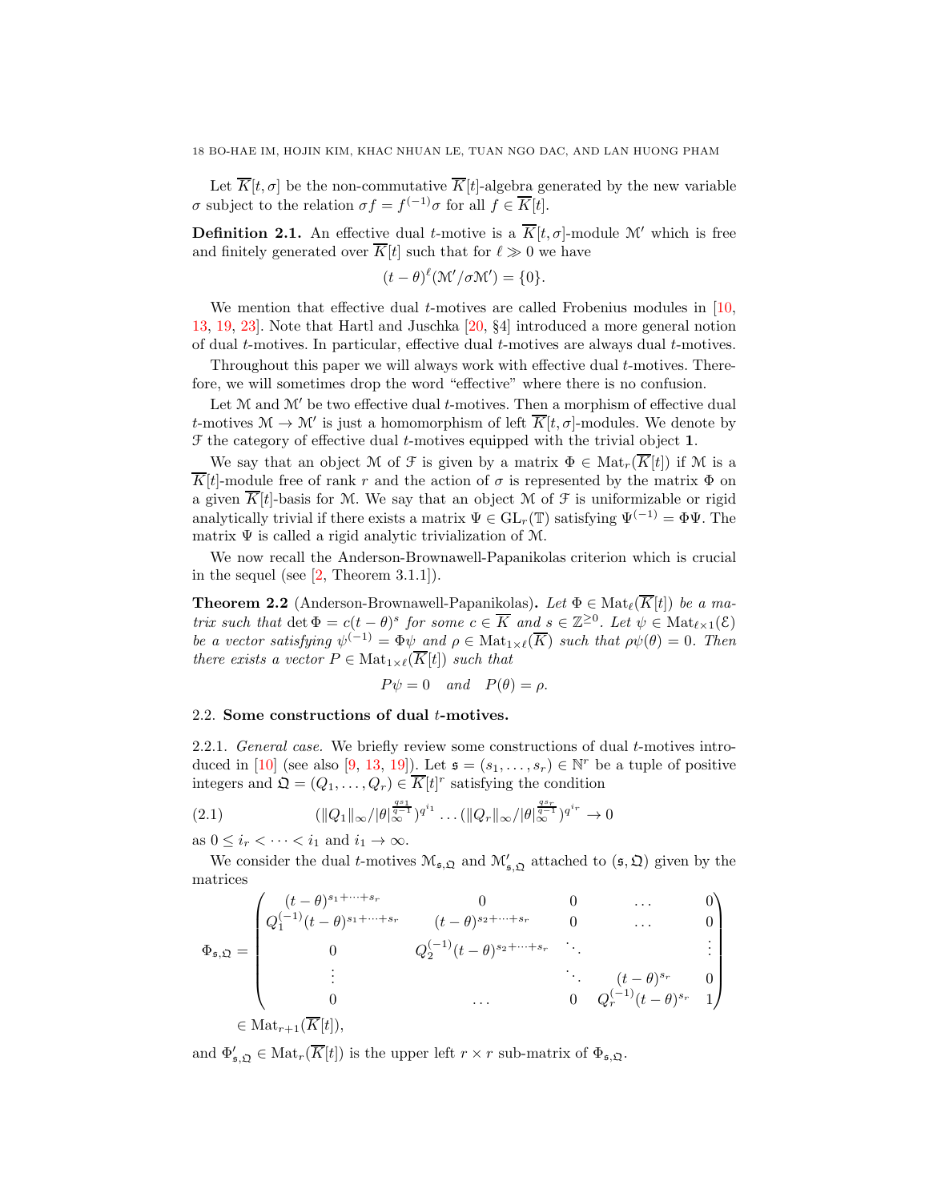Let $\overline{K}[t,\sigma]$ be the non-commutative $\overline{K}[t]$-algebra generated by the new variable $\sigma$ subject to the relation $\sigma f = f^{(-1)}\sigma$ for all $f \in \overline{K}[t]$.

**Definition 2.1.** An effective dual $t$-motive is a $\overline{K}[t,\sigma]$-module $\mathcal{M}'$ which is free and finitely generated over $\overline{K}[t]$ such that for $\ell \gg 0$ we have

$$(t-\theta)^\ell(\mathcal{M}'/\sigma\mathcal{M}') = \{0\}.$$

We mention that effective dual $t$-motives are called Frobenius modules in [10, 13, 19, 23]. Note that Hartl and Juschka [20, §4] introduced a more general notion of dual $t$-motives. In particular, effective dual $t$-motives are always dual $t$-motives.

Throughout this paper we will always work with effective dual $t$-motives. Therefore, we will sometimes drop the word "effective" where there is no confusion.

Let $\mathcal{M}$ and $\mathcal{M}'$ be two effective dual $t$-motives. Then a morphism of effective dual $t$-motives $\mathcal{M} \to \mathcal{M}'$ is just a homomorphism of left $\overline{K}[t,\sigma]$-modules. We denote by $\mathcal{F}$ the category of effective dual $t$-motives equipped with the trivial object $\mathbf{1}$.

We say that an object $\mathcal{M}$ of $\mathcal{F}$ is given by a matrix $\Phi \in \operatorname{Mat}_r(\overline{K}[t])$ if $\mathcal{M}$ is a $\overline{K}[t]$-module free of rank $r$ and the action of $\sigma$ is represented by the matrix $\Phi$ on a given $\overline{K}[t]$-basis for $\mathcal{M}$. We say that an object $\mathcal{M}$ of $\mathcal{F}$ is uniformizable or rigid analytically trivial if there exists a matrix $\Psi \in \operatorname{GL}_r(\mathbb{T})$ satisfying $\Psi^{(-1)} = \Phi\Psi$. The matrix $\Psi$ is called a rigid analytic trivialization of $\mathcal{M}$.

We now recall the Anderson-Brownawell-Papanikolas criterion which is crucial in the sequel (see [2, Theorem 3.1.1]).

**Theorem 2.2** (Anderson-Brownawell-Papanikolas)**.** *Let $\Phi \in \operatorname{Mat}_\ell(\overline{K}[t])$ be a matrix such that $\det \Phi = c(t-\theta)^s$ for some $c \in \overline{K}$ and $s \in \mathbb{Z}^{\geq 0}$. Let $\psi \in \operatorname{Mat}_{\ell\times 1}(\mathcal{E})$ be a vector satisfying $\psi^{(-1)} = \Phi\psi$ and $\rho \in \operatorname{Mat}_{1\times\ell}(\overline{K})$ such that $\rho\psi(\theta) = 0$. Then there exists a vector $P \in \operatorname{Mat}_{1\times\ell}(\overline{K}[t])$ such that*

$$P\psi = 0 \quad \text{and} \quad P(\theta) = \rho.$$

### 2.2. Some constructions of dual $t$-motives.

2.2.1. *General case.* We briefly review some constructions of dual $t$-motives introduced in [10] (see also [9, 13, 19]). Let $\mathfrak{s} = (s_1, \dots, s_r) \in \mathbb{N}^r$ be a tuple of positive integers and $\mathfrak{Q} = (Q_1, \dots, Q_r) \in \overline{K}[t]^r$ satisfying the condition

$$(\|Q_1\|_\infty/|\theta|_\infty^{\frac{qs_1}{q-1}})^{q^{i_1}} \dots (\|Q_r\|_\infty/|\theta|_\infty^{\frac{qs_r}{q-1}})^{q^{i_r}} \to 0 \tag{2.1}$$

as $0 \leq i_r < \dots < i_1$ and $i_1 \to \infty$.

We consider the dual $t$-motives $\mathcal{M}_{\mathfrak{s},\mathfrak{Q}}$ and $\mathcal{M}'_{\mathfrak{s},\mathfrak{Q}}$ attached to $(\mathfrak{s},\mathfrak{Q})$ given by the matrices

$$\Phi_{\mathfrak{s},\mathfrak{Q}} = \begin{pmatrix} (t-\theta)^{s_1+\dots+s_r} & 0 & 0 & \dots & 0 \\ Q_1^{(-1)}(t-\theta)^{s_1+\dots+s_r} & (t-\theta)^{s_2+\dots+s_r} & 0 & \dots & 0 \\ 0 & Q_2^{(-1)}(t-\theta)^{s_2+\dots+s_r} & \ddots & & \vdots \\ \vdots & & \ddots & (t-\theta)^{s_r} & 0 \\ 0 & \dots & 0 & Q_r^{(-1)}(t-\theta)^{s_r} & 1 \end{pmatrix}$$
$$\in \operatorname{Mat}_{r+1}(\overline{K}[t]),$$

and $\Phi'_{\mathfrak{s},\mathfrak{Q}} \in \operatorname{Mat}_r(\overline{K}[t])$ is the upper left $r \times r$ sub-matrix of $\Phi_{\mathfrak{s},\mathfrak{Q}}$.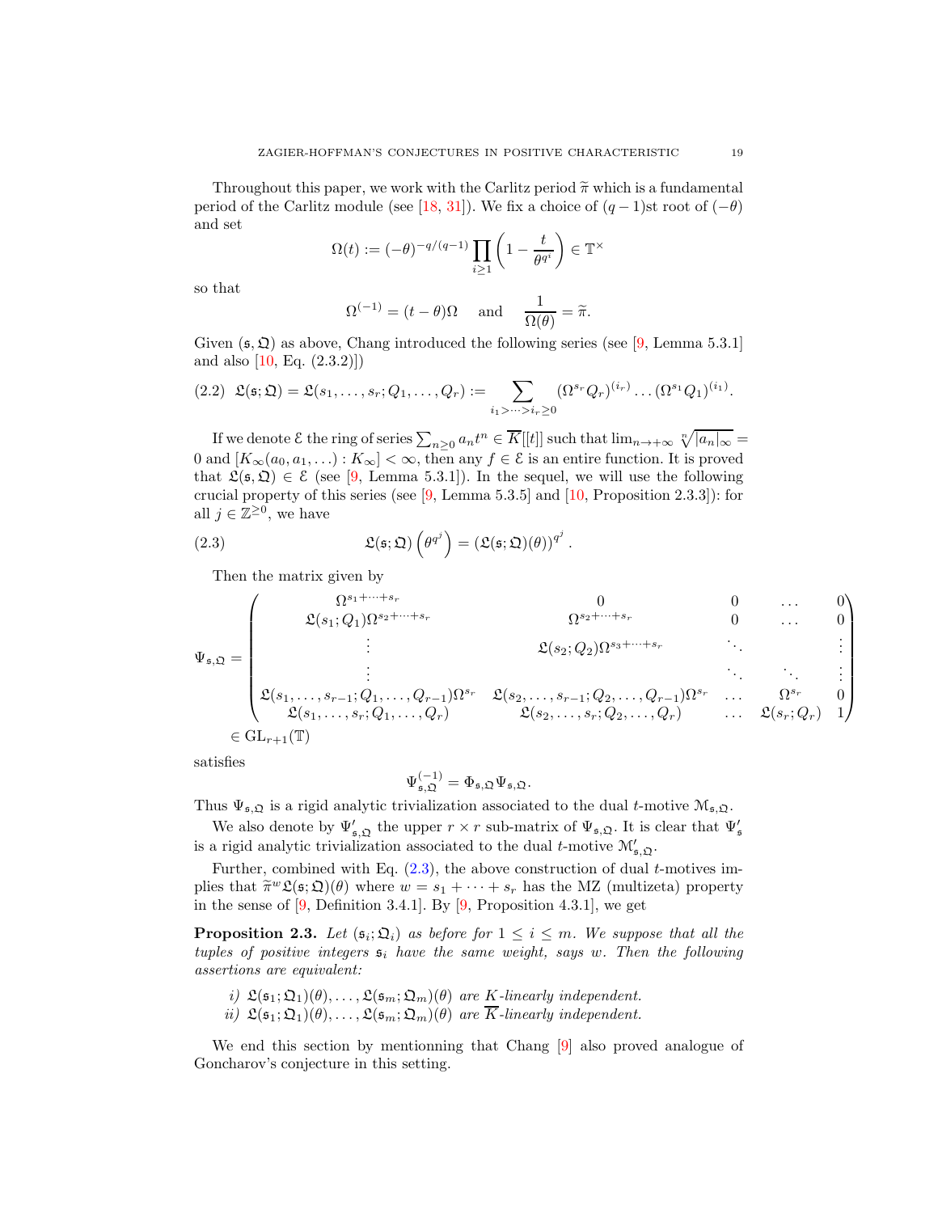Throughout this paper, we work with the Carlitz period $\widetilde{\pi}$ which is a fundamental period of the Carlitz module (see [18, 31]). We fix a choice of $(q-1)$st root of $(-\theta)$ and set

$$\Omega(t) := (-\theta)^{-q/(q-1)} \prod_{i \geq 1} \left(1 - \frac{t}{\theta^{q^i}}\right) \in \mathbb{T}^\times$$

so that

$$\Omega^{(-1)} = (t-\theta)\Omega \quad \text{and} \quad \frac{1}{\Omega(\theta)} = \widetilde{\pi}.$$

Given $(\mathfrak{s}, \mathfrak{Q})$ as above, Chang introduced the following series (see [9, Lemma 5.3.1] and also [10, Eq. (2.3.2)])

$$\mathfrak{L}(\mathfrak{s}; \mathfrak{Q}) = \mathfrak{L}(s_1, \dots, s_r; Q_1, \dots, Q_r) := \sum_{i_1 > \dots > i_r \geq 0} (\Omega^{s_r} Q_r)^{(i_r)} \dots (\Omega^{s_1} Q_1)^{(i_1)}. \tag{2.2}$$

If we denote $\mathcal{E}$ the ring of series $\sum_{n \geq 0} a_n t^n \in \overline{K}[[t]]$ such that $\lim_{n \to +\infty} \sqrt[n]{|a_n|_\infty} = 0$ and $[K_\infty(a_0, a_1, \dots) : K_\infty] < \infty$, then any $f \in \mathcal{E}$ is an entire function. It is proved that $\mathfrak{L}(\mathfrak{s}, \mathfrak{Q}) \in \mathcal{E}$ (see [9, Lemma 5.3.1]). In the sequel, we will use the following crucial property of this series (see [9, Lemma 5.3.5] and [10, Proposition 2.3.3]): for all $j \in \mathbb{Z}^{\geq 0}$, we have

$$\mathfrak{L}(\mathfrak{s}; \mathfrak{Q}) \left(\theta^{q^j}\right) = \left(\mathfrak{L}(\mathfrak{s}; \mathfrak{Q})(\theta)\right)^{q^j}. \tag{2.3}$$

Then the matrix given by

$$\Psi_{\mathfrak{s},\mathfrak{Q}} = \begin{pmatrix} \Omega^{s_1+\dots+s_r} & 0 & 0 & \dots & 0 \\ \mathfrak{L}(s_1; Q_1)\Omega^{s_2+\dots+s_r} & \Omega^{s_2+\dots+s_r} & 0 & \dots & 0 \\ \vdots & \mathfrak{L}(s_2; Q_2)\Omega^{s_3+\dots+s_r} & \ddots & & \vdots \\ \vdots & & \ddots & \ddots & \vdots \\ \mathfrak{L}(s_1, \dots, s_{r-1}; Q_1, \dots, Q_{r-1})\Omega^{s_r} & \mathfrak{L}(s_2, \dots, s_{r-1}; Q_2, \dots, Q_{r-1})\Omega^{s_r} & \dots & \Omega^{s_r} & 0 \\ \mathfrak{L}(s_1, \dots, s_r; Q_1, \dots, Q_r) & \mathfrak{L}(s_2, \dots, s_r; Q_2, \dots, Q_r) & \dots & \mathfrak{L}(s_r; Q_r) & 1 \end{pmatrix}$$

$\in \mathrm{GL}_{r+1}(\mathbb{T})$

satisfies

$$\Psi_{\mathfrak{s},\mathfrak{Q}}^{(-1)} = \Phi_{\mathfrak{s},\mathfrak{Q}} \Psi_{\mathfrak{s},\mathfrak{Q}}.$$

Thus $\Psi_{\mathfrak{s},\mathfrak{Q}}$ is a rigid analytic trivialization associated to the dual $t$-motive $\mathcal{M}_{\mathfrak{s},\mathfrak{Q}}$.

We also denote by $\Psi'_{\mathfrak{s},\mathfrak{Q}}$ the upper $r \times r$ sub-matrix of $\Psi_{\mathfrak{s},\mathfrak{Q}}$. It is clear that $\Psi'_{\mathfrak{s}}$ is a rigid analytic trivialization associated to the dual $t$-motive $\mathcal{M}'_{\mathfrak{s},\mathfrak{Q}}$.

Further, combined with Eq. (2.3), the above construction of dual $t$-motives implies that $\widetilde{\pi}^w \mathfrak{L}(\mathfrak{s}; \mathfrak{Q})(\theta)$ where $w = s_1 + \dots + s_r$ has the MZ (multizeta) property in the sense of [9, Definition 3.4.1]. By [9, Proposition 4.3.1], we get

**Proposition 2.3.** *Let $(\mathfrak{s}_i; \mathfrak{Q}_i)$ as before for $1 \leq i \leq m$. We suppose that all the tuples of positive integers $\mathfrak{s}_i$ have the same weight, says $w$. Then the following assertions are equivalent:*

*i) $\mathfrak{L}(\mathfrak{s}_1; \mathfrak{Q}_1)(\theta), \dots, \mathfrak{L}(\mathfrak{s}_m; \mathfrak{Q}_m)(\theta)$ are $K$-linearly independent.*

*ii) $\mathfrak{L}(\mathfrak{s}_1; \mathfrak{Q}_1)(\theta), \dots, \mathfrak{L}(\mathfrak{s}_m; \mathfrak{Q}_m)(\theta)$ are $\overline{K}$-linearly independent.*

We end this section by mentionning that Chang [9] also proved analogue of Goncharov's conjecture in this setting.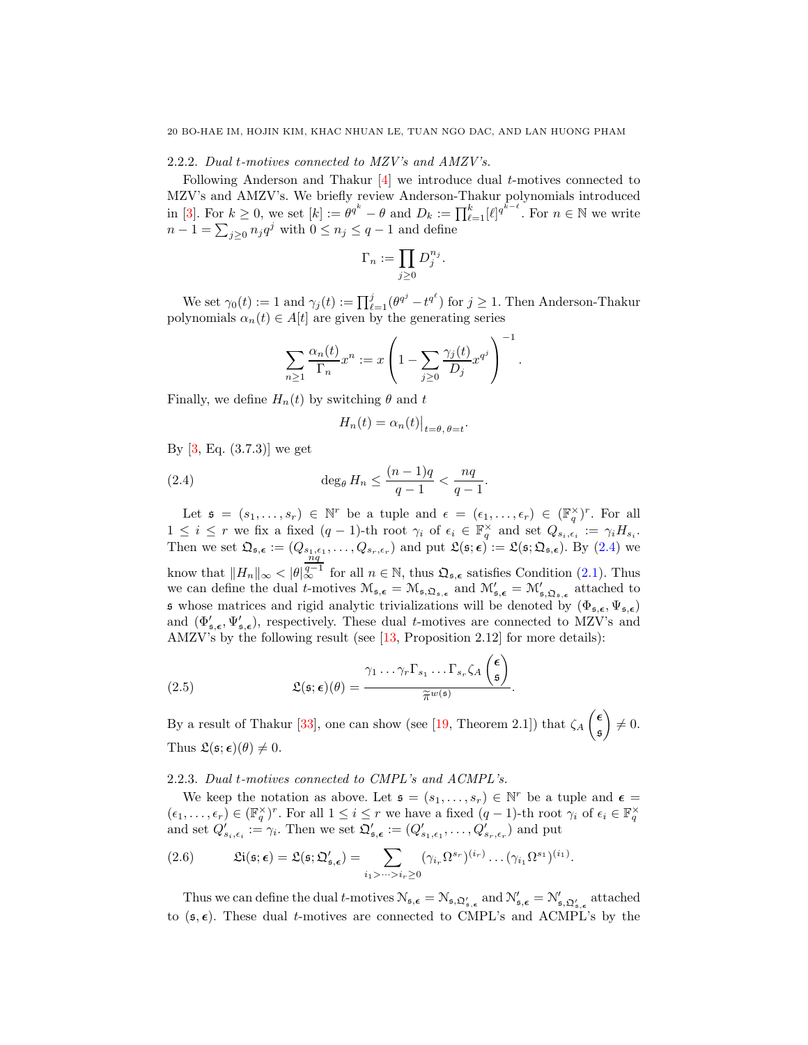#### 2.2.2. *Dual $t$-motives connected to MZV's and AMZV's.*

Following Anderson and Thakur [4] we introduce dual $t$-motives connected to MZV's and AMZV's. We briefly review Anderson-Thakur polynomials introduced in [3]. For $k \geq 0$, we set $[k] := \theta^{q^k} - \theta$ and $D_k := \prod_{\ell=1}^{k} [\ell]^{q^{k-\ell}}$. For $n \in \mathbb{N}$ we write $n - 1 = \sum_{j \geq 0} n_j q^j$ with $0 \leq n_j \leq q-1$ and define

$$\Gamma_n := \prod_{j \geq 0} D_j^{n_j}.$$

We set $\gamma_0(t) := 1$ and $\gamma_j(t) := \prod_{\ell=1}^{j} (\theta^{q^j} - t^{q^\ell})$ for $j \geq 1$. Then Anderson-Thakur polynomials $\alpha_n(t) \in A[t]$ are given by the generating series

$$\sum_{n \geq 1} \frac{\alpha_n(t)}{\Gamma_n} x^n := x \left( 1 - \sum_{j \geq 0} \frac{\gamma_j(t)}{D_j} x^{q^j} \right)^{-1}.$$

Finally, we define $H_n(t)$ by switching $\theta$ and $t$

$$H_n(t) = \alpha_n(t)\big|_{t=\theta,\, \theta=t}.$$

By [3, Eq. (3.7.3)] we get

$$\deg_\theta H_n \leq \frac{(n-1)q}{q-1} < \frac{nq}{q-1}. \tag{2.4}$$

Let $\mathfrak{s} = (s_1, \dots, s_r) \in \mathbb{N}^r$ be a tuple and $\epsilon = (\epsilon_1, \dots, \epsilon_r) \in (\mathbb{F}_q^\times)^r$. For all $1 \leq i \leq r$ we fix a fixed $(q-1)$-th root $\gamma_i$ of $\epsilon_i \in \mathbb{F}_q^\times$ and set $Q_{s_i, \epsilon_i} := \gamma_i H_{s_i}$. Then we set $\mathfrak{Q}_{\mathfrak{s},\boldsymbol{\epsilon}} := (Q_{s_1,\epsilon_1}, \dots, Q_{s_r,\epsilon_r})$ and put $\mathfrak{L}(\mathfrak{s}; \boldsymbol{\epsilon}) := \mathfrak{L}(\mathfrak{s}; \mathfrak{Q}_{\mathfrak{s},\boldsymbol{\epsilon}})$. By (2.4) we know that $\|H_n\|_\infty < |\theta|_\infty^{\frac{nq}{q-1}}$ for all $n \in \mathbb{N}$, thus $\mathfrak{Q}_{\mathfrak{s},\boldsymbol{\epsilon}}$ satisfies Condition (2.1). Thus we can define the dual $t$-motives $\mathcal{M}_{\mathfrak{s},\boldsymbol{\epsilon}} = \mathcal{M}_{\mathfrak{s},\mathfrak{Q}_{\mathfrak{s},\boldsymbol{\epsilon}}}$ and $\mathcal{M}'_{\mathfrak{s},\boldsymbol{\epsilon}} = \mathcal{M}'_{\mathfrak{s},\mathfrak{Q}_{\mathfrak{s},\boldsymbol{\epsilon}}}$ attached to $\mathfrak{s}$ whose matrices and rigid analytic trivializations will be denoted by $(\Phi_{\mathfrak{s},\boldsymbol{\epsilon}}, \Psi_{\mathfrak{s},\boldsymbol{\epsilon}})$ and $(\Phi'_{\mathfrak{s},\boldsymbol{\epsilon}}, \Psi'_{\mathfrak{s},\boldsymbol{\epsilon}})$, respectively. These dual $t$-motives are connected to MZV's and AMZV's by the following result (see [13, Proposition 2.12] for more details):

$$\mathfrak{L}(\mathfrak{s}; \boldsymbol{\epsilon})(\theta) = \frac{\gamma_1 \dots \gamma_r \Gamma_{s_1} \dots \Gamma_{s_r} \zeta_A \begin{pmatrix} \boldsymbol{\epsilon} \\ \mathfrak{s} \end{pmatrix}}{\widetilde{\pi}^{w(\mathfrak{s})}}. \tag{2.5}$$

By a result of Thakur [33], one can show (see [19, Theorem 2.1]) that $\zeta_A \begin{pmatrix} \boldsymbol{\epsilon} \\ \mathfrak{s} \end{pmatrix} \neq 0$. Thus $\mathfrak{L}(\mathfrak{s}; \boldsymbol{\epsilon})(\theta) \neq 0$.

#### 2.2.3. *Dual $t$-motives connected to CMPL's and ACMPL's.*

We keep the notation as above. Let $\mathfrak{s} = (s_1, \dots, s_r) \in \mathbb{N}^r$ be a tuple and $\boldsymbol{\epsilon} = (\epsilon_1, \dots, \epsilon_r) \in (\mathbb{F}_q^\times)^r$. For all $1 \leq i \leq r$ we have a fixed $(q-1)$-th root $\gamma_i$ of $\epsilon_i \in \mathbb{F}_q^\times$ and set $Q'_{s_i,\epsilon_i} := \gamma_i$. Then we set $\mathfrak{Q}'_{\mathfrak{s},\boldsymbol{\epsilon}} := (Q'_{s_1,\epsilon_1}, \dots, Q'_{s_r,\epsilon_r})$ and put

$$\mathfrak{Li}(\mathfrak{s}; \boldsymbol{\epsilon}) = \mathfrak{L}(\mathfrak{s}; \mathfrak{Q}'_{\mathfrak{s},\boldsymbol{\epsilon}}) = \sum_{i_1 > \dots > i_r \geq 0} (\gamma_{i_r} \Omega^{s_r})^{(i_r)} \dots (\gamma_{i_1} \Omega^{s_1})^{(i_1)}. \tag{2.6}$$

Thus we can define the dual $t$-motives $\mathcal{N}_{\mathfrak{s},\boldsymbol{\epsilon}} = \mathcal{N}_{\mathfrak{s},\mathfrak{Q}'_{\mathfrak{s},\boldsymbol{\epsilon}}}$ and $\mathcal{N}'_{\mathfrak{s},\boldsymbol{\epsilon}} = \mathcal{N}'_{\mathfrak{s},\mathfrak{Q}'_{\mathfrak{s},\boldsymbol{\epsilon}}}$ attached to $(\mathfrak{s}, \boldsymbol{\epsilon})$. These dual $t$-motives are connected to CMPL's and ACMPL's by the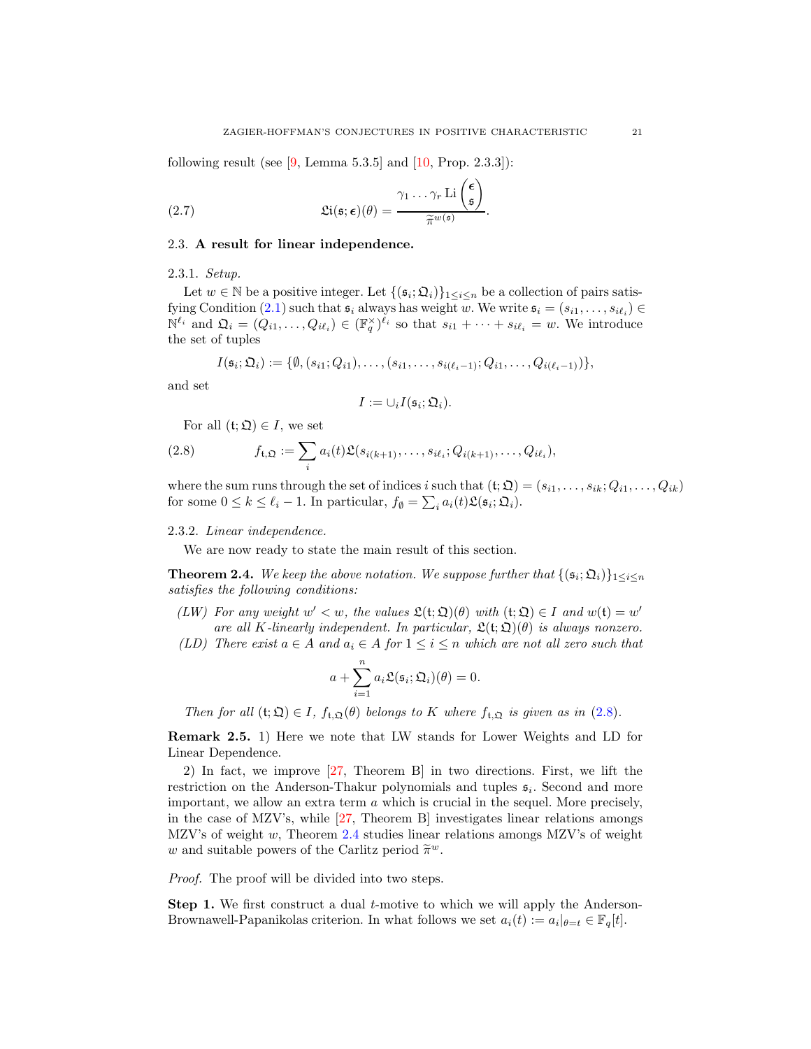following result (see [9, Lemma 5.3.5] and [10, Prop. 2.3.3]):

$$\mathfrak{Li}(\mathfrak{s};\boldsymbol{\epsilon})(\theta) = \frac{\gamma_1 \dots \gamma_r \operatorname{Li}\begin{pmatrix}\boldsymbol{\epsilon} \\ \mathfrak{s}\end{pmatrix}}{\widetilde{\pi}^{w(\mathfrak{s})}}. \tag{2.7}$$

### 2.3. A result for linear independence.

#### 2.3.1. *Setup.*

Let $w \in \mathbb{N}$ be a positive integer. Let $\{(\mathfrak{s}_i;\mathfrak{Q}_i)\}_{1 \leq i \leq n}$ be a collection of pairs satisfying Condition (2.1) such that $\mathfrak{s}_i$ always has weight $w$. We write $\mathfrak{s}_i = (s_{i1}, \dots, s_{i\ell_i}) \in \mathbb{N}^{\ell_i}$ and $\mathfrak{Q}_i = (Q_{i1}, \dots, Q_{i\ell_i}) \in (\mathbb{F}_q^\times)^{\ell_i}$ so that $s_{i1} + \dots + s_{i\ell_i} = w$. We introduce the set of tuples

$$I(\mathfrak{s}_i;\mathfrak{Q}_i) := \{\emptyset, (s_{i1}; Q_{i1}), \dots, (s_{i1}, \dots, s_{i(\ell_i-1)}; Q_{i1}, \dots, Q_{i(\ell_i-1)})\},$$

and set

$$I := \cup_i I(\mathfrak{s}_i;\mathfrak{Q}_i).$$

For all $(\mathfrak{t};\mathfrak{Q}) \in I$, we set

$$f_{\mathfrak{t},\mathfrak{Q}} := \sum_i a_i(t) \mathfrak{L}(s_{i(k+1)}, \dots, s_{i\ell_i}; Q_{i(k+1)}, \dots, Q_{i\ell_i}), \tag{2.8}$$

where the sum runs through the set of indices $i$ such that $(\mathfrak{t};\mathfrak{Q}) = (s_{i1}, \dots, s_{ik}; Q_{i1}, \dots, Q_{ik})$ for some $0 \leq k \leq \ell_i - 1$. In particular, $f_\emptyset = \sum_i a_i(t) \mathfrak{L}(\mathfrak{s}_i;\mathfrak{Q}_i)$.

#### 2.3.2. *Linear independence.*

We are now ready to state the main result of this section.

**Theorem 2.4.** *We keep the above notation. We suppose further that $\{(\mathfrak{s}_i;\mathfrak{Q}_i)\}_{1 \leq i \leq n}$ satisfies the following conditions:*

*(LW) For any weight $w' < w$, the values $\mathfrak{L}(\mathfrak{t};\mathfrak{Q})(\theta)$ with $(\mathfrak{t};\mathfrak{Q}) \in I$ and $w(\mathfrak{t}) = w'$ are all $K$-linearly independent. In particular, $\mathfrak{L}(\mathfrak{t};\mathfrak{Q})(\theta)$ is always nonzero.*

*(LD) There exist $a \in A$ and $a_i \in A$ for $1 \leq i \leq n$ which are not all zero such that*

$$a + \sum_{i=1}^n a_i \mathfrak{L}(\mathfrak{s}_i;\mathfrak{Q}_i)(\theta) = 0.$$

*Then for all $(\mathfrak{t};\mathfrak{Q}) \in I$, $f_{\mathfrak{t},\mathfrak{Q}}(\theta)$ belongs to $K$ where $f_{\mathfrak{t},\mathfrak{Q}}$ is given as in (2.8).*

**Remark 2.5.** 1) Here we note that LW stands for Lower Weights and LD for Linear Dependence.

2) In fact, we improve [27, Theorem B] in two directions. First, we lift the restriction on the Anderson-Thakur polynomials and tuples $\mathfrak{s}_i$. Second and more important, we allow an extra term $a$ which is crucial in the sequel. More precisely, in the case of MZV's, while [27, Theorem B] investigates linear relations amongs MZV's of weight $w$, Theorem 2.4 studies linear relations amongs MZV's of weight $w$ and suitable powers of the Carlitz period $\widetilde{\pi}^w$.

*Proof.* The proof will be divided into two steps.

**Step 1.** We first construct a dual $t$-motive to which we will apply the Anderson-Brownawell-Papanikolas criterion. In what follows we set $a_i(t) := a_i|_{\theta=t} \in \mathbb{F}_q[t]$.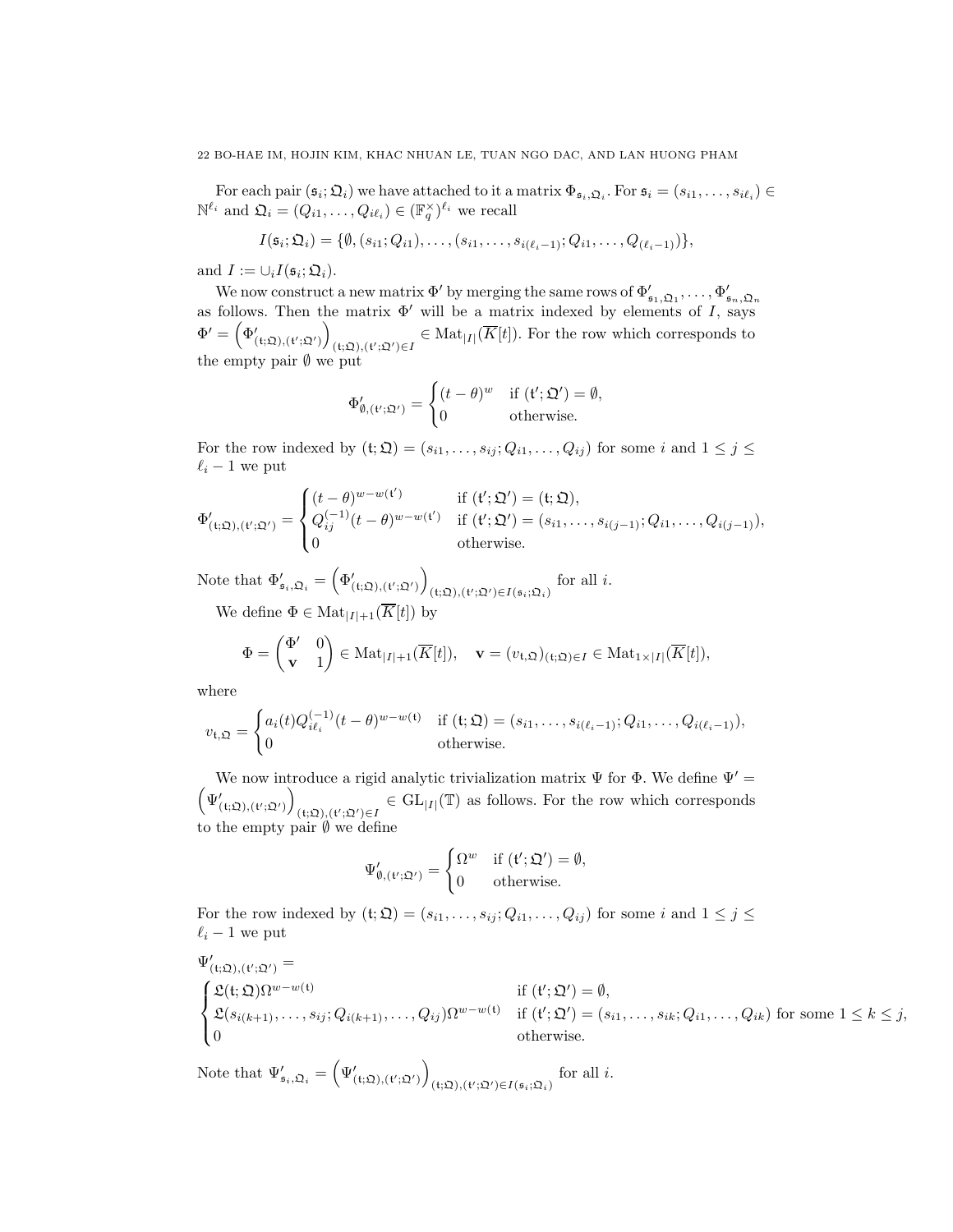For each pair $(\mathfrak{s}_i; \mathfrak{Q}_i)$ we have attached to it a matrix $\Phi_{\mathfrak{s}_i,\mathfrak{Q}_i}$. For $\mathfrak{s}_i = (s_{i1}, \dots, s_{i\ell_i}) \in \mathbb{N}^{\ell_i}$ and $\mathfrak{Q}_i = (Q_{i1}, \dots, Q_{i\ell_i}) \in (\mathbb{F}_q^\times)^{\ell_i}$ we recall

$$I(\mathfrak{s}_i; \mathfrak{Q}_i) = \{\emptyset, (s_{i1}; Q_{i1}), \dots, (s_{i1}, \dots, s_{i(\ell_i-1)}; Q_{i1}, \dots, Q_{(\ell_i-1)})\},$$

and $I := \cup_i I(\mathfrak{s}_i; \mathfrak{Q}_i)$.

We now construct a new matrix $\Phi'$ by merging the same rows of $\Phi'_{\mathfrak{s}_1,\mathfrak{Q}_1}, \dots, \Phi'_{\mathfrak{s}_n,\mathfrak{Q}_n}$ as follows. Then the matrix $\Phi'$ will be a matrix indexed by elements of $I$, says $\Phi' = \left(\Phi'_{(\mathfrak{t};\mathfrak{Q}),(\mathfrak{t}';\mathfrak{Q}')}\right)_{(\mathfrak{t};\mathfrak{Q}),(\mathfrak{t}';\mathfrak{Q}') \in I} \in \operatorname{Mat}_{|I|}(\overline{K}[t])$. For the row which corresponds to the empty pair $\emptyset$ we put

$$\Phi'_{\emptyset,(\mathfrak{t}';\mathfrak{Q}')} = \begin{cases} (t-\theta)^w & \text{if } (\mathfrak{t}';\mathfrak{Q}') = \emptyset, \\ 0 & \text{otherwise.} \end{cases}$$

For the row indexed by $(\mathfrak{t};\mathfrak{Q}) = (s_{i1}, \dots, s_{ij}; Q_{i1}, \dots, Q_{ij})$ for some $i$ and $1 \leq j \leq \ell_i - 1$ we put

$$\Phi'_{(\mathfrak{t};\mathfrak{Q}),(\mathfrak{t}';\mathfrak{Q}')} = \begin{cases} (t-\theta)^{w-w(\mathfrak{t}')} & \text{if } (\mathfrak{t}';\mathfrak{Q}') = (\mathfrak{t};\mathfrak{Q}), \\ Q_{ij}^{(-1)}(t-\theta)^{w-w(\mathfrak{t}')} & \text{if } (\mathfrak{t}';\mathfrak{Q}') = (s_{i1}, \dots, s_{i(j-1)}; Q_{i1}, \dots, Q_{i(j-1)}), \\ 0 & \text{otherwise.} \end{cases}$$

Note that $\Phi'_{\mathfrak{s}_i,\mathfrak{Q}_i} = \left(\Phi'_{(\mathfrak{t};\mathfrak{Q}),(\mathfrak{t}';\mathfrak{Q}')}\right)_{(\mathfrak{t};\mathfrak{Q}),(\mathfrak{t}';\mathfrak{Q}') \in I(\mathfrak{s}_i;\mathfrak{Q}_i)}$ for all $i$.

We define $\Phi \in \operatorname{Mat}_{|I|+1}(\overline{K}[t])$ by

$$\Phi = \begin{pmatrix} \Phi' & 0 \\ \mathbf{v} & 1 \end{pmatrix} \in \operatorname{Mat}_{|I|+1}(\overline{K}[t]), \quad \mathbf{v} = (v_{\mathfrak{t},\mathfrak{Q}})_{(\mathfrak{t};\mathfrak{Q}) \in I} \in \operatorname{Mat}_{1 \times |I|}(\overline{K}[t]),$$

where

$$v_{\mathfrak{t},\mathfrak{Q}} = \begin{cases} a_i(t) Q_{i\ell_i}^{(-1)}(t-\theta)^{w-w(\mathfrak{t})} & \text{if } (\mathfrak{t};\mathfrak{Q}) = (s_{i1}, \dots, s_{i(\ell_i-1)}; Q_{i1}, \dots, Q_{i(\ell_i-1)}), \\ 0 & \text{otherwise.} \end{cases}$$

We now introduce a rigid analytic trivialization matrix $\Psi$ for $\Phi$. We define $\Psi' = \left(\Psi'_{(\mathfrak{t};\mathfrak{Q}),(\mathfrak{t}';\mathfrak{Q}')}\right)_{(\mathfrak{t};\mathfrak{Q}),(\mathfrak{t}';\mathfrak{Q}') \in I} \in \operatorname{GL}_{|I|}(\mathbb{T})$ as follows. For the row which corresponds to the empty pair $\emptyset$ we define

$$\Psi'_{\emptyset,(\mathfrak{t}';\mathfrak{Q}')} = \begin{cases} \Omega^w & \text{if } (\mathfrak{t}';\mathfrak{Q}') = \emptyset, \\ 0 & \text{otherwise.} \end{cases}$$

For the row indexed by $(\mathfrak{t};\mathfrak{Q}) = (s_{i1}, \dots, s_{ij}; Q_{i1}, \dots, Q_{ij})$ for some $i$ and $1 \leq j \leq \ell_i - 1$ we put

$$\Psi'_{(\mathfrak{t};\mathfrak{Q}),(\mathfrak{t}';\mathfrak{Q}')} = \begin{cases} \mathfrak{L}(\mathfrak{t};\mathfrak{Q})\Omega^{w-w(\mathfrak{t})} & \text{if } (\mathfrak{t}';\mathfrak{Q}') = \emptyset, \\ \mathfrak{L}(s_{i(k+1)}, \dots, s_{ij}; Q_{i(k+1)}, \dots, Q_{ij})\Omega^{w-w(\mathfrak{t})} & \text{if } (\mathfrak{t}';\mathfrak{Q}') = (s_{i1}, \dots, s_{ik}; Q_{i1}, \dots, Q_{ik}) \text{ for some } 1 \leq k \leq j, \\ 0 & \text{otherwise.} \end{cases}$$

Note that $\Psi'_{\mathfrak{s}_i,\mathfrak{Q}_i} = \left(\Psi'_{(\mathfrak{t};\mathfrak{Q}),(\mathfrak{t}';\mathfrak{Q}')}\right)_{(\mathfrak{t};\mathfrak{Q}),(\mathfrak{t}';\mathfrak{Q}') \in I(\mathfrak{s}_i;\mathfrak{Q}_i)}$ for all $i$.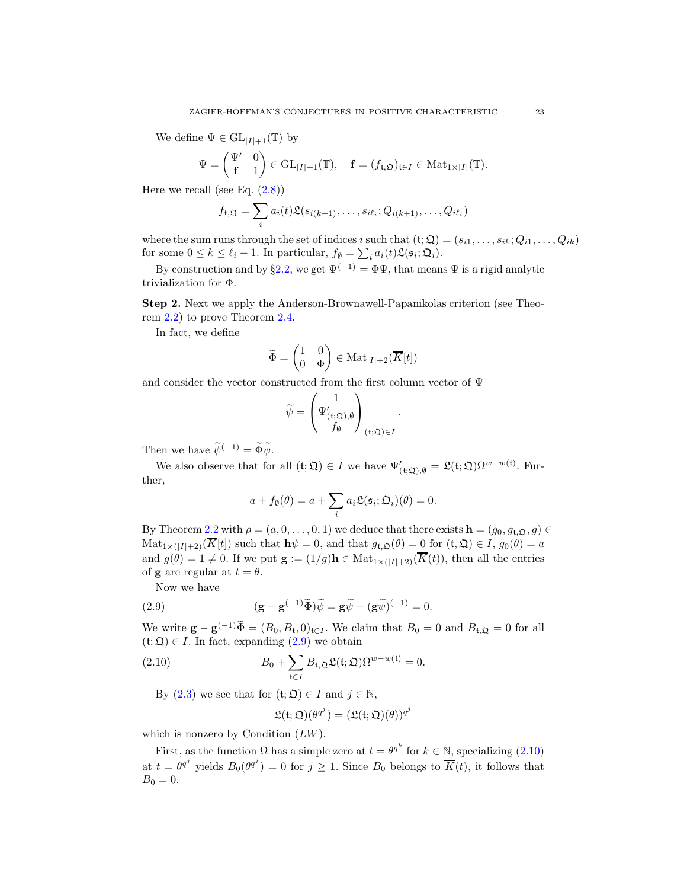We define $\Psi \in \mathrm{GL}_{|I|+1}(\mathbb{T})$ by

$$\Psi = \begin{pmatrix} \Psi' & 0 \\ \mathbf{f} & 1 \end{pmatrix} \in \mathrm{GL}_{|I|+1}(\mathbb{T}), \quad \mathbf{f} = (f_{\mathfrak{t},\mathfrak{Q}})_{\mathfrak{t} \in I} \in \mathrm{Mat}_{1 \times |I|}(\mathbb{T}).$$

Here we recall (see Eq. (2.8))

$$f_{\mathfrak{t},\mathfrak{Q}} = \sum_i a_i(t) \mathfrak{L}(s_{i(k+1)}, \dots, s_{i\ell_i}; Q_{i(k+1)}, \dots, Q_{i\ell_i})$$

where the sum runs through the set of indices $i$ such that $(\mathfrak{t}; \mathfrak{Q}) = (s_{i1}, \dots, s_{ik}; Q_{i1}, \dots, Q_{ik})$ for some $0 \leq k \leq \ell_i - 1$. In particular, $f_\emptyset = \sum_i a_i(t) \mathfrak{L}(\mathfrak{s}_i; \mathfrak{Q}_i)$.

By construction and by §2.2, we get $\Psi^{(-1)} = \Phi\Psi$, that means $\Psi$ is a rigid analytic trivialization for $\Phi$.

**Step 2.** Next we apply the Anderson-Brownawell-Papanikolas criterion (see Theorem 2.2) to prove Theorem 2.4.

In fact, we define

$$\widetilde{\Phi} = \begin{pmatrix} 1 & 0 \\ 0 & \Phi \end{pmatrix} \in \mathrm{Mat}_{|I|+2}(\overline{K}[t])$$

and consider the vector constructed from the first column vector of $\Psi$

$$\widetilde{\psi} = \begin{pmatrix} 1 \\ \Psi'_{(\mathfrak{t};\mathfrak{Q}),\emptyset} \\ f_\emptyset \end{pmatrix}_{(\mathfrak{t};\mathfrak{Q}) \in I}.$$

Then we have $\widetilde{\psi}^{(-1)} = \widetilde{\Phi}\widetilde{\psi}$.

We also observe that for all $(\mathfrak{t}; \mathfrak{Q}) \in I$ we have $\Psi'_{(\mathfrak{t};\mathfrak{Q}),\emptyset} = \mathfrak{L}(\mathfrak{t}; \mathfrak{Q})\Omega^{w - w(\mathfrak{t})}$. Further,

$$a + f_\emptyset(\theta) = a + \sum_i a_i \mathfrak{L}(\mathfrak{s}_i; \mathfrak{Q}_i)(\theta) = 0.$$

By Theorem 2.2 with $\rho = (a, 0, \dots, 0, 1)$ we deduce that there exists $\mathbf{h} = (g_0, g_{\mathfrak{t},\mathfrak{Q}}, g) \in \mathrm{Mat}_{1 \times (|I|+2)}(\overline{K}[t])$ such that $\mathbf{h}\psi = 0$, and that $g_{\mathfrak{t},\mathfrak{Q}}(\theta) = 0$ for $(\mathfrak{t}, \mathfrak{Q}) \in I$, $g_0(\theta) = a$ and $g(\theta) = 1 \neq 0$. If we put $\mathbf{g} := (1/g)\mathbf{h} \in \mathrm{Mat}_{1 \times (|I|+2)}(\overline{K}(t))$, then all the entries of $\mathbf{g}$ are regular at $t = \theta$.

Now we have

$$(\mathbf{g} - \mathbf{g}^{(-1)}\widetilde{\Phi})\widetilde{\psi} = \mathbf{g}\widetilde{\psi} - (\mathbf{g}\widetilde{\psi})^{(-1)} = 0. \tag{2.9}$$

We write $\mathbf{g} - \mathbf{g}^{(-1)}\widetilde{\Phi} = (B_0, B_{\mathfrak{t}}, 0)_{\mathfrak{t} \in I}$. We claim that $B_0 = 0$ and $B_{\mathfrak{t},\mathfrak{Q}} = 0$ for all $(\mathfrak{t}; \mathfrak{Q}) \in I$. In fact, expanding (2.9) we obtain

$$B_0 + \sum_{\mathfrak{t} \in I} B_{\mathfrak{t},\mathfrak{Q}} \mathfrak{L}(\mathfrak{t}; \mathfrak{Q})\Omega^{w - w(\mathfrak{t})} = 0. \tag{2.10}$$

By (2.3) we see that for $(\mathfrak{t}; \mathfrak{Q}) \in I$ and $j \in \mathbb{N}$,

$$\mathfrak{L}(\mathfrak{t}; \mathfrak{Q})(\theta^{q^j}) = (\mathfrak{L}(\mathfrak{t}; \mathfrak{Q})(\theta))^{q^j}$$

which is nonzero by Condition $(LW)$.

First, as the function $\Omega$ has a simple zero at $t = \theta^{q^k}$ for $k \in \mathbb{N}$, specializing (2.10) at $t = \theta^{q^j}$ yields $B_0(\theta^{q^j}) = 0$ for $j \geq 1$. Since $B_0$ belongs to $\overline{K}(t)$, it follows that $B_0 = 0$.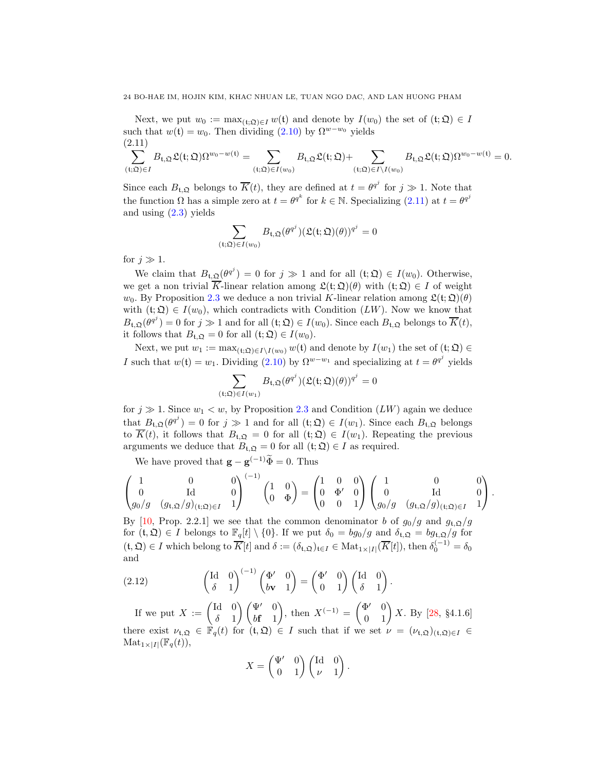Next, we put $w_0 := \max_{(\mathfrak{t};\mathfrak{Q})\in I} w(\mathfrak{t})$ and denote by $I(w_0)$ the set of $(\mathfrak{t};\mathfrak{Q}) \in I$ such that $w(\mathfrak{t}) = w_0$. Then dividing (2.10) by $\Omega^{w-w_0}$ yields

(2.11)
$$\sum_{(\mathfrak{t};\mathfrak{Q})\in I} B_{\mathfrak{t},\mathfrak{Q}} \mathfrak{L}(\mathfrak{t};\mathfrak{Q})\Omega^{w_0-w(\mathfrak{t})} = \sum_{(\mathfrak{t};\mathfrak{Q})\in I(w_0)} B_{\mathfrak{t},\mathfrak{Q}} \mathfrak{L}(\mathfrak{t};\mathfrak{Q}) + \sum_{(\mathfrak{t};\mathfrak{Q})\in I\setminus I(w_0)} B_{\mathfrak{t},\mathfrak{Q}} \mathfrak{L}(\mathfrak{t};\mathfrak{Q})\Omega^{w_0-w(\mathfrak{t})} = 0.$$

Since each $B_{\mathfrak{t},\mathfrak{Q}}$ belongs to $\overline{K}(t)$, they are defined at $t = \theta^{q^j}$ for $j \gg 1$. Note that the function $\Omega$ has a simple zero at $t = \theta^{q^k}$ for $k \in \mathbb{N}$. Specializing (2.11) at $t = \theta^{q^j}$ and using (2.3) yields

$$\sum_{(\mathfrak{t};\mathfrak{Q})\in I(w_0)} B_{\mathfrak{t},\mathfrak{Q}}(\theta^{q^j}) (\mathfrak{L}(\mathfrak{t};\mathfrak{Q})(\theta))^{q^j} = 0$$

for $j \gg 1$.

We claim that $B_{\mathfrak{t},\mathfrak{Q}}(\theta^{q^j}) = 0$ for $j \gg 1$ and for all $(\mathfrak{t};\mathfrak{Q}) \in I(w_0)$. Otherwise, we get a non trivial $\overline{K}$-linear relation among $\mathfrak{L}(\mathfrak{t};\mathfrak{Q})(\theta)$ with $(\mathfrak{t};\mathfrak{Q}) \in I$ of weight $w_0$. By Proposition 2.3 we deduce a non trivial $K$-linear relation among $\mathfrak{L}(\mathfrak{t};\mathfrak{Q})(\theta)$ with $(\mathfrak{t};\mathfrak{Q}) \in I(w_0)$, which contradicts with Condition $(LW)$. Now we know that $B_{\mathfrak{t},\mathfrak{Q}}(\theta^{q^j}) = 0$ for $j \gg 1$ and for all $(\mathfrak{t};\mathfrak{Q}) \in I(w_0)$. Since each $B_{\mathfrak{t},\mathfrak{Q}}$ belongs to $\overline{K}(t)$, it follows that $B_{\mathfrak{t},\mathfrak{Q}} = 0$ for all $(\mathfrak{t};\mathfrak{Q}) \in I(w_0)$.

Next, we put $w_1 := \max_{(\mathfrak{t};\mathfrak{Q})\in I\setminus I(w_0)} w(\mathfrak{t})$ and denote by $I(w_1)$ the set of $(\mathfrak{t};\mathfrak{Q}) \in I$ such that $w(\mathfrak{t}) = w_1$. Dividing (2.10) by $\Omega^{w-w_1}$ and specializing at $t = \theta^{q^j}$ yields

$$\sum_{(\mathfrak{t};\mathfrak{Q})\in I(w_1)} B_{\mathfrak{t},\mathfrak{Q}}(\theta^{q^j}) (\mathfrak{L}(\mathfrak{t};\mathfrak{Q})(\theta))^{q^j} = 0$$

for $j \gg 1$. Since $w_1 < w$, by Proposition 2.3 and Condition $(LW)$ again we deduce that $B_{\mathfrak{t},\mathfrak{Q}}(\theta^{q^j}) = 0$ for $j \gg 1$ and for all $(\mathfrak{t};\mathfrak{Q}) \in I(w_1)$. Since each $B_{\mathfrak{t},\mathfrak{Q}}$ belongs to $\overline{K}(t)$, it follows that $B_{\mathfrak{t},\mathfrak{Q}} = 0$ for all $(\mathfrak{t};\mathfrak{Q}) \in I(w_1)$. Repeating the previous arguments we deduce that $B_{\mathfrak{t},\mathfrak{Q}} = 0$ for all $(\mathfrak{t};\mathfrak{Q}) \in I$ as required.

We have proved that $\mathbf{g} - \mathbf{g}^{(-1)}\widetilde{\Phi} = 0$. Thus

$$\begin{pmatrix} 1 & 0 & 0 \\ 0 & \mathrm{Id} & 0 \\ g_0/g & (g_{\mathfrak{t},\mathfrak{Q}}/g)_{(\mathfrak{t};\mathfrak{Q})\in I} & 1 \end{pmatrix}^{(-1)} \begin{pmatrix} 1 & 0 \\ 0 & \Phi \end{pmatrix} = \begin{pmatrix} 1 & 0 & 0 \\ 0 & \Phi' & 0 \\ 0 & 0 & 1 \end{pmatrix} \begin{pmatrix} 1 & 0 & 0 \\ 0 & \mathrm{Id} & 0 \\ g_0/g & (g_{\mathfrak{t},\mathfrak{Q}}/g)_{(\mathfrak{t};\mathfrak{Q})\in I} & 1 \end{pmatrix}.$$

By [10, Prop. 2.2.1] we see that the common denominator $b$ of $g_0/g$ and $g_{\mathfrak{t},\mathfrak{Q}}/g$ for $(\mathfrak{t},\mathfrak{Q}) \in I$ belongs to $\mathbb{F}_q[t] \setminus \{0\}$. If we put $\delta_0 = bg_0/g$ and $\delta_{\mathfrak{t},\mathfrak{Q}} = bg_{\mathfrak{t},\mathfrak{Q}}/g$ for $(\mathfrak{t},\mathfrak{Q}) \in I$ which belong to $\overline{K}[t]$ and $\delta := (\delta_{\mathfrak{t},\mathfrak{Q}})_{\mathfrak{t}\in I} \in \mathrm{Mat}_{1\times|I|}(\overline{K}[t])$, then $\delta_0^{(-1)} = \delta_0$ and

(2.12)
$$\begin{pmatrix} \mathrm{Id} & 0 \\ \delta & 1 \end{pmatrix}^{(-1)} \begin{pmatrix} \Phi' & 0 \\ b\mathbf{v} & 1 \end{pmatrix} = \begin{pmatrix} \Phi' & 0 \\ 0 & 1 \end{pmatrix} \begin{pmatrix} \mathrm{Id} & 0 \\ \delta & 1 \end{pmatrix}.$$

If we put $X := \begin{pmatrix} \mathrm{Id} & 0 \\ \delta & 1 \end{pmatrix} \begin{pmatrix} \Psi' & 0 \\ b\mathbf{f} & 1 \end{pmatrix}$, then $X^{(-1)} = \begin{pmatrix} \Phi' & 0 \\ 0 & 1 \end{pmatrix} X$. By [28, §4.1.6] there exist $\nu_{\mathfrak{t},\mathfrak{Q}} \in \mathbb{F}_q(t)$ for $(\mathfrak{t},\mathfrak{Q}) \in I$ such that if we set $\nu = (\nu_{\mathfrak{t},\mathfrak{Q}})_{(\mathfrak{t},\mathfrak{Q})\in I} \in \mathrm{Mat}_{1\times|I|}(\mathbb{F}_q(t))$,

$$X = \begin{pmatrix} \Psi' & 0 \\ 0 & 1 \end{pmatrix} \begin{pmatrix} \mathrm{Id} & 0 \\ \nu & 1 \end{pmatrix}.$$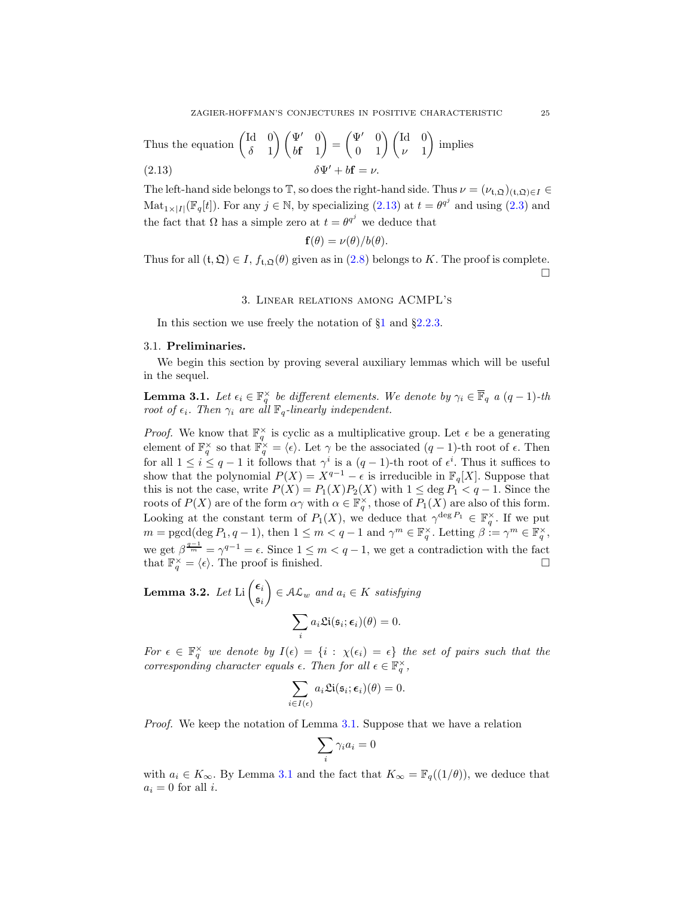Thus the equation $\begin{pmatrix} \mathrm{Id} & 0 \\ \delta & 1 \end{pmatrix} \begin{pmatrix} \Psi' & 0 \\ b\mathbf{f} & 1 \end{pmatrix} = \begin{pmatrix} \Psi' & 0 \\ 0 & 1 \end{pmatrix} \begin{pmatrix} \mathrm{Id} & 0 \\ \nu & 1 \end{pmatrix}$ implies

$$\delta \Psi' + b\mathbf{f} = \nu. \tag{2.13}$$

The left-hand side belongs to $\mathbb{T}$, so does the right-hand side. Thus $\nu = (\nu_{\mathfrak{t},\mathfrak{Q}})_{(\mathfrak{t},\mathfrak{Q}) \in I} \in \mathrm{Mat}_{1\times|I|}(\mathbb{F}_q[t])$. For any $j \in \mathbb{N}$, by specializing (2.13) at $t = \theta^{q^j}$ and using (2.3) and the fact that $\Omega$ has a simple zero at $t = \theta^{q^j}$ we deduce that

$$\mathbf{f}(\theta) = \nu(\theta)/b(\theta).$$

Thus for all $(\mathfrak{t}, \mathfrak{Q}) \in I$, $f_{\mathfrak{t},\mathfrak{Q}}(\theta)$ given as in (2.8) belongs to $K$. The proof is complete. $\square$

## 3. Linear relations among ACMPL's

In this section we use freely the notation of §1 and §2.2.3.

### 3.1. Preliminaries.

We begin this section by proving several auxiliary lemmas which will be useful in the sequel.

**Lemma 3.1.** *Let $\epsilon_i \in \mathbb{F}_q^\times$ be different elements. We denote by $\gamma_i \in \overline{\mathbb{F}}_q$ a $(q-1)$-th root of $\epsilon_i$. Then $\gamma_i$ are all $\mathbb{F}_q$-linearly independent.*

*Proof.* We know that $\mathbb{F}_q^\times$ is cyclic as a multiplicative group. Let $\epsilon$ be a generating element of $\mathbb{F}_q^\times$ so that $\mathbb{F}_q^\times = \langle \epsilon \rangle$. Let $\gamma$ be the associated $(q-1)$-th root of $\epsilon$. Then for all $1 \le i \le q-1$ it follows that $\gamma^i$ is a $(q-1)$-th root of $\epsilon^i$. Thus it suffices to show that the polynomial $P(X) = X^{q-1} - \epsilon$ is irreducible in $\mathbb{F}_q[X]$. Suppose that this is not the case, write $P(X) = P_1(X)P_2(X)$ with $1 \le \deg P_1 < q-1$. Since the roots of $P(X)$ are of the form $\alpha\gamma$ with $\alpha \in \mathbb{F}_q^\times$, those of $P_1(X)$ are also of this form. Looking at the constant term of $P_1(X)$, we deduce that $\gamma^{\deg P_1} \in \mathbb{F}_q^\times$. If we put $m = \mathrm{pgcd}(\deg P_1, q-1)$, then $1 \le m < q-1$ and $\gamma^m \in \mathbb{F}_q^\times$. Letting $\beta := \gamma^m \in \mathbb{F}_q^\times$, we get $\beta^{\frac{q-1}{m}} = \gamma^{q-1} = \epsilon$. Since $1 \le m < q-1$, we get a contradiction with the fact that $\mathbb{F}_q^\times = \langle \epsilon \rangle$. The proof is finished. $\square$

**Lemma 3.2.** *Let $\mathrm{Li}\begin{pmatrix} \boldsymbol{\epsilon}_i \\ \mathfrak{s}_i \end{pmatrix} \in \mathcal{AL}_w$ and $a_i \in K$ satisfying*

$$\sum_i a_i \mathfrak{Li}(\mathfrak{s}_i; \boldsymbol{\epsilon}_i)(\theta) = 0.$$

*For $\epsilon \in \mathbb{F}_q^\times$ we denote by $I(\epsilon) = \{i : \chi(\boldsymbol{\epsilon}_i) = \epsilon\}$ the set of pairs such that the corresponding character equals $\epsilon$. Then for all $\epsilon \in \mathbb{F}_q^\times$,*

$$\sum_{i \in I(\epsilon)} a_i \mathfrak{Li}(\mathfrak{s}_i; \boldsymbol{\epsilon}_i)(\theta) = 0.$$

*Proof.* We keep the notation of Lemma 3.1. Suppose that we have a relation

$$\sum_i \gamma_i a_i = 0$$

with $a_i \in K_\infty$. By Lemma 3.1 and the fact that $K_\infty = \mathbb{F}_q((1/\theta))$, we deduce that $a_i = 0$ for all $i$.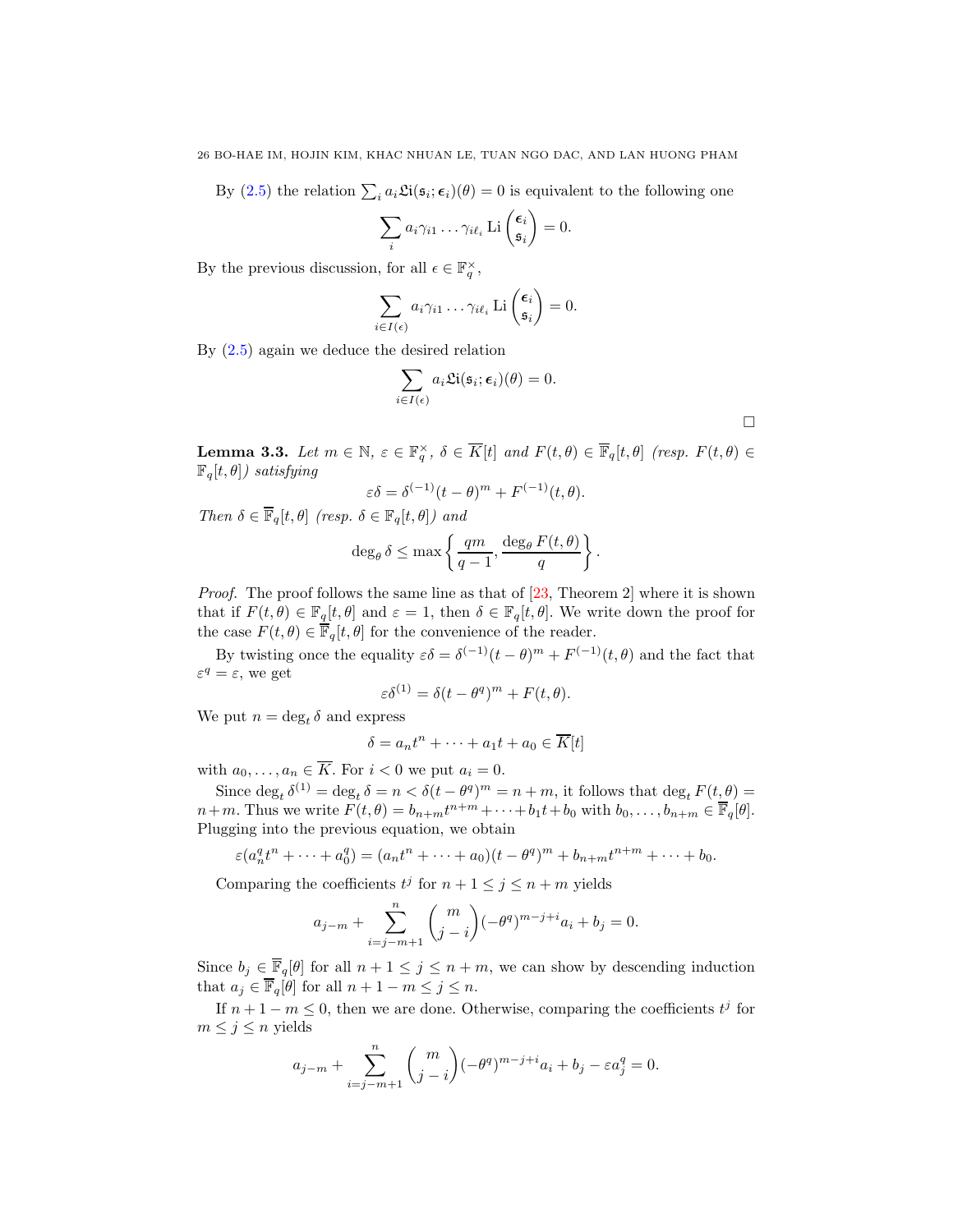By (2.5) the relation $\sum_i a_i \mathfrak{Li}(\mathfrak{s}_i; \boldsymbol{\epsilon}_i)(\theta) = 0$ is equivalent to the following one

$$\sum_i a_i \gamma_{i1} \dots \gamma_{i\ell_i} \operatorname{Li} \begin{pmatrix} \boldsymbol{\epsilon}_i \\ \mathfrak{s}_i \end{pmatrix} = 0.$$

By the previous discussion, for all $\epsilon \in \mathbb{F}_q^\times$,

$$\sum_{i \in I(\epsilon)} a_i \gamma_{i1} \dots \gamma_{i\ell_i} \operatorname{Li} \begin{pmatrix} \boldsymbol{\epsilon}_i \\ \mathfrak{s}_i \end{pmatrix} = 0.$$

By (2.5) again we deduce the desired relation

$$\sum_{i \in I(\epsilon)} a_i \mathfrak{Li}(\mathfrak{s}_i; \boldsymbol{\epsilon}_i)(\theta) = 0.$$

$\square$

**Lemma 3.3.** *Let $m \in \mathbb{N}$, $\varepsilon \in \mathbb{F}_q^\times$, $\delta \in \overline{K}[t]$ and $F(t,\theta) \in \overline{\mathbb{F}}_q[t,\theta]$ (resp. $F(t,\theta) \in \mathbb{F}_q[t,\theta]$) satisfying*

$$\varepsilon \delta = \delta^{(-1)}(t-\theta)^m + F^{(-1)}(t,\theta).$$

*Then $\delta \in \overline{\mathbb{F}}_q[t,\theta]$ (resp. $\delta \in \mathbb{F}_q[t,\theta]$) and*

$$\deg_\theta \delta \le \max\left\{ \frac{qm}{q-1}, \frac{\deg_\theta F(t,\theta)}{q} \right\}.$$

*Proof.* The proof follows the same line as that of [23, Theorem 2] where it is shown that if $F(t,\theta) \in \mathbb{F}_q[t,\theta]$ and $\varepsilon = 1$, then $\delta \in \mathbb{F}_q[t,\theta]$. We write down the proof for the case $F(t,\theta) \in \overline{\mathbb{F}}_q[t,\theta]$ for the convenience of the reader.

By twisting once the equality $\varepsilon \delta = \delta^{(-1)}(t-\theta)^m + F^{(-1)}(t,\theta)$ and the fact that $\varepsilon^q = \varepsilon$, we get

$$\varepsilon \delta^{(1)} = \delta (t-\theta^q)^m + F(t,\theta).$$

We put $n = \deg_t \delta$ and express

$$\delta = a_n t^n + \dots + a_1 t + a_0 \in \overline{K}[t]$$

with $a_0, \dots, a_n \in \overline{K}$. For $i < 0$ we put $a_i = 0$.

Since $\deg_t \delta^{(1)} = \deg_t \delta = n < \delta(t-\theta^q)^m = n+m$, it follows that $\deg_t F(t,\theta) = n+m$. Thus we write $F(t,\theta) = b_{n+m}t^{n+m} + \dots + b_1 t + b_0$ with $b_0, \dots, b_{n+m} \in \overline{\mathbb{F}}_q[\theta]$. Plugging into the previous equation, we obtain

$$\varepsilon(a_n^q t^n + \dots + a_0^q) = (a_n t^n + \dots + a_0)(t-\theta^q)^m + b_{n+m}t^{n+m} + \dots + b_0.$$

Comparing the coefficients $t^j$ for $n+1 \le j \le n+m$ yields

$$a_{j-m} + \sum_{i=j-m+1}^{n} \binom{m}{j-i} (-\theta^q)^{m-j+i} a_i + b_j = 0.$$

Since $b_j \in \overline{\mathbb{F}}_q[\theta]$ for all $n+1 \le j \le n+m$, we can show by descending induction that $a_j \in \overline{\mathbb{F}}_q[\theta]$ for all $n+1-m \le j \le n$.

If $n+1-m \le 0$, then we are done. Otherwise, comparing the coefficients $t^j$ for $m \le j \le n$ yields

$$a_{j-m} + \sum_{i=j-m+1}^{n} \binom{m}{j-i} (-\theta^q)^{m-j+i} a_i + b_j - \varepsilon a_j^q = 0.$$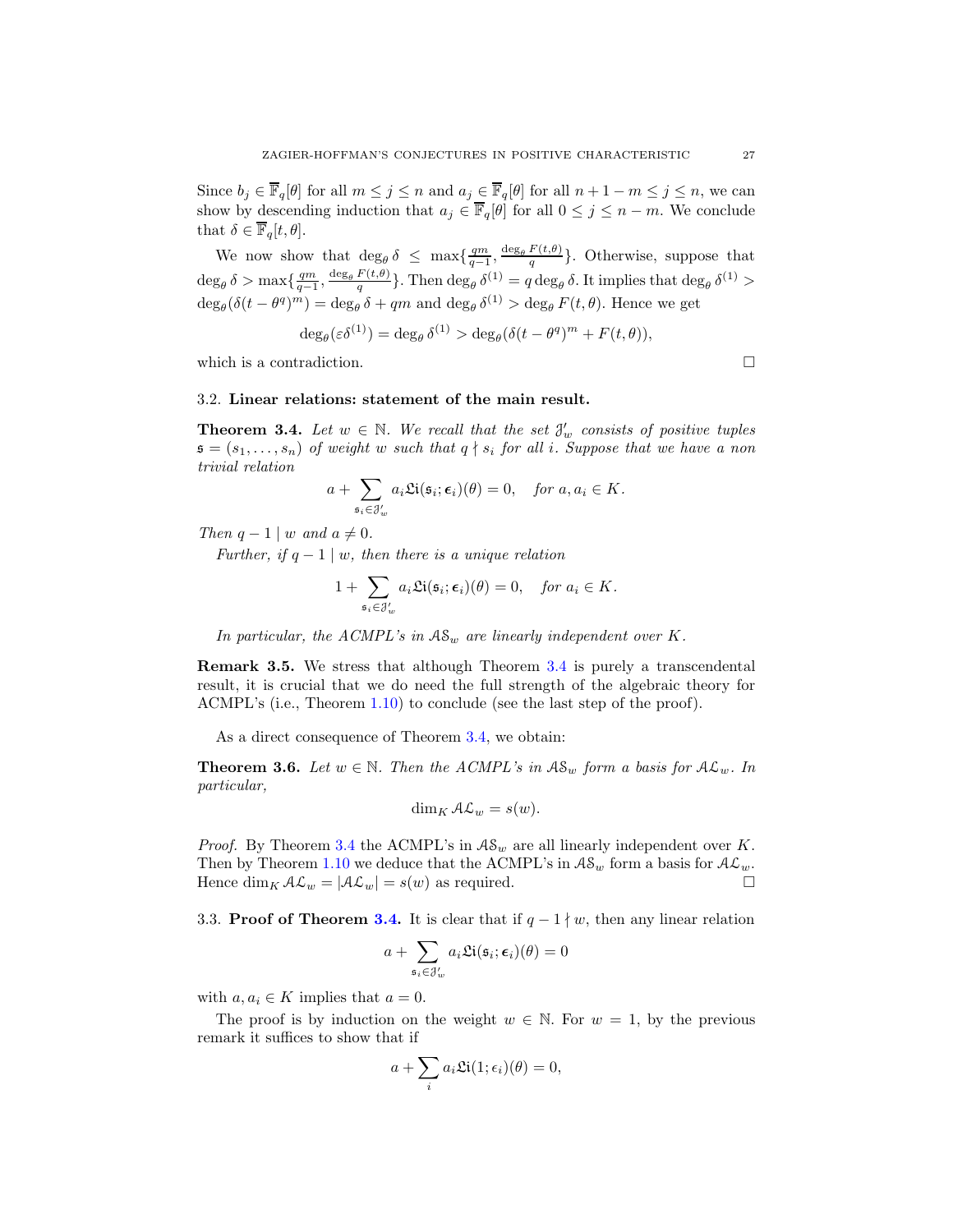Since $b_j \in \overline{\mathbb{F}}_q[\theta]$ for all $m \leq j \leq n$ and $a_j \in \overline{\mathbb{F}}_q[\theta]$ for all $n+1-m \leq j \leq n$, we can show by descending induction that $a_j \in \overline{\mathbb{F}}_q[\theta]$ for all $0 \leq j \leq n-m$. We conclude that $\delta \in \overline{\mathbb{F}}_q[t,\theta]$.

We now show that $\deg_\theta \delta \leq \max\{\frac{qm}{q-1}, \frac{\deg_\theta F(t,\theta)}{q}\}$. Otherwise, suppose that $\deg_\theta \delta > \max\{\frac{qm}{q-1}, \frac{\deg_\theta F(t,\theta)}{q}\}$. Then $\deg_\theta \delta^{(1)} = q \deg_\theta \delta$. It implies that $\deg_\theta \delta^{(1)} > \deg_\theta(\delta(t-\theta^q)^m) = \deg_\theta \delta + qm$ and $\deg_\theta \delta^{(1)} > \deg_\theta F(t,\theta)$. Hence we get

$$\deg_\theta(\varepsilon \delta^{(1)}) = \deg_\theta \delta^{(1)} > \deg_\theta(\delta(t-\theta^q)^m + F(t,\theta)),$$

which is a contradiction. $\square$

### 3.2. Linear relations: statement of the main result.

**Theorem 3.4.** *Let $w \in \mathbb{N}$. We recall that the set $\mathcal{J}'_w$ consists of positive tuples $\mathfrak{s} = (s_1, \dots, s_n)$ of weight $w$ such that $q \nmid s_i$ for all $i$. Suppose that we have a non trivial relation*

$$a + \sum_{\mathfrak{s}_i \in \mathcal{J}'_w} a_i \mathfrak{Li}(\mathfrak{s}_i; \boldsymbol{\epsilon}_i)(\theta) = 0, \quad \text{for } a, a_i \in K.$$

*Then $q-1 \mid w$ and $a \neq 0$.*

*Further, if $q-1 \mid w$, then there is a unique relation*

$$1 + \sum_{\mathfrak{s}_i \in \mathcal{J}'_w} a_i \mathfrak{Li}(\mathfrak{s}_i; \boldsymbol{\epsilon}_i)(\theta) = 0, \quad \text{for } a_i \in K.$$

*In particular, the ACMPL's in $\mathcal{AS}_w$ are linearly independent over $K$.*

**Remark 3.5.** We stress that although Theorem 3.4 is purely a transcendental result, it is crucial that we do need the full strength of the algebraic theory for ACMPL's (i.e., Theorem 1.10) to conclude (see the last step of the proof).

As a direct consequence of Theorem 3.4, we obtain:

**Theorem 3.6.** *Let $w \in \mathbb{N}$. Then the ACMPL's in $\mathcal{AS}_w$ form a basis for $\mathcal{AL}_w$. In particular,*

$$\dim_K \mathcal{AL}_w = s(w).$$

*Proof.* By Theorem 3.4 the ACMPL's in $\mathcal{AS}_w$ are all linearly independent over $K$. Then by Theorem 1.10 we deduce that the ACMPL's in $\mathcal{AS}_w$ form a basis for $\mathcal{AL}_w$. Hence $\dim_K \mathcal{AL}_w = |\mathcal{AL}_w| = s(w)$ as required. $\square$

### 3.3. Proof of Theorem 3.4.

It is clear that if $q-1 \nmid w$, then any linear relation

$$a + \sum_{\mathfrak{s}_i \in \mathcal{J}'_w} a_i \mathfrak{Li}(\mathfrak{s}_i; \boldsymbol{\epsilon}_i)(\theta) = 0$$

with $a, a_i \in K$ implies that $a = 0$.

The proof is by induction on the weight $w \in \mathbb{N}$. For $w = 1$, by the previous remark it suffices to show that if

$$a + \sum_i a_i \mathfrak{Li}(1; \epsilon_i)(\theta) = 0,$$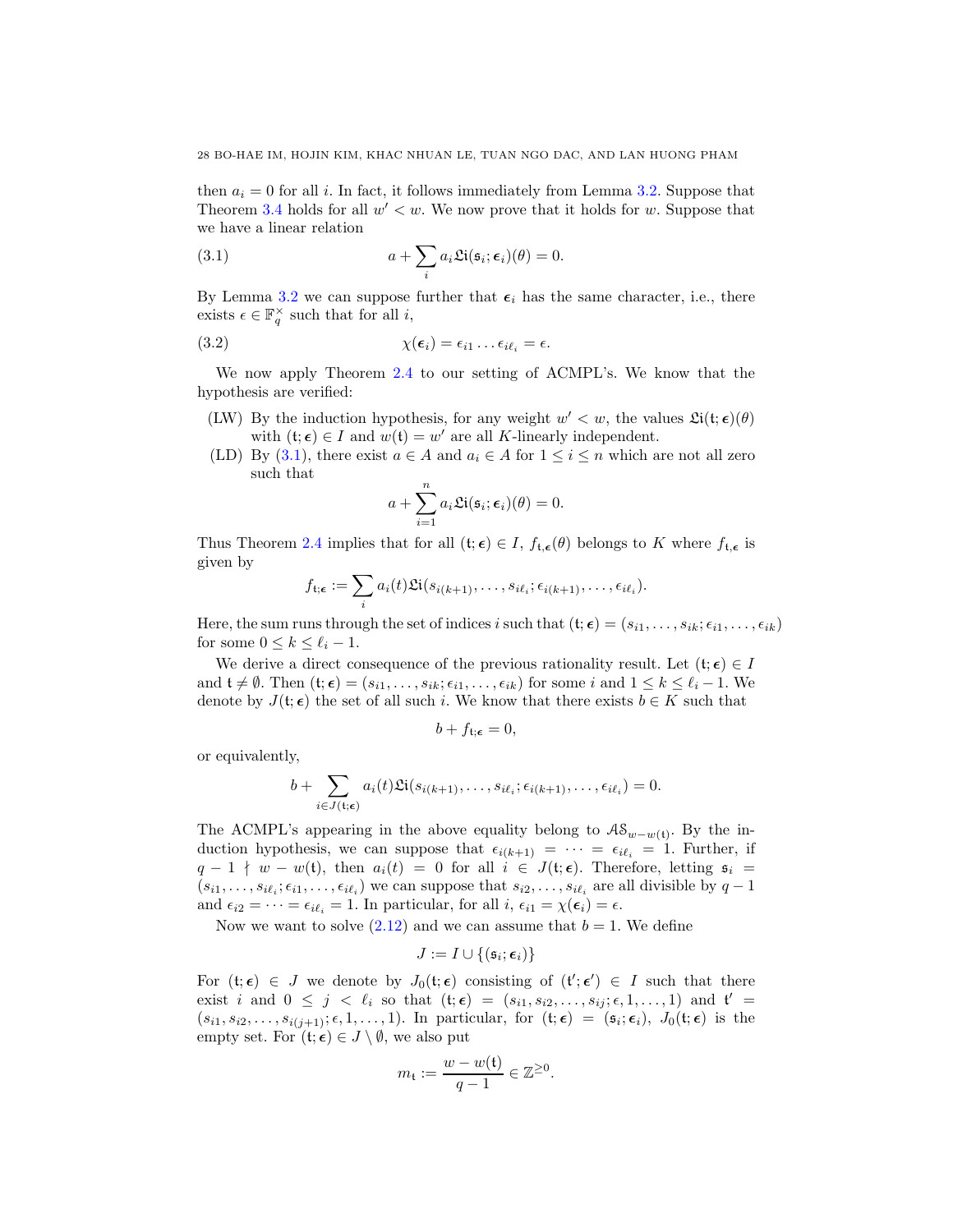then $a_i = 0$ for all $i$. In fact, it follows immediately from Lemma 3.2. Suppose that Theorem 3.4 holds for all $w' < w$. We now prove that it holds for $w$. Suppose that we have a linear relation

$$a + \sum_i a_i \mathfrak{Li}(\mathfrak{s}_i; \boldsymbol{\epsilon}_i)(\theta) = 0. \tag{3.1}$$

By Lemma 3.2 we can suppose further that $\boldsymbol{\epsilon}_i$ has the same character, i.e., there exists $\epsilon \in \mathbb{F}_q^\times$ such that for all $i$,

$$\chi(\boldsymbol{\epsilon}_i) = \epsilon_{i1} \dots \epsilon_{i\ell_i} = \epsilon. \tag{3.2}$$

We now apply Theorem 2.4 to our setting of ACMPL's. We know that the hypothesis are verified:

- (LW) By the induction hypothesis, for any weight $w' < w$, the values $\mathfrak{Li}(\mathfrak{t}; \boldsymbol{\epsilon})(\theta)$ with $(\mathfrak{t}; \boldsymbol{\epsilon}) \in I$ and $w(\mathfrak{t}) = w'$ are all $K$-linearly independent.
- (LD) By (3.1), there exist $a \in A$ and $a_i \in A$ for $1 \leq i \leq n$ which are not all zero such that
$$a + \sum_{i=1}^n a_i \mathfrak{Li}(\mathfrak{s}_i; \boldsymbol{\epsilon}_i)(\theta) = 0.$$

Thus Theorem 2.4 implies that for all $(\mathfrak{t}; \boldsymbol{\epsilon}) \in I$, $f_{\mathfrak{t}, \boldsymbol{\epsilon}}(\theta)$ belongs to $K$ where $f_{\mathfrak{t}, \boldsymbol{\epsilon}}$ is given by

$$f_{\mathfrak{t}; \boldsymbol{\epsilon}} := \sum_i a_i(t) \mathfrak{Li}(s_{i(k+1)}, \dots, s_{i\ell_i}; \epsilon_{i(k+1)}, \dots, \epsilon_{i\ell_i}).$$

Here, the sum runs through the set of indices $i$ such that $(\mathfrak{t}; \boldsymbol{\epsilon}) = (s_{i1}, \dots, s_{ik}; \epsilon_{i1}, \dots, \epsilon_{ik})$ for some $0 \leq k \leq \ell_i - 1$.

We derive a direct consequence of the previous rationality result. Let $(\mathfrak{t}; \boldsymbol{\epsilon}) \in I$ and $\mathfrak{t} \neq \emptyset$. Then $(\mathfrak{t}; \boldsymbol{\epsilon}) = (s_{i1}, \dots, s_{ik}; \epsilon_{i1}, \dots, \epsilon_{ik})$ for some $i$ and $1 \leq k \leq \ell_i - 1$. We denote by $J(\mathfrak{t}; \boldsymbol{\epsilon})$ the set of all such $i$. We know that there exists $b \in K$ such that

$$b + f_{\mathfrak{t}; \boldsymbol{\epsilon}} = 0,$$

or equivalently,

$$b + \sum_{i \in J(\mathfrak{t}; \boldsymbol{\epsilon})} a_i(t) \mathfrak{Li}(s_{i(k+1)}, \dots, s_{i\ell_i}; \epsilon_{i(k+1)}, \dots, \epsilon_{i\ell_i}) = 0.$$

The ACMPL's appearing in the above equality belong to $\mathcal{AS}_{w-w(\mathfrak{t})}$. By the induction hypothesis, we can suppose that $\epsilon_{i(k+1)} = \cdots = \epsilon_{i\ell_i} = 1$. Further, if $q - 1 \nmid w - w(\mathfrak{t})$, then $a_i(t) = 0$ for all $i \in J(\mathfrak{t}; \boldsymbol{\epsilon})$. Therefore, letting $\mathfrak{s}_i = (s_{i1}, \dots, s_{i\ell_i}; \epsilon_{i1}, \dots, \epsilon_{i\ell_i})$ we can suppose that $s_{i2}, \dots, s_{i\ell_i}$ are all divisible by $q-1$ and $\epsilon_{i2} = \cdots = \epsilon_{i\ell_i} = 1$. In particular, for all $i$, $\epsilon_{i1} = \chi(\boldsymbol{\epsilon}_i) = \epsilon$.

Now we want to solve (2.12) and we can assume that $b = 1$. We define

$$J := I \cup \{(\mathfrak{s}_i; \boldsymbol{\epsilon}_i)\}$$

For $(\mathfrak{t}; \boldsymbol{\epsilon}) \in J$ we denote by $J_0(\mathfrak{t}; \boldsymbol{\epsilon})$ consisting of $(\mathfrak{t}'; \boldsymbol{\epsilon}') \in I$ such that there exist $i$ and $0 \leq j < \ell_i$ so that $(\mathfrak{t}; \boldsymbol{\epsilon}) = (s_{i1}, s_{i2}, \dots, s_{ij}; \epsilon, 1, \dots, 1)$ and $\mathfrak{t}' = (s_{i1}, s_{i2}, \dots, s_{i(j+1)}; \epsilon, 1, \dots, 1)$. In particular, for $(\mathfrak{t}; \boldsymbol{\epsilon}) = (\mathfrak{s}_i; \boldsymbol{\epsilon}_i)$, $J_0(\mathfrak{t}; \boldsymbol{\epsilon})$ is the empty set. For $(\mathfrak{t}; \boldsymbol{\epsilon}) \in J \setminus \emptyset$, we also put

$$m_{\mathfrak{t}} := \frac{w - w(\mathfrak{t})}{q - 1} \in \mathbb{Z}^{\geq 0}.$$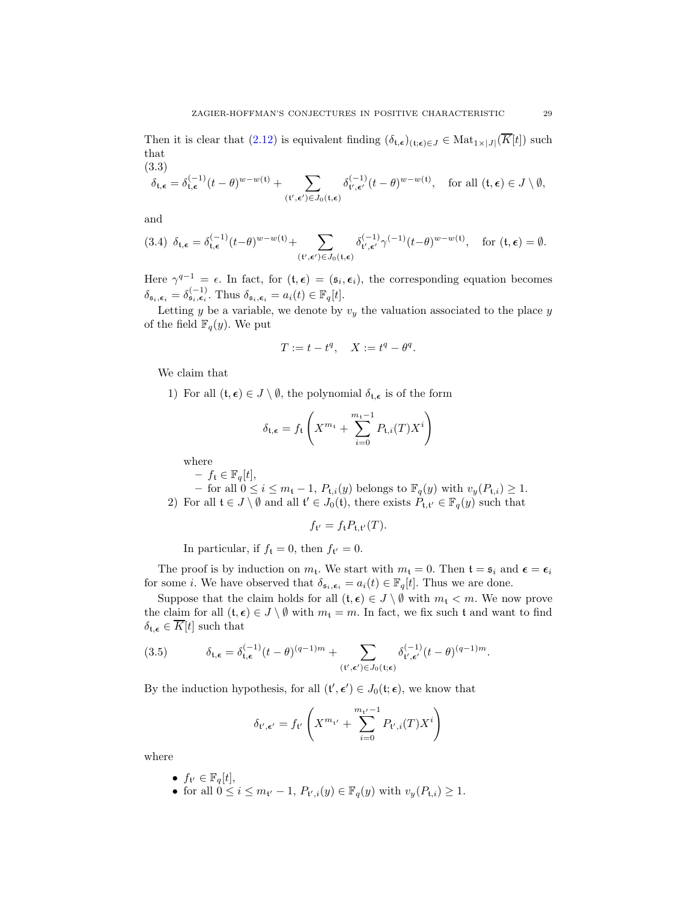Then it is clear that (2.12) is equivalent finding $(\delta_{\mathfrak{t},\boldsymbol{\epsilon}})_{(\mathfrak{t};\boldsymbol{\epsilon})\in J} \in \mathrm{Mat}_{1\times|J|}(\overline{K}[t])$ such that

(3.3)
$$\delta_{\mathfrak{t},\boldsymbol{\epsilon}} = \delta_{\mathfrak{t},\boldsymbol{\epsilon}}^{(-1)}(t-\theta)^{w-w(\mathfrak{t})} + \sum_{(\mathfrak{t}',\boldsymbol{\epsilon}')\in J_0(\mathfrak{t},\boldsymbol{\epsilon})} \delta_{\mathfrak{t}',\boldsymbol{\epsilon}'}^{(-1)}(t-\theta)^{w-w(\mathfrak{t})}, \quad \text{for all } (\mathfrak{t},\boldsymbol{\epsilon}) \in J \setminus \emptyset,$$

and

$$\delta_{\mathfrak{t},\boldsymbol{\epsilon}} = \delta_{\mathfrak{t},\boldsymbol{\epsilon}}^{(-1)}(t-\theta)^{w-w(\mathfrak{t})} + \sum_{(\mathfrak{t}',\boldsymbol{\epsilon}')\in J_0(\mathfrak{t},\boldsymbol{\epsilon})} \delta_{\mathfrak{t}',\boldsymbol{\epsilon}'}^{(-1)}\gamma^{(-1)}(t-\theta)^{w-w(\mathfrak{t})}, \quad \text{for } (\mathfrak{t},\boldsymbol{\epsilon}) = \emptyset. \tag{3.4}$$

Here $\gamma^{q-1} = \epsilon$. In fact, for $(\mathfrak{t},\boldsymbol{\epsilon}) = (\mathfrak{s}_i,\boldsymbol{\epsilon}_i)$, the corresponding equation becomes $\delta_{\mathfrak{s}_i,\boldsymbol{\epsilon}_i} = \delta_{\mathfrak{s}_i,\boldsymbol{\epsilon}_i}^{(-1)}$. Thus $\delta_{\mathfrak{s}_i,\boldsymbol{\epsilon}_i} = a_i(t) \in \mathbb{F}_q[t]$.

Letting $y$ be a variable, we denote by $v_y$ the valuation associated to the place $y$ of the field $\mathbb{F}_q(y)$. We put

$$T := t - t^q, \quad X := t^q - \theta^q.$$

We claim that

1) For all $(\mathfrak{t},\boldsymbol{\epsilon}) \in J \setminus \emptyset$, the polynomial $\delta_{\mathfrak{t},\boldsymbol{\epsilon}}$ is of the form

$$\delta_{\mathfrak{t},\boldsymbol{\epsilon}} = f_{\mathfrak{t}}\left(X^{m_{\mathfrak{t}}} + \sum_{i=0}^{m_{\mathfrak{t}}-1} P_{\mathfrak{t},i}(T)X^i\right)$$

   where
   - $f_{\mathfrak{t}} \in \mathbb{F}_q[t]$,
   - for all $0 \le i \le m_{\mathfrak{t}} - 1$, $P_{\mathfrak{t},i}(y)$ belongs to $\mathbb{F}_q(y)$ with $v_y(P_{\mathfrak{t},i}) \ge 1$.

2) For all $\mathfrak{t} \in J \setminus \emptyset$ and all $\mathfrak{t}' \in J_0(\mathfrak{t})$, there exists $P_{\mathfrak{t},\mathfrak{t}'} \in \mathbb{F}_q(y)$ such that

$$f_{\mathfrak{t}'} = f_{\mathfrak{t}} P_{\mathfrak{t},\mathfrak{t}'}(T).$$

   In particular, if $f_{\mathfrak{t}} = 0$, then $f_{\mathfrak{t}'} = 0$.

The proof is by induction on $m_{\mathfrak{t}}$. We start with $m_{\mathfrak{t}} = 0$. Then $\mathfrak{t} = \mathfrak{s}_i$ and $\boldsymbol{\epsilon} = \boldsymbol{\epsilon}_i$ for some $i$. We have observed that $\delta_{\mathfrak{s}_i,\boldsymbol{\epsilon}_i} = a_i(t) \in \mathbb{F}_q[t]$. Thus we are done.

Suppose that the claim holds for all $(\mathfrak{t},\boldsymbol{\epsilon}) \in J \setminus \emptyset$ with $m_{\mathfrak{t}} < m$. We now prove the claim for all $(\mathfrak{t},\boldsymbol{\epsilon}) \in J \setminus \emptyset$ with $m_{\mathfrak{t}} = m$. In fact, we fix such $\mathfrak{t}$ and want to find $\delta_{\mathfrak{t},\boldsymbol{\epsilon}} \in \overline{K}[t]$ such that

$$\delta_{\mathfrak{t},\boldsymbol{\epsilon}} = \delta_{\mathfrak{t},\boldsymbol{\epsilon}}^{(-1)}(t-\theta)^{(q-1)m} + \sum_{(\mathfrak{t}',\boldsymbol{\epsilon}')\in J_0(\mathfrak{t};\boldsymbol{\epsilon})} \delta_{\mathfrak{t}',\boldsymbol{\epsilon}'}^{(-1)}(t-\theta)^{(q-1)m}. \tag{3.5}$$

By the induction hypothesis, for all $(\mathfrak{t}',\boldsymbol{\epsilon}') \in J_0(\mathfrak{t};\boldsymbol{\epsilon})$, we know that

$$\delta_{\mathfrak{t}',\boldsymbol{\epsilon}'} = f_{\mathfrak{t}'}\left(X^{m_{\mathfrak{t}'}} + \sum_{i=0}^{m_{\mathfrak{t}'}-1} P_{\mathfrak{t}',i}(T)X^i\right)$$

where

- $f_{\mathfrak{t}'} \in \mathbb{F}_q[t]$,
- for all $0 \le i \le m_{\mathfrak{t}'} - 1$, $P_{\mathfrak{t}',i}(y) \in \mathbb{F}_q(y)$ with $v_y(P_{\mathfrak{t},i}) \ge 1$.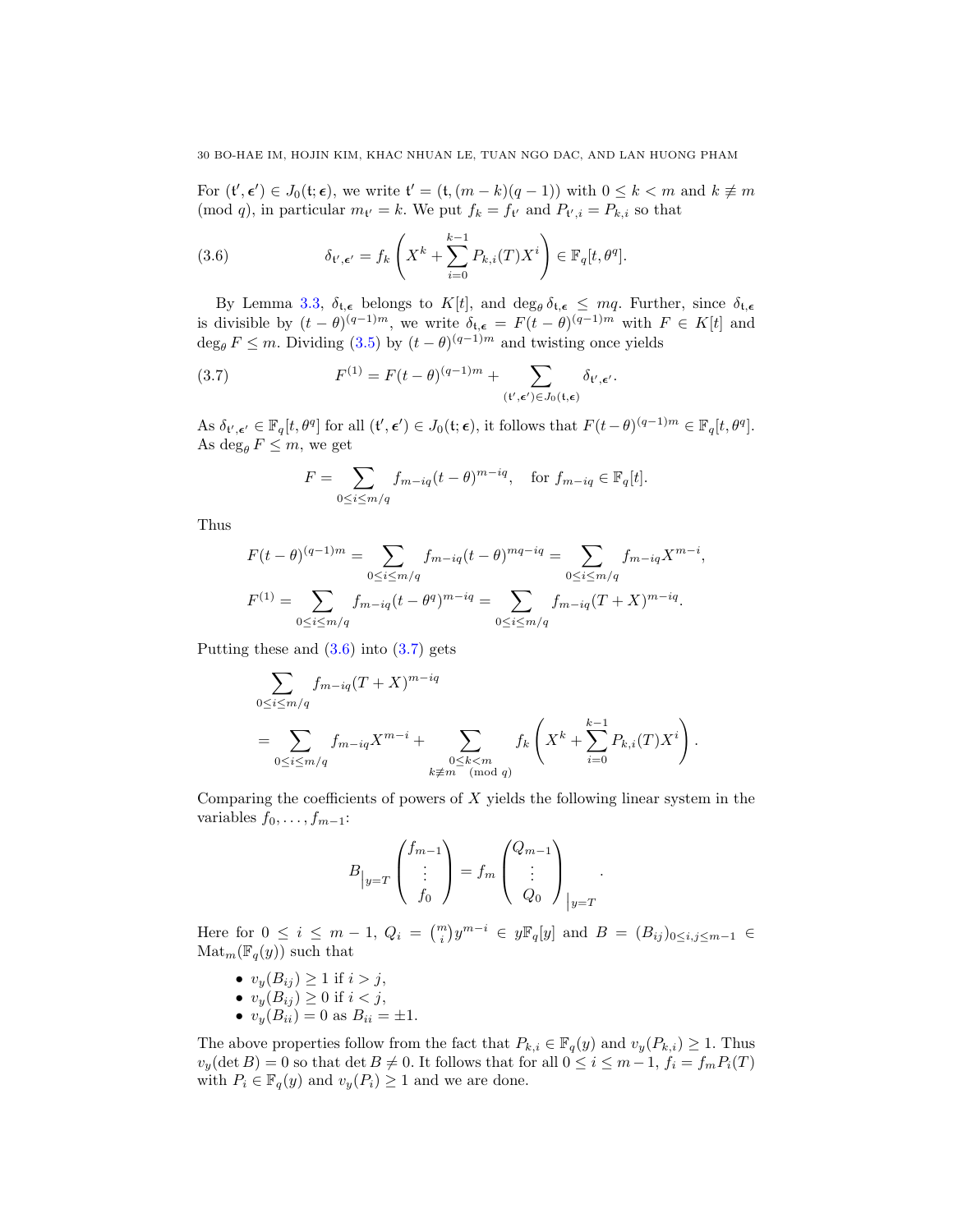For $(\mathfrak{t}', \boldsymbol{\epsilon}') \in J_0(\mathfrak{t}; \boldsymbol{\epsilon})$, we write $\mathfrak{t}' = (\mathfrak{t}, (m-k)(q-1))$ with $0 \le k < m$ and $k \not\equiv m \pmod q$, in particular $m_{\mathfrak{t}'} = k$. We put $f_k = f_{\mathfrak{t}'}$ and $P_{\mathfrak{t}',i} = P_{k,i}$ so that

$$\delta_{\mathfrak{t}', \boldsymbol{\epsilon}'} = f_k \left( X^k + \sum_{i=0}^{k-1} P_{k,i}(T) X^i \right) \in \mathbb{F}_q[t, \theta^q]. \tag{3.6}$$

By Lemma 3.3, $\delta_{\mathfrak{t}, \boldsymbol{\epsilon}}$ belongs to $K[t]$, and $\deg_\theta \delta_{\mathfrak{t}, \boldsymbol{\epsilon}} \le mq$. Further, since $\delta_{\mathfrak{t}, \boldsymbol{\epsilon}}$ is divisible by $(t-\theta)^{(q-1)m}$, we write $\delta_{\mathfrak{t}, \boldsymbol{\epsilon}} = F (t-\theta)^{(q-1)m}$ with $F \in K[t]$ and $\deg_\theta F \le m$. Dividing (3.5) by $(t-\theta)^{(q-1)m}$ and twisting once yields

$$F^{(1)} = F (t-\theta)^{(q-1)m} + \sum_{(\mathfrak{t}', \boldsymbol{\epsilon}') \in J_0(\mathfrak{t}, \boldsymbol{\epsilon})} \delta_{\mathfrak{t}', \boldsymbol{\epsilon}'}. \tag{3.7}$$

As $\delta_{\mathfrak{t}', \boldsymbol{\epsilon}'} \in \mathbb{F}_q[t, \theta^q]$ for all $(\mathfrak{t}', \boldsymbol{\epsilon}') \in J_0(\mathfrak{t}; \boldsymbol{\epsilon})$, it follows that $F(t-\theta)^{(q-1)m} \in \mathbb{F}_q[t, \theta^q]$. As $\deg_\theta F \le m$, we get

$$F = \sum_{0 \le i \le m/q} f_{m-iq} (t-\theta)^{m-iq}, \quad \text{for } f_{m-iq} \in \mathbb{F}_q[t].$$

Thus

$$F(t-\theta)^{(q-1)m} = \sum_{0 \le i \le m/q} f_{m-iq} (t-\theta)^{mq-iq} = \sum_{0 \le i \le m/q} f_{m-iq} X^{m-i},$$

$$F^{(1)} = \sum_{0 \le i \le m/q} f_{m-iq} (t-\theta^q)^{m-iq} = \sum_{0 \le i \le m/q} f_{m-iq} (T+X)^{m-iq}.$$

Putting these and (3.6) into (3.7) gets

$$\sum_{0 \le i \le m/q} f_{m-iq} (T+X)^{m-iq}$$
$$= \sum_{0 \le i \le m/q} f_{m-iq} X^{m-i} + \sum_{\substack{0 \le k < m \\ k \not\equiv m \pmod q}} f_k \left( X^k + \sum_{i=0}^{k-1} P_{k,i}(T) X^i \right).$$

Comparing the coefficients of powers of $X$ yields the following linear system in the variables $f_0, \dots, f_{m-1}$:

$$B_{\big|y=T} \begin{pmatrix} f_{m-1} \\ \vdots \\ f_0 \end{pmatrix} = f_m \begin{pmatrix} Q_{m-1} \\ \vdots \\ Q_0 \end{pmatrix}_{\big|y=T}.$$

Here for $0 \le i \le m-1$, $Q_i = \binom{m}{i} y^{m-i} \in y\mathbb{F}_q[y]$ and $B = (B_{ij})_{0 \le i,j \le m-1} \in \mathrm{Mat}_m(\mathbb{F}_q(y))$ such that

- $v_y(B_{ij}) \ge 1$ if $i > j$,
- $v_y(B_{ij}) \ge 0$ if $i < j$,
- $v_y(B_{ii}) = 0$ as $B_{ii} = \pm 1$.

The above properties follow from the fact that $P_{k,i} \in \mathbb{F}_q(y)$ and $v_y(P_{k,i}) \ge 1$. Thus $v_y(\det B) = 0$ so that $\det B \neq 0$. It follows that for all $0 \le i \le m-1$, $f_i = f_m P_i(T)$ with $P_i \in \mathbb{F}_q(y)$ and $v_y(P_i) \ge 1$ and we are done.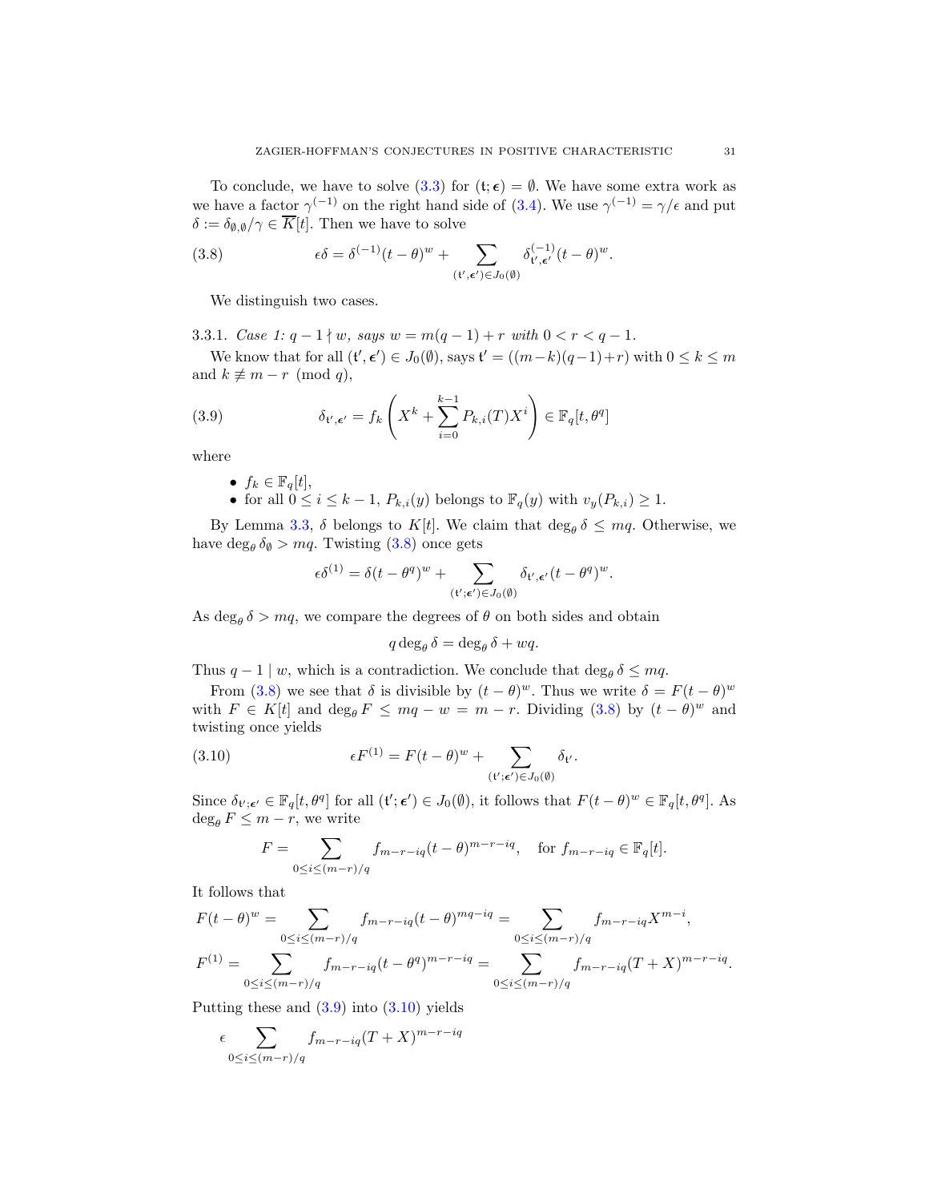To conclude, we have to solve (3.3) for $(\mathfrak{t};\boldsymbol{\epsilon}) = \emptyset$. We have some extra work as we have a factor $\gamma^{(-1)}$ on the right hand side of (3.4). We use $\gamma^{(-1)} = \gamma/\epsilon$ and put $\delta := \delta_{\emptyset,\emptyset}/\gamma \in \overline{K}[t]$. Then we have to solve

$$\epsilon\delta = \delta^{(-1)}(t-\theta)^w + \sum_{(\mathfrak{t}',\boldsymbol{\epsilon}') \in J_0(\emptyset)} \delta^{(-1)}_{\mathfrak{t}',\boldsymbol{\epsilon}'}(t-\theta)^w. \tag{3.8}$$

We distinguish two cases.

3.3.1. *Case 1: $q-1 \nmid w$, says $w = m(q-1)+r$ with $0 < r < q-1$.*

We know that for all $(\mathfrak{t}',\boldsymbol{\epsilon}') \in J_0(\emptyset)$, says $\mathfrak{t}' = ((m-k)(q-1)+r)$ with $0 \leq k \leq m$ and $k \not\equiv m-r \pmod q$,

$$\delta_{\mathfrak{t}',\boldsymbol{\epsilon}'} = f_k \left( X^k + \sum_{i=0}^{k-1} P_{k,i}(T) X^i \right) \in \mathbb{F}_q[t,\theta^q] \tag{3.9}$$

where

- $f_k \in \mathbb{F}_q[t]$,
- for all $0 \leq i \leq k-1$, $P_{k,i}(y)$ belongs to $\mathbb{F}_q(y)$ with $v_y(P_{k,i}) \geq 1$.

By Lemma 3.3, $\delta$ belongs to $K[t]$. We claim that $\deg_\theta \delta \leq mq$. Otherwise, we have $\deg_\theta \delta_\emptyset > mq$. Twisting (3.8) once gets

$$\epsilon\delta^{(1)} = \delta(t-\theta^q)^w + \sum_{(\mathfrak{t}';\boldsymbol{\epsilon}') \in J_0(\emptyset)} \delta_{\mathfrak{t}',\boldsymbol{\epsilon}'}(t-\theta^q)^w.$$

As $\deg_\theta \delta > mq$, we compare the degrees of $\theta$ on both sides and obtain

$$q \deg_\theta \delta = \deg_\theta \delta + wq.$$

Thus $q-1 \mid w$, which is a contradiction. We conclude that $\deg_\theta \delta \leq mq$.

From (3.8) we see that $\delta$ is divisible by $(t-\theta)^w$. Thus we write $\delta = F(t-\theta)^w$ with $F \in K[t]$ and $\deg_\theta F \leq mq - w = m - r$. Dividing (3.8) by $(t-\theta)^w$ and twisting once yields

$$\epsilon F^{(1)} = F(t-\theta)^w + \sum_{(\mathfrak{t}';\boldsymbol{\epsilon}') \in J_0(\emptyset)} \delta_{\mathfrak{t}'}. \tag{3.10}$$

Since $\delta_{\mathfrak{t}';\boldsymbol{\epsilon}'} \in \mathbb{F}_q[t,\theta^q]$ for all $(\mathfrak{t}';\boldsymbol{\epsilon}') \in J_0(\emptyset)$, it follows that $F(t-\theta)^w \in \mathbb{F}_q[t,\theta^q]$. As $\deg_\theta F \leq m-r$, we write

$$F = \sum_{0 \leq i \leq (m-r)/q} f_{m-r-iq}(t-\theta)^{m-r-iq}, \quad \text{for } f_{m-r-iq} \in \mathbb{F}_q[t].$$

It follows that

$$F(t-\theta)^w = \sum_{0 \leq i \leq (m-r)/q} f_{m-r-iq}(t-\theta)^{mq-iq} = \sum_{0 \leq i \leq (m-r)/q} f_{m-r-iq} X^{m-i},$$

$$F^{(1)} = \sum_{0 \leq i \leq (m-r)/q} f_{m-r-iq}(t-\theta^q)^{m-r-iq} = \sum_{0 \leq i \leq (m-r)/q} f_{m-r-iq}(T+X)^{m-r-iq}.$$

Putting these and (3.9) into (3.10) yields

$$\epsilon \sum_{0 \leq i \leq (m-r)/q} f_{m-r-iq}(T+X)^{m-r-iq}$$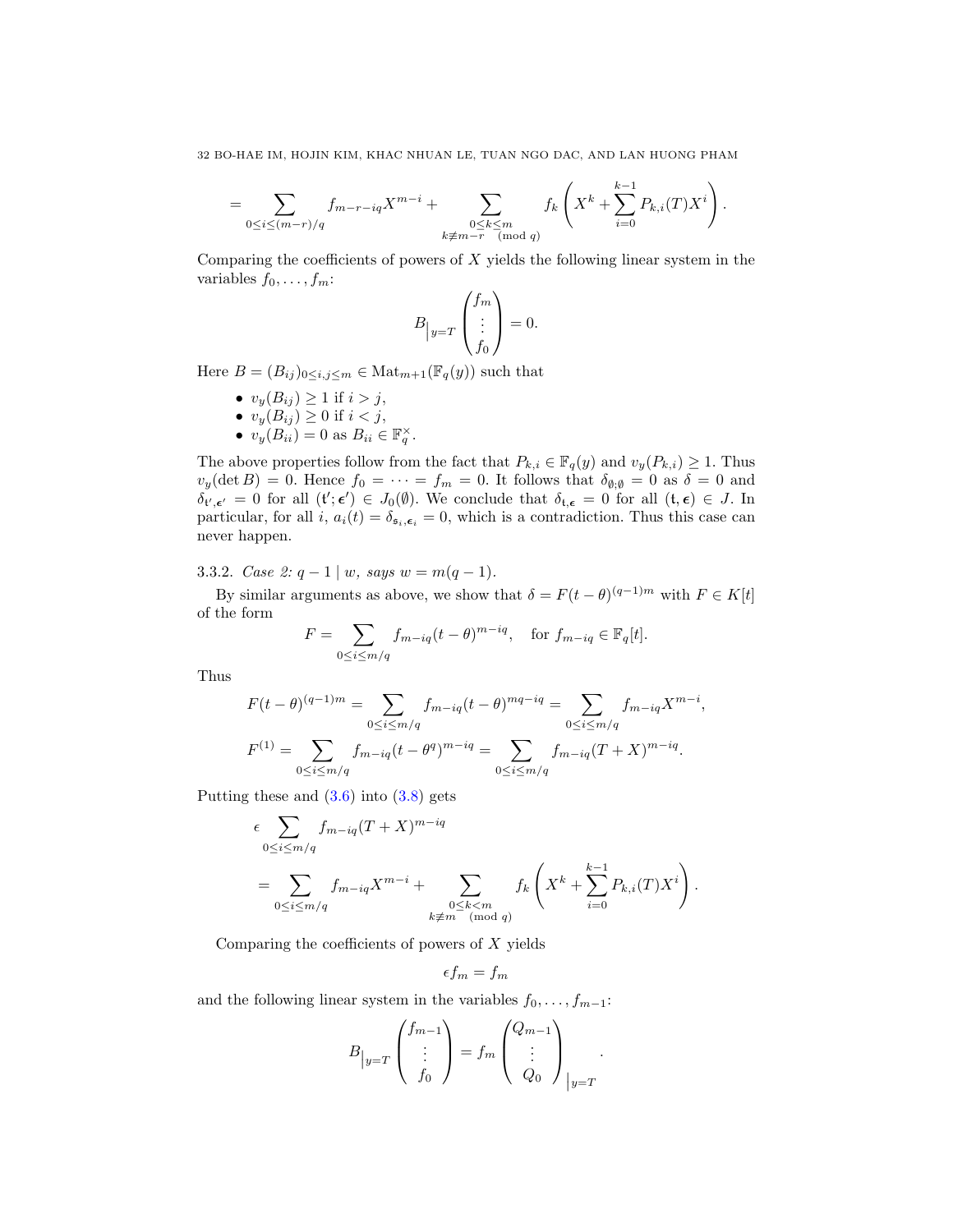$$= \sum_{0 \le i \le (m-r)/q} f_{m-r-iq} X^{m-i} + \sum_{\substack{0 \le k \le m \\ k \not\equiv m-r \pmod q}} f_k \left( X^k + \sum_{i=0}^{k-1} P_{k,i}(T) X^i \right).$$

Comparing the coefficients of powers of $X$ yields the following linear system in the variables $f_0, \dots, f_m$:

$$B_{\big|y=T} \begin{pmatrix} f_m \\ \vdots \\ f_0 \end{pmatrix} = 0.$$

Here $B = (B_{ij})_{0 \le i,j \le m} \in \mathrm{Mat}_{m+1}(\mathbb{F}_q(y))$ such that

- $v_y(B_{ij}) \ge 1$ if $i > j$,
- $v_y(B_{ij}) \ge 0$ if $i < j$,
- $v_y(B_{ii}) = 0$ as $B_{ii} \in \mathbb{F}_q^\times$.

The above properties follow from the fact that $P_{k,i} \in \mathbb{F}_q(y)$ and $v_y(P_{k,i}) \ge 1$. Thus $v_y(\det B) = 0$. Hence $f_0 = \dots = f_m = 0$. It follows that $\delta_{\emptyset;\emptyset} = 0$ as $\delta = 0$ and $\delta_{\mathfrak{t}',\boldsymbol{\epsilon}'} = 0$ for all $(\mathfrak{t}';\boldsymbol{\epsilon}') \in J_0(\emptyset)$. We conclude that $\delta_{\mathfrak{t},\boldsymbol{\epsilon}} = 0$ for all $(\mathfrak{t},\boldsymbol{\epsilon}) \in J$. In particular, for all $i$, $a_i(t) = \delta_{\mathfrak{s}_i,\boldsymbol{\epsilon}_i} = 0$, which is a contradiction. Thus this case can never happen.

3.3.2. *Case 2: $q-1 \mid w$, says $w = m(q-1)$.*

By similar arguments as above, we show that $\delta = F(t-\theta)^{(q-1)m}$ with $F \in K[t]$ of the form

$$F = \sum_{0 \le i \le m/q} f_{m-iq}(t-\theta)^{m-iq}, \quad \text{for } f_{m-iq} \in \mathbb{F}_q[t].$$

Thus

$$F(t-\theta)^{(q-1)m} = \sum_{0 \le i \le m/q} f_{m-iq}(t-\theta)^{mq-iq} = \sum_{0 \le i \le m/q} f_{m-iq} X^{m-i},$$

$$F^{(1)} = \sum_{0 \le i \le m/q} f_{m-iq}(t-\theta^q)^{m-iq} = \sum_{0 \le i \le m/q} f_{m-iq}(T+X)^{m-iq}.$$

Putting these and (3.6) into (3.8) gets

$$\epsilon \sum_{0 \le i \le m/q} f_{m-iq}(T+X)^{m-iq}$$
$$= \sum_{0 \le i \le m/q} f_{m-iq} X^{m-i} + \sum_{\substack{0 \le k < m \\ k \not\equiv m \pmod q}} f_k \left( X^k + \sum_{i=0}^{k-1} P_{k,i}(T) X^i \right).$$

Comparing the coefficients of powers of $X$ yields

$$\epsilon f_m = f_m$$

and the following linear system in the variables $f_0, \dots, f_{m-1}$:

$$B_{\big|y=T} \begin{pmatrix} f_{m-1} \\ \vdots \\ f_0 \end{pmatrix} = f_m \begin{pmatrix} Q_{m-1} \\ \vdots \\ Q_0 \end{pmatrix}_{\big|y=T}.$$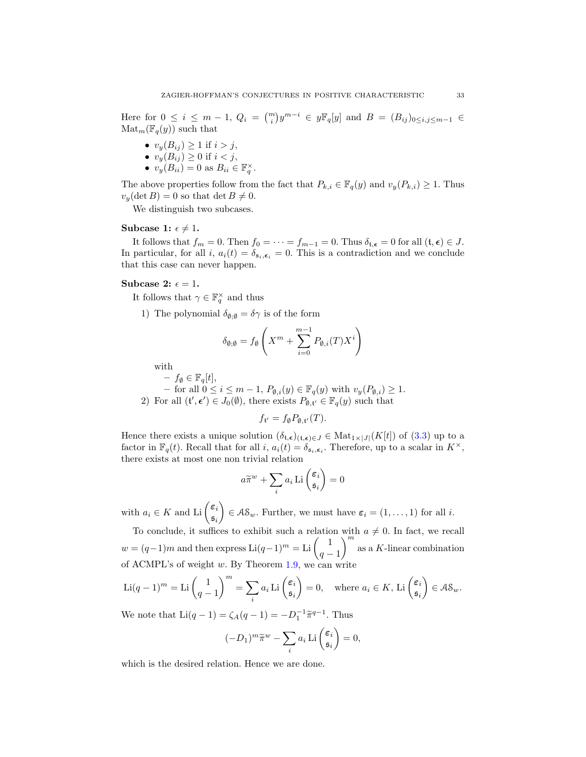Here for $0 \leq i \leq m-1$, $Q_i = \binom{m}{i} y^{m-i} \in y\mathbb{F}_q[y]$ and $B = (B_{ij})_{0 \leq i,j \leq m-1} \in \mathrm{Mat}_m(\mathbb{F}_q(y))$ such that

- $v_y(B_{ij}) \geq 1$ if $i > j$,
- $v_y(B_{ij}) \geq 0$ if $i < j$,
- $v_y(B_{ii}) = 0$ as $B_{ii} \in \mathbb{F}_q^\times$.

The above properties follow from the fact that $P_{k,i} \in \mathbb{F}_q(y)$ and $v_y(P_{k,i}) \geq 1$. Thus $v_y(\det B) = 0$ so that $\det B \neq 0$.

We distinguish two subcases.

**Subcase 1: $\epsilon \neq 1$.**

It follows that $f_m = 0$. Then $f_0 = \cdots = f_{m-1} = 0$. Thus $\delta_{\mathfrak{t},\boldsymbol{\epsilon}} = 0$ for all $(\mathfrak{t},\boldsymbol{\epsilon}) \in J$. In particular, for all $i$, $a_i(t) = \delta_{\mathfrak{s}_i,\boldsymbol{\epsilon}_i} = 0$. This is a contradiction and we conclude that this case can never happen.

**Subcase 2: $\epsilon = 1$.**

It follows that $\gamma \in \mathbb{F}_q^\times$ and thus

1) The polynomial $\delta_{\emptyset;\emptyset} = \delta\gamma$ is of the form

$$\delta_{\emptyset;\emptyset} = f_\emptyset \left( X^m + \sum_{i=0}^{m-1} P_{\emptyset,i}(T) X^i \right)$$

with
   - $f_\emptyset \in \mathbb{F}_q[t]$,
   - for all $0 \leq i \leq m-1$, $P_{\emptyset,i}(y) \in \mathbb{F}_q(y)$ with $v_y(P_{\emptyset,i}) \geq 1$.

2) For all $(\mathfrak{t}',\boldsymbol{\epsilon}') \in J_0(\emptyset)$, there exists $P_{\emptyset,\mathfrak{t}'} \in \mathbb{F}_q(y)$ such that

$$f_{\mathfrak{t}'} = f_\emptyset P_{\emptyset,\mathfrak{t}'}(T).$$

Hence there exists a unique solution $(\delta_{\mathfrak{t},\boldsymbol{\epsilon}})_{(\mathfrak{t},\boldsymbol{\epsilon}) \in J} \in \mathrm{Mat}_{1 \times |J|}(K[t])$ of (3.3) up to a factor in $\mathbb{F}_q(t)$. Recall that for all $i$, $a_i(t) = \delta_{\mathfrak{s}_i,\boldsymbol{\epsilon}_i}$. Therefore, up to a scalar in $K^\times$, there exists at most one non trivial relation

$$a\widetilde{\pi}^w + \sum_i a_i \operatorname{Li} \begin{pmatrix} \boldsymbol{\varepsilon}_i \\ \mathfrak{s}_i \end{pmatrix} = 0$$

with $a_i \in K$ and $\operatorname{Li} \begin{pmatrix} \boldsymbol{\varepsilon}_i \\ \mathfrak{s}_i \end{pmatrix} \in \mathcal{AS}_w$. Further, we must have $\boldsymbol{\varepsilon}_i = (1, \dots, 1)$ for all $i$.

To conclude, it suffices to exhibit such a relation with $a \neq 0$. In fact, we recall $w = (q-1)m$ and then express $\operatorname{Li}(q-1)^m = \operatorname{Li} \begin{pmatrix} 1 \\ q-1 \end{pmatrix}^m$ as a $K$-linear combination of ACMPL's of weight $w$. By Theorem 1.9, we can write

$$\operatorname{Li}(q-1)^m = \operatorname{Li} \begin{pmatrix} 1 \\ q-1 \end{pmatrix}^m = \sum_i a_i \operatorname{Li} \begin{pmatrix} \boldsymbol{\varepsilon}_i \\ \mathfrak{s}_i \end{pmatrix} = 0, \quad \text{where } a_i \in K, \operatorname{Li} \begin{pmatrix} \boldsymbol{\varepsilon}_i \\ \mathfrak{s}_i \end{pmatrix} \in \mathcal{AS}_w.$$

We note that $\operatorname{Li}(q-1) = \zeta_A(q-1) = -D_1^{-1} \widetilde{\pi}^{q-1}$. Thus

$$(-D_1)^m \widetilde{\pi}^w - \sum_i a_i \operatorname{Li} \begin{pmatrix} \boldsymbol{\varepsilon}_i \\ \mathfrak{s}_i \end{pmatrix} = 0,$$

which is the desired relation. Hence we are done.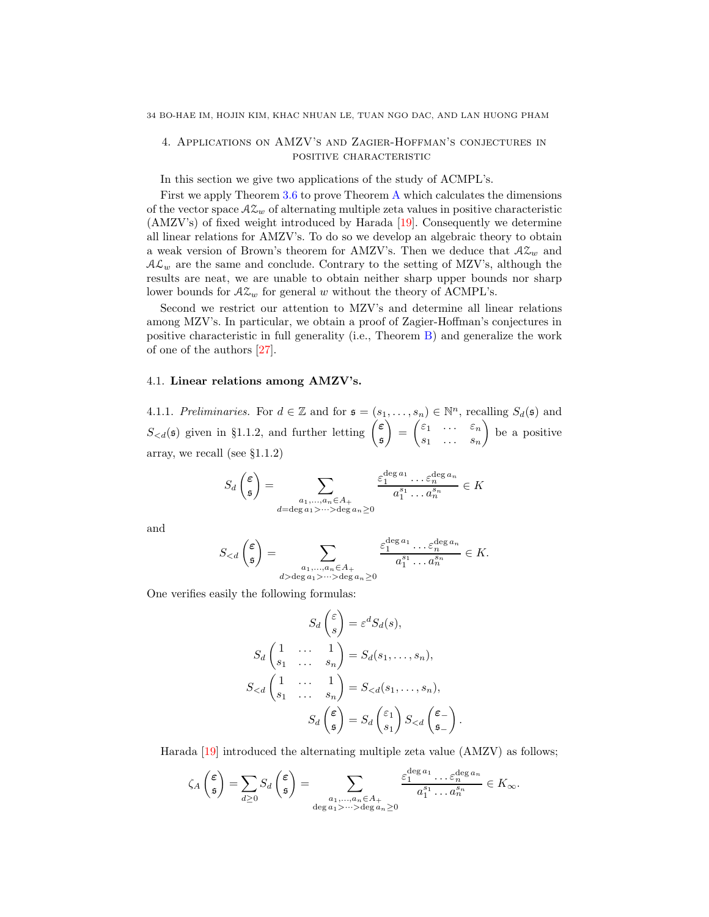## 4. Applications on AMZV's and Zagier-Hoffman's conjectures in positive characteristic

In this section we give two applications of the study of ACMPL's.

First we apply Theorem 3.6 to prove Theorem A which calculates the dimensions of the vector space $\mathcal{AZ}_w$ of alternating multiple zeta values in positive characteristic (AMZV's) of fixed weight introduced by Harada [19]. Consequently we determine all linear relations for AMZV's. To do so we develop an algebraic theory to obtain a weak version of Brown's theorem for AMZV's. Then we deduce that $\mathcal{AZ}_w$ and $\mathcal{AL}_w$ are the same and conclude. Contrary to the setting of MZV's, although the results are neat, we are unable to obtain neither sharp upper bounds nor sharp lower bounds for $\mathcal{AZ}_w$ for general $w$ without the theory of ACMPL's.

Second we restrict our attention to MZV's and determine all linear relations among MZV's. In particular, we obtain a proof of Zagier-Hoffman's conjectures in positive characteristic in full generality (i.e., Theorem B) and generalize the work of one of the authors [27].

### 4.1. Linear relations among AMZV's.

4.1.1. *Preliminaries.* For $d \in \mathbb{Z}$ and for $\mathfrak{s} = (s_1, \dots, s_n) \in \mathbb{N}^n$, recalling $S_d(\mathfrak{s})$ and $S_{<d}(\mathfrak{s})$ given in §1.1.2, and further letting $\begin{pmatrix} \boldsymbol{\varepsilon} \\ \mathfrak{s} \end{pmatrix} = \begin{pmatrix} \varepsilon_1 & \dots & \varepsilon_n \\ s_1 & \dots & s_n \end{pmatrix}$ be a positive array, we recall (see §1.1.2)

$$S_d \begin{pmatrix} \boldsymbol{\varepsilon} \\ \mathfrak{s} \end{pmatrix} = \sum_{\substack{a_1, \dots, a_n \in A_+ \\ d = \deg a_1 > \dots > \deg a_n \geq 0}} \frac{\varepsilon_1^{\deg a_1} \dots \varepsilon_n^{\deg a_n}}{a_1^{s_1} \dots a_n^{s_n}} \in K$$

and

$$S_{<d} \begin{pmatrix} \boldsymbol{\varepsilon} \\ \mathfrak{s} \end{pmatrix} = \sum_{\substack{a_1, \dots, a_n \in A_+ \\ d > \deg a_1 > \dots > \deg a_n \geq 0}} \frac{\varepsilon_1^{\deg a_1} \dots \varepsilon_n^{\deg a_n}}{a_1^{s_1} \dots a_n^{s_n}} \in K.$$

One verifies easily the following formulas:

$$S_d \begin{pmatrix} \varepsilon \\ s \end{pmatrix} = \varepsilon^d S_d(s),$$

$$S_d \begin{pmatrix} 1 & \dots & 1 \\ s_1 & \dots & s_n \end{pmatrix} = S_d(s_1, \dots, s_n),$$

$$S_{<d} \begin{pmatrix} 1 & \dots & 1 \\ s_1 & \dots & s_n \end{pmatrix} = S_{<d}(s_1, \dots, s_n),$$

$$S_d \begin{pmatrix} \boldsymbol{\varepsilon} \\ \mathfrak{s} \end{pmatrix} = S_d \begin{pmatrix} \varepsilon_1 \\ s_1 \end{pmatrix} S_{<d} \begin{pmatrix} \boldsymbol{\varepsilon}_- \\ \mathfrak{s}_- \end{pmatrix}.$$

Harada [19] introduced the alternating multiple zeta value (AMZV) as follows;

$$\zeta_A \begin{pmatrix} \boldsymbol{\varepsilon} \\ \mathfrak{s} \end{pmatrix} = \sum_{d \geq 0} S_d \begin{pmatrix} \boldsymbol{\varepsilon} \\ \mathfrak{s} \end{pmatrix} = \sum_{\substack{a_1, \dots, a_n \in A_+ \\ \deg a_1 > \dots > \deg a_n \geq 0}} \frac{\varepsilon_1^{\deg a_1} \dots \varepsilon_n^{\deg a_n}}{a_1^{s_1} \dots a_n^{s_n}} \in K_\infty.$$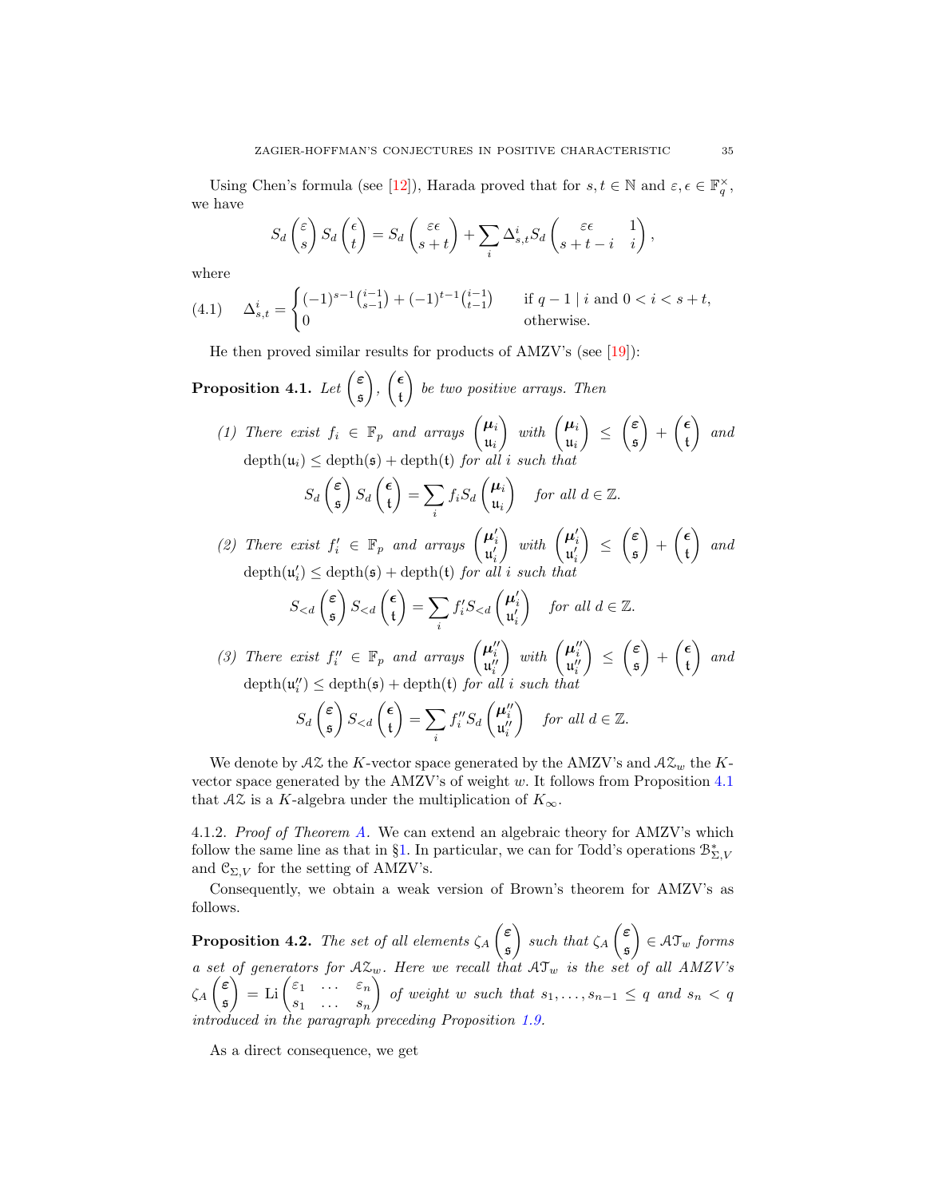Using Chen's formula (see [12]), Harada proved that for $s, t \in \mathbb{N}$ and $\varepsilon, \epsilon \in \mathbb{F}_q^\times$, we have

$$S_d \begin{pmatrix} \varepsilon \\ s \end{pmatrix} S_d \begin{pmatrix} \epsilon \\ t \end{pmatrix} = S_d \begin{pmatrix} \varepsilon\epsilon \\ s+t \end{pmatrix} + \sum_i \Delta_{s,t}^i S_d \begin{pmatrix} \varepsilon\epsilon & 1 \\ s+t-i & i \end{pmatrix},$$

where

$$\Delta_{s,t}^i = \begin{cases} (-1)^{s-1}\binom{i-1}{s-1} + (-1)^{t-1}\binom{i-1}{t-1} & \text{if } q-1 \mid i \text{ and } 0 < i < s+t, \\ 0 & \text{otherwise.} \end{cases} \tag{4.1}$$

He then proved similar results for products of AMZV's (see [19]):

**Proposition 4.1.** *Let* $\begin{pmatrix} \boldsymbol{\varepsilon} \\ \mathfrak{s} \end{pmatrix}$, $\begin{pmatrix} \boldsymbol{\epsilon} \\ \mathfrak{t} \end{pmatrix}$ *be two positive arrays. Then*

*(1) There exist $f_i \in \mathbb{F}_p$ and arrays $\begin{pmatrix} \boldsymbol{\mu}_i \\ \mathfrak{u}_i \end{pmatrix}$ with $\begin{pmatrix} \boldsymbol{\mu}_i \\ \mathfrak{u}_i \end{pmatrix} \leq \begin{pmatrix} \boldsymbol{\varepsilon} \\ \mathfrak{s} \end{pmatrix} + \begin{pmatrix} \boldsymbol{\epsilon} \\ \mathfrak{t} \end{pmatrix}$ and $\operatorname{depth}(\mathfrak{u}_i) \leq \operatorname{depth}(\mathfrak{s}) + \operatorname{depth}(\mathfrak{t})$ for all $i$ such that*

$$S_d \begin{pmatrix} \boldsymbol{\varepsilon} \\ \mathfrak{s} \end{pmatrix} S_d \begin{pmatrix} \boldsymbol{\epsilon} \\ \mathfrak{t} \end{pmatrix} = \sum_i f_i S_d \begin{pmatrix} \boldsymbol{\mu}_i \\ \mathfrak{u}_i \end{pmatrix} \quad \text{for all } d \in \mathbb{Z}.$$

*(2) There exist $f'_i \in \mathbb{F}_p$ and arrays $\begin{pmatrix} \boldsymbol{\mu}'_i \\ \mathfrak{u}'_i \end{pmatrix}$ with $\begin{pmatrix} \boldsymbol{\mu}'_i \\ \mathfrak{u}'_i \end{pmatrix} \leq \begin{pmatrix} \boldsymbol{\varepsilon} \\ \mathfrak{s} \end{pmatrix} + \begin{pmatrix} \boldsymbol{\epsilon} \\ \mathfrak{t} \end{pmatrix}$ and $\operatorname{depth}(\mathfrak{u}'_i) \leq \operatorname{depth}(\mathfrak{s}) + \operatorname{depth}(\mathfrak{t})$ for all $i$ such that*

$$S_{<d} \begin{pmatrix} \boldsymbol{\varepsilon} \\ \mathfrak{s} \end{pmatrix} S_{<d} \begin{pmatrix} \boldsymbol{\epsilon} \\ \mathfrak{t} \end{pmatrix} = \sum_i f'_i S_{<d} \begin{pmatrix} \boldsymbol{\mu}'_i \\ \mathfrak{u}'_i \end{pmatrix} \quad \text{for all } d \in \mathbb{Z}.$$

*(3) There exist $f''_i \in \mathbb{F}_p$ and arrays $\begin{pmatrix} \boldsymbol{\mu}''_i \\ \mathfrak{u}''_i \end{pmatrix}$ with $\begin{pmatrix} \boldsymbol{\mu}''_i \\ \mathfrak{u}''_i \end{pmatrix} \leq \begin{pmatrix} \boldsymbol{\varepsilon} \\ \mathfrak{s} \end{pmatrix} + \begin{pmatrix} \boldsymbol{\epsilon} \\ \mathfrak{t} \end{pmatrix}$ and $\operatorname{depth}(\mathfrak{u}''_i) \leq \operatorname{depth}(\mathfrak{s}) + \operatorname{depth}(\mathfrak{t})$ for all $i$ such that*

$$S_d \begin{pmatrix} \boldsymbol{\varepsilon} \\ \mathfrak{s} \end{pmatrix} S_{<d} \begin{pmatrix} \boldsymbol{\epsilon} \\ \mathfrak{t} \end{pmatrix} = \sum_i f''_i S_d \begin{pmatrix} \boldsymbol{\mu}''_i \\ \mathfrak{u}''_i \end{pmatrix} \quad \text{for all } d \in \mathbb{Z}.$$

We denote by $\mathcal{AZ}$ the $K$-vector space generated by the AMZV's and $\mathcal{AZ}_w$ the $K$-vector space generated by the AMZV's of weight $w$. It follows from Proposition 4.1 that $\mathcal{AZ}$ is a $K$-algebra under the multiplication of $K_\infty$.

4.1.2. *Proof of Theorem A.* We can extend an algebraic theory for AMZV's which follow the same line as that in §1. In particular, we can for Todd's operations $\mathcal{B}^*_{\Sigma,V}$ and $\mathcal{C}_{\Sigma,V}$ for the setting of AMZV's.

Consequently, we obtain a weak version of Brown's theorem for AMZV's as follows.

**Proposition 4.2.** *The set of all elements $\zeta_A \begin{pmatrix} \boldsymbol{\varepsilon} \\ \mathfrak{s} \end{pmatrix}$ such that $\zeta_A \begin{pmatrix} \boldsymbol{\varepsilon} \\ \mathfrak{s} \end{pmatrix} \in \mathcal{AT}_w$ forms a set of generators for $\mathcal{AZ}_w$. Here we recall that $\mathcal{AT}_w$ is the set of all AMZV's $\zeta_A \begin{pmatrix} \boldsymbol{\varepsilon} \\ \mathfrak{s} \end{pmatrix} = \operatorname{Li} \begin{pmatrix} \varepsilon_1 & \dots & \varepsilon_n \\ s_1 & \dots & s_n \end{pmatrix}$ of weight $w$ such that $s_1, \dots, s_{n-1} \leq q$ and $s_n < q$ introduced in the paragraph preceding Proposition 1.9.*

As a direct consequence, we get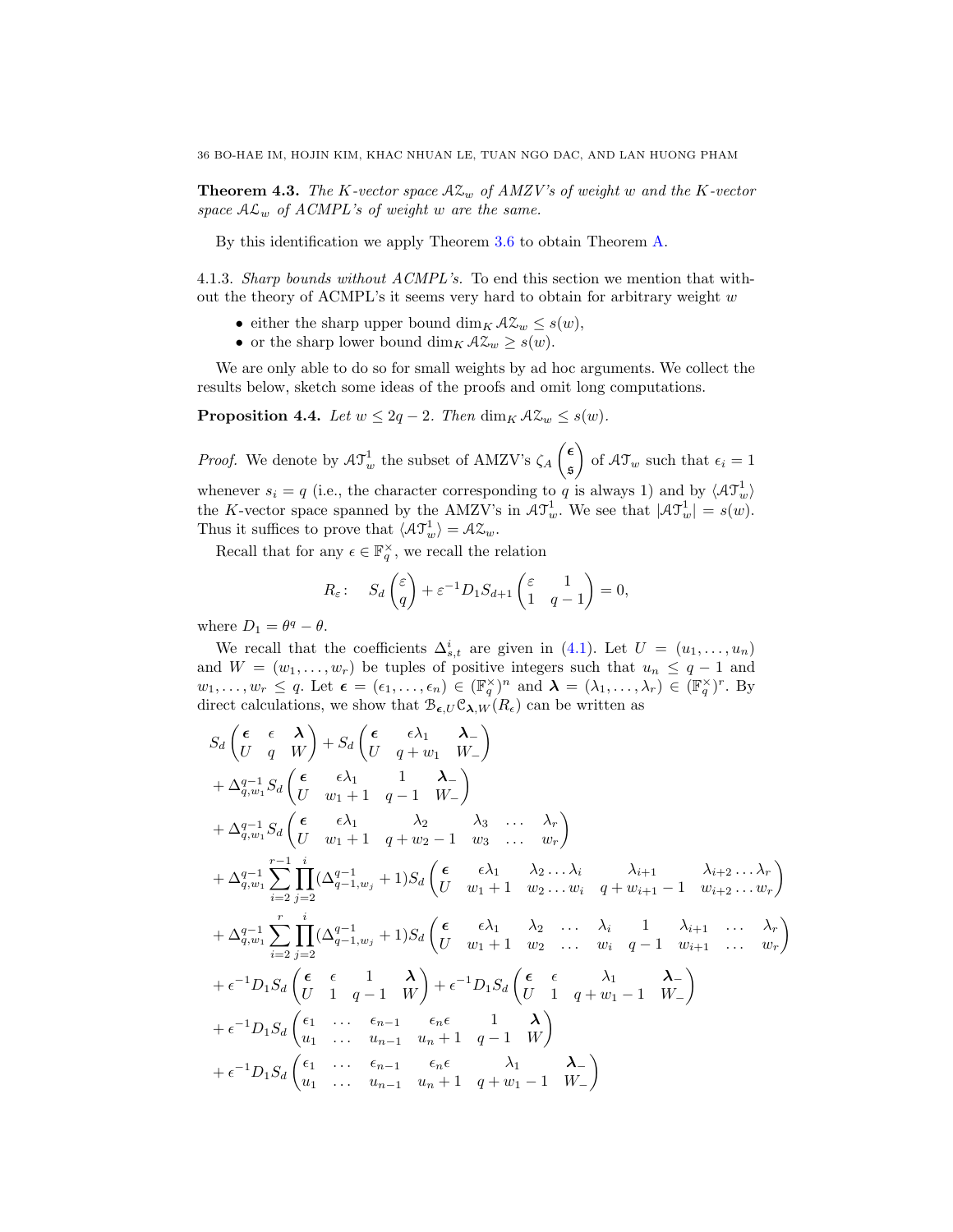**Theorem 4.3.** *The $K$-vector space $\mathcal{AZ}_w$ of AMZV's of weight $w$ and the $K$-vector space $\mathcal{AL}_w$ of ACMPL's of weight $w$ are the same.*

By this identification we apply Theorem 3.6 to obtain Theorem A.

4.1.3. *Sharp bounds without ACMPL's.* To end this section we mention that without the theory of ACMPL's it seems very hard to obtain for arbitrary weight $w$

- either the sharp upper bound $\dim_K \mathcal{AZ}_w \le s(w)$,
- or the sharp lower bound $\dim_K \mathcal{AZ}_w \ge s(w)$.

We are only able to do so for small weights by ad hoc arguments. We collect the results below, sketch some ideas of the proofs and omit long computations.

**Proposition 4.4.** *Let $w \le 2q-2$. Then $\dim_K \mathcal{AZ}_w \le s(w)$.*

*Proof.* We denote by $\mathcal{AT}^1_w$ the subset of AMZV's $\zeta_A \begin{pmatrix} \boldsymbol{\epsilon} \\ \mathfrak{s} \end{pmatrix}$ of $\mathcal{AT}_w$ such that $\epsilon_i = 1$ whenever $s_i = q$ (i.e., the character corresponding to $q$ is always 1) and by $\langle \mathcal{AT}^1_w \rangle$ the $K$-vector space spanned by the AMZV's in $\mathcal{AT}^1_w$. We see that $|\mathcal{AT}^1_w| = s(w)$. Thus it suffices to prove that $\langle \mathcal{AT}^1_w \rangle = \mathcal{AZ}_w$.

Recall that for any $\epsilon \in \mathbb{F}_q^\times$, we recall the relation

$$R_\varepsilon : \quad S_d \begin{pmatrix} \varepsilon \\ q \end{pmatrix} + \varepsilon^{-1} D_1 S_{d+1} \begin{pmatrix} \varepsilon & 1 \\ 1 & q-1 \end{pmatrix} = 0,$$

where $D_1 = \theta^q - \theta$.

We recall that the coefficients $\Delta^i_{s,t}$ are given in (4.1). Let $U = (u_1, \dots, u_n)$ and $W = (w_1, \dots, w_r)$ be tuples of positive integers such that $u_n \le q-1$ and $w_1, \dots, w_r \le q$. Let $\boldsymbol{\epsilon} = (\epsilon_1, \dots, \epsilon_n) \in (\mathbb{F}_q^\times)^n$ and $\boldsymbol{\lambda} = (\lambda_1, \dots, \lambda_r) \in (\mathbb{F}_q^\times)^r$. By direct calculations, we show that $\mathcal{B}_{\boldsymbol{\epsilon},U} \mathcal{C}_{\boldsymbol{\lambda},W}(R_\epsilon)$ can be written as

$$\begin{aligned}
& S_d \begin{pmatrix} \boldsymbol{\epsilon} & \epsilon & \boldsymbol{\lambda} \\ U & q & W \end{pmatrix} + S_d \begin{pmatrix} \boldsymbol{\epsilon} & \epsilon\lambda_1 & \boldsymbol{\lambda}_- \\ U & q+w_1 & W_- \end{pmatrix} \\
& + \Delta^{q-1}_{q,w_1} S_d \begin{pmatrix} \boldsymbol{\epsilon} & \epsilon\lambda_1 & 1 & \boldsymbol{\lambda}_- \\ U & w_1+1 & q-1 & W_- \end{pmatrix} \\
& + \Delta^{q-1}_{q,w_1} S_d \begin{pmatrix} \boldsymbol{\epsilon} & \epsilon\lambda_1 & \lambda_2 & \lambda_3 & \dots & \lambda_r \\ U & w_1+1 & q+w_2-1 & w_3 & \dots & w_r \end{pmatrix} \\
& + \Delta^{q-1}_{q,w_1} \sum_{i=2}^{r-1} \prod_{j=2}^{i} (\Delta^{q-1}_{q-1,w_j} + 1) S_d \begin{pmatrix} \boldsymbol{\epsilon} & \epsilon\lambda_1 & \lambda_2 \dots \lambda_i & \lambda_{i+1} & \lambda_{i+2} \dots \lambda_r \\ U & w_1+1 & w_2 \dots w_i & q+w_{i+1}-1 & w_{i+2} \dots w_r \end{pmatrix} \\
& + \Delta^{q-1}_{q,w_1} \sum_{i=2}^{r} \prod_{j=2}^{i} (\Delta^{q-1}_{q-1,w_j} + 1) S_d \begin{pmatrix} \boldsymbol{\epsilon} & \epsilon\lambda_1 & \lambda_2 & \dots & \lambda_i & 1 & \lambda_{i+1} & \dots & \lambda_r \\ U & w_1+1 & w_2 & \dots & w_i & q-1 & w_{i+1} & \dots & w_r \end{pmatrix} \\
& + \epsilon^{-1} D_1 S_d \begin{pmatrix} \boldsymbol{\epsilon} & \epsilon & 1 & \boldsymbol{\lambda} \\ U & 1 & q-1 & W \end{pmatrix} + \epsilon^{-1} D_1 S_d \begin{pmatrix} \boldsymbol{\epsilon} & \epsilon & \lambda_1 & \boldsymbol{\lambda}_- \\ U & 1 & q+w_1-1 & W_- \end{pmatrix} \\
& + \epsilon^{-1} D_1 S_d \begin{pmatrix} \epsilon_1 & \dots & \epsilon_{n-1} & \epsilon_n\epsilon & 1 & \boldsymbol{\lambda} \\ u_1 & \dots & u_{n-1} & u_n+1 & q-1 & W \end{pmatrix} \\
& + \epsilon^{-1} D_1 S_d \begin{pmatrix} \epsilon_1 & \dots & \epsilon_{n-1} & \epsilon_n\epsilon & \lambda_1 & \boldsymbol{\lambda}_- \\ u_1 & \dots & u_{n-1} & u_n+1 & q+w_1-1 & W_- \end{pmatrix}
\end{aligned}$$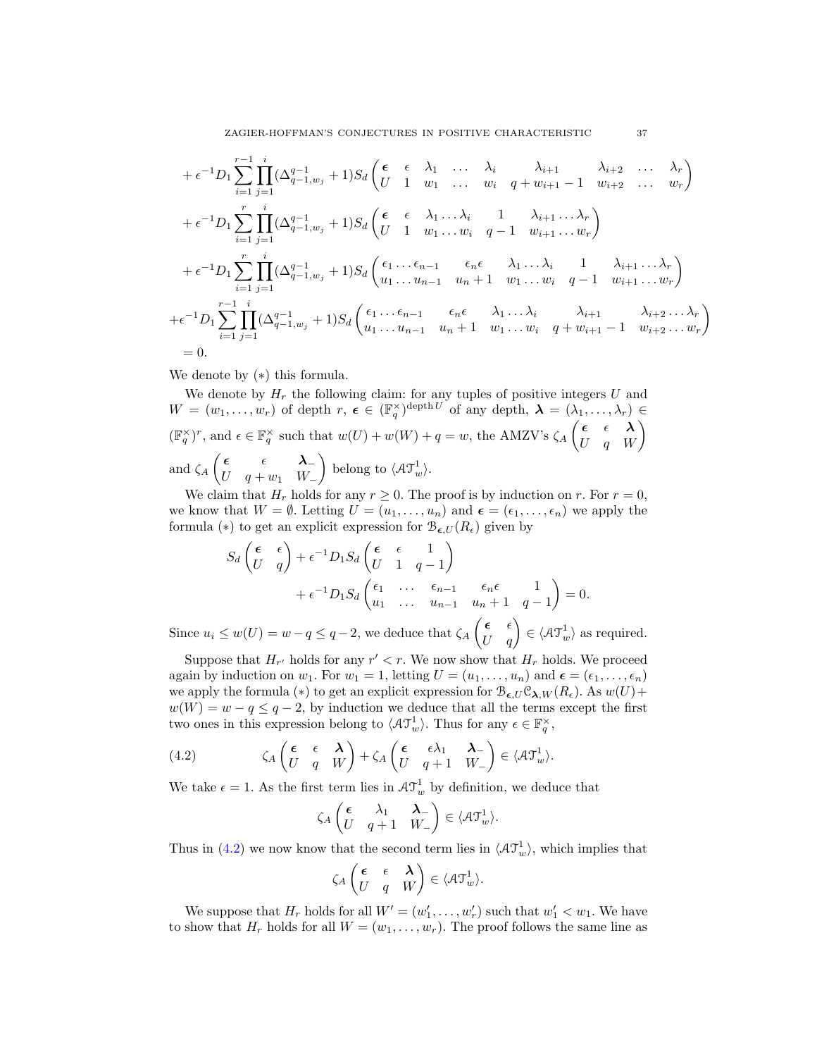$$
\begin{aligned}
&+\epsilon^{-1} D_1 \sum_{i=1}^{r-1} \prod_{j=1}^{i} (\Delta_{q-1,w_j}^{q-1}+1) S_d \begin{pmatrix} \boldsymbol{\epsilon} & \epsilon & \lambda_1 & \dots & \lambda_i & \lambda_{i+1} & \lambda_{i+2} & \dots & \lambda_r \\ U & 1 & w_1 & \dots & w_i & q+w_{i+1}-1 & w_{i+2} & \dots & w_r \end{pmatrix} \\
&+\epsilon^{-1} D_1 \sum_{i=1}^{r} \prod_{j=1}^{i} (\Delta_{q-1,w_j}^{q-1}+1) S_d \begin{pmatrix} \boldsymbol{\epsilon} & \epsilon & \lambda_1 \dots \lambda_i & 1 & \lambda_{i+1} \dots \lambda_r \\ U & 1 & w_1 \dots w_i & q-1 & w_{i+1} \dots w_r \end{pmatrix} \\
&+\epsilon^{-1} D_1 \sum_{i=1}^{r} \prod_{j=1}^{i} (\Delta_{q-1,w_j}^{q-1}+1) S_d \begin{pmatrix} \epsilon_1 \dots \epsilon_{n-1} & \epsilon_n \epsilon & \lambda_1 \dots \lambda_i & 1 & \lambda_{i+1} \dots \lambda_r \\ u_1 \dots u_{n-1} & u_n+1 & w_1 \dots w_i & q-1 & w_{i+1} \dots w_r \end{pmatrix} \\
&+\epsilon^{-1} D_1 \sum_{i=1}^{r-1} \prod_{j=1}^{i} (\Delta_{q-1,w_j}^{q-1}+1) S_d \begin{pmatrix} \epsilon_1 \dots \epsilon_{n-1} & \epsilon_n \epsilon & \lambda_1 \dots \lambda_i & \lambda_{i+1} & \lambda_{i+2} \dots \lambda_r \\ u_1 \dots u_{n-1} & u_n+1 & w_1 \dots w_i & q+w_{i+1}-1 & w_{i+2} \dots w_r \end{pmatrix} \\
&= 0.
\end{aligned}
$$

We denote by $(*)$ this formula.

We denote by $H_r$ the following claim: for any tuples of positive integers $U$ and $W = (w_1, \dots, w_r)$ of depth $r$, $\boldsymbol{\epsilon} \in (\mathbb{F}_q^\times)^{\operatorname{depth} U}$ of any depth, $\boldsymbol{\lambda} = (\lambda_1, \dots, \lambda_r) \in (\mathbb{F}_q^\times)^r$, and $\epsilon \in \mathbb{F}_q^\times$ such that $w(U) + w(W) + q = w$, the AMZV's $\zeta_A \begin{pmatrix} \boldsymbol{\epsilon} & \epsilon & \boldsymbol{\lambda} \\ U & q & W \end{pmatrix}$ and $\zeta_A \begin{pmatrix} \boldsymbol{\epsilon} & \epsilon & \boldsymbol{\lambda}_- \\ U & q+w_1 & W_- \end{pmatrix}$ belong to $\langle \mathcal{AT}_w^1 \rangle$.

We claim that $H_r$ holds for any $r \geq 0$. The proof is by induction on $r$. For $r = 0$, we know that $W = \emptyset$. Letting $U = (u_1, \dots, u_n)$ and $\boldsymbol{\epsilon} = (\epsilon_1, \dots, \epsilon_n)$ we apply the formula $(*)$ to get an explicit expression for $\mathcal{B}_{\boldsymbol{\epsilon},U}(R_\epsilon)$ given by

$$
\begin{aligned}
S_d \begin{pmatrix} \boldsymbol{\epsilon} & \epsilon \\ U & q \end{pmatrix} &+ \epsilon^{-1} D_1 S_d \begin{pmatrix} \boldsymbol{\epsilon} & \epsilon & 1 \\ U & 1 & q-1 \end{pmatrix} \\
&+ \epsilon^{-1} D_1 S_d \begin{pmatrix} \epsilon_1 & \dots & \epsilon_{n-1} & \epsilon_n \epsilon & 1 \\ u_1 & \dots & u_{n-1} & u_n+1 & q-1 \end{pmatrix} = 0.
\end{aligned}
$$

Since $u_i \leq w(U) = w - q \leq q - 2$, we deduce that $\zeta_A \begin{pmatrix} \boldsymbol{\epsilon} & \epsilon \\ U & q \end{pmatrix} \in \langle \mathcal{AT}_w^1 \rangle$ as required.

Suppose that $H_{r'}$ holds for any $r' < r$. We now show that $H_r$ holds. We proceed again by induction on $w_1$. For $w_1 = 1$, letting $U = (u_1, \dots, u_n)$ and $\boldsymbol{\epsilon} = (\epsilon_1, \dots, \epsilon_n)$ we apply the formula $(*)$ to get an explicit expression for $\mathcal{B}_{\boldsymbol{\epsilon},U} \mathcal{C}_{\boldsymbol{\lambda},W}(R_\epsilon)$. As $w(U) + w(W) = w - q \leq q - 2$, by induction we deduce that all the terms except the first two ones in this expression belong to $\langle \mathcal{AT}_w^1 \rangle$. Thus for any $\epsilon \in \mathbb{F}_q^\times$,

$$
\zeta_A \begin{pmatrix} \boldsymbol{\epsilon} & \epsilon & \boldsymbol{\lambda} \\ U & q & W \end{pmatrix} + \zeta_A \begin{pmatrix} \boldsymbol{\epsilon} & \epsilon \lambda_1 & \boldsymbol{\lambda}_- \\ U & q+1 & W_- \end{pmatrix} \in \langle \mathcal{AT}_w^1 \rangle. \tag{4.2}
$$

We take $\epsilon = 1$. As the first term lies in $\mathcal{AT}_w^1$ by definition, we deduce that

$$
\zeta_A \begin{pmatrix} \boldsymbol{\epsilon} & \lambda_1 & \boldsymbol{\lambda}_- \\ U & q+1 & W_- \end{pmatrix} \in \langle \mathcal{AT}_w^1 \rangle.
$$

Thus in (4.2) we now know that the second term lies in $\langle \mathcal{AT}_w^1 \rangle$, which implies that

$$
\zeta_A \begin{pmatrix} \boldsymbol{\epsilon} & \epsilon & \boldsymbol{\lambda} \\ U & q & W \end{pmatrix} \in \langle \mathcal{AT}_w^1 \rangle.
$$

We suppose that $H_r$ holds for all $W' = (w'_1, \dots, w'_r)$ such that $w'_1 < w_1$. We have to show that $H_r$ holds for all $W = (w_1, \dots, w_r)$. The proof follows the same line as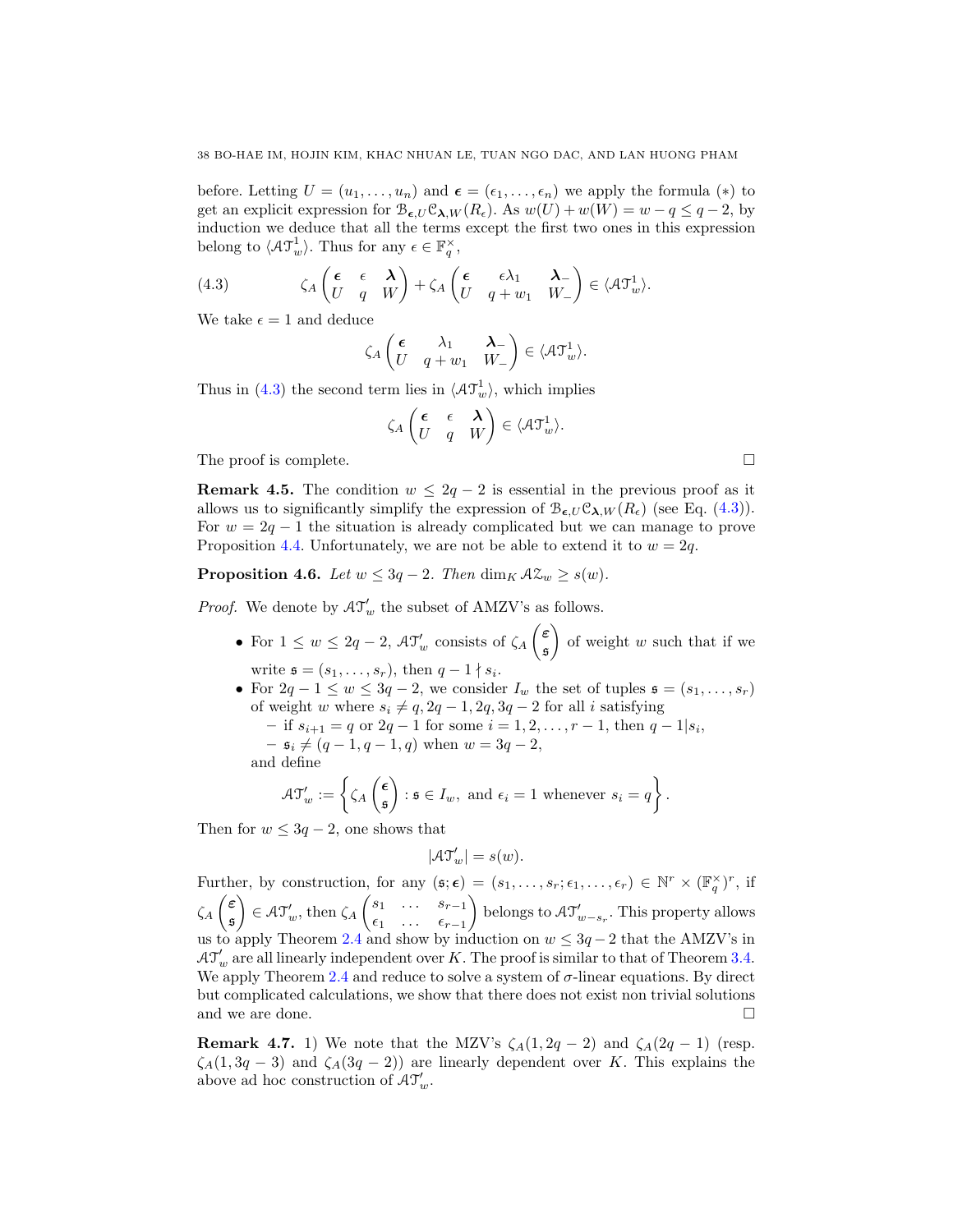before. Letting $U = (u_1, \dots, u_n)$ and $\boldsymbol{\epsilon} = (\epsilon_1, \dots, \epsilon_n)$ we apply the formula $(*)$ to get an explicit expression for $\mathcal{B}_{\boldsymbol{\epsilon},U}\mathcal{C}_{\boldsymbol{\lambda},W}(R_\epsilon)$. As $w(U) + w(W) = w - q \le q - 2$, by induction we deduce that all the terms except the first two ones in this expression belong to $\langle \mathcal{AT}^1_w \rangle$. Thus for any $\epsilon \in \mathbb{F}_q^\times$,

$$\zeta_A \begin{pmatrix} \boldsymbol{\epsilon} & \epsilon & \boldsymbol{\lambda} \\ U & q & W \end{pmatrix} + \zeta_A \begin{pmatrix} \boldsymbol{\epsilon} & \epsilon\lambda_1 & \boldsymbol{\lambda}_- \\ U & q + w_1 & W_- \end{pmatrix} \in \langle \mathcal{AT}^1_w \rangle. \tag{4.3}$$

We take $\epsilon = 1$ and deduce

$$\zeta_A \begin{pmatrix} \boldsymbol{\epsilon} & \lambda_1 & \boldsymbol{\lambda}_- \\ U & q + w_1 & W_- \end{pmatrix} \in \langle \mathcal{AT}^1_w \rangle.$$

Thus in (4.3) the second term lies in $\langle \mathcal{AT}^1_w \rangle$, which implies

$$\zeta_A \begin{pmatrix} \boldsymbol{\epsilon} & \epsilon & \boldsymbol{\lambda} \\ U & q & W \end{pmatrix} \in \langle \mathcal{AT}^1_w \rangle.$$

The proof is complete. □

**Remark 4.5.** The condition $w \le 2q - 2$ is essential in the previous proof as it allows us to significantly simplify the expression of $\mathcal{B}_{\boldsymbol{\epsilon},U}\mathcal{C}_{\boldsymbol{\lambda},W}(R_\epsilon)$ (see Eq. (4.3)). For $w = 2q - 1$ the situation is already complicated but we can manage to prove Proposition 4.4. Unfortunately, we are not be able to extend it to $w = 2q$.

**Proposition 4.6.** *Let $w \le 3q - 2$. Then $\dim_K \mathcal{AZ}_w \ge s(w)$.*

*Proof.* We denote by $\mathcal{AT}'_w$ the subset of AMZV's as follows.

- For $1 \le w \le 2q - 2$, $\mathcal{AT}'_w$ consists of $\zeta_A \begin{pmatrix} \boldsymbol{\varepsilon} \\ \mathfrak{s} \end{pmatrix}$ of weight $w$ such that if we write $\mathfrak{s} = (s_1, \dots, s_r)$, then $q - 1 \nmid s_i$.
- For $2q - 1 \le w \le 3q - 2$, we consider $I_w$ the set of tuples $\mathfrak{s} = (s_1, \dots, s_r)$ of weight $w$ where $s_i \ne q, 2q - 1, 2q, 3q - 2$ for all $i$ satisfying
  - if $s_{i+1} = q$ or $2q - 1$ for some $i = 1, 2, \dots, r - 1$, then $q - 1 | s_i$,
  - $\mathfrak{s} \ne (q - 1, q - 1, q)$ when $w = 3q - 2$,

  and define

$$\mathcal{AT}'_w := \left\{ \zeta_A \begin{pmatrix} \boldsymbol{\epsilon} \\ \mathfrak{s} \end{pmatrix} : \mathfrak{s} \in I_w, \text{ and } \epsilon_i = 1 \text{ whenever } s_i = q \right\}.$$

Then for $w \le 3q - 2$, one shows that

$$|\mathcal{AT}'_w| = s(w).$$

Further, by construction, for any $(\mathfrak{s}; \boldsymbol{\epsilon}) = (s_1, \dots, s_r; \epsilon_1, \dots, \epsilon_r) \in \mathbb{N}^r \times (\mathbb{F}_q^\times)^r$, if $\zeta_A \begin{pmatrix} \boldsymbol{\varepsilon} \\ \mathfrak{s} \end{pmatrix} \in \mathcal{AT}'_w$, then $\zeta_A \begin{pmatrix} s_1 & \dots & s_{r-1} \\ \epsilon_1 & \dots & \epsilon_{r-1} \end{pmatrix}$ belongs to $\mathcal{AT}'_{w-s_r}$. This property allows us to apply Theorem 2.4 and show by induction on $w \le 3q - 2$ that the AMZV's in $\mathcal{AT}'_w$ are all linearly independent over $K$. The proof is similar to that of Theorem 3.4. We apply Theorem 2.4 and reduce to solve a system of $\sigma$-linear equations. By direct but complicated calculations, we show that there does not exist non trivial solutions and we are done. □

**Remark 4.7.** 1) We note that the MZV's $\zeta_A(1, 2q - 2)$ and $\zeta_A(2q - 1)$ (resp. $\zeta_A(1, 3q - 3)$ and $\zeta_A(3q - 2)$) are linearly dependent over $K$. This explains the above ad hoc construction of $\mathcal{AT}'_w$.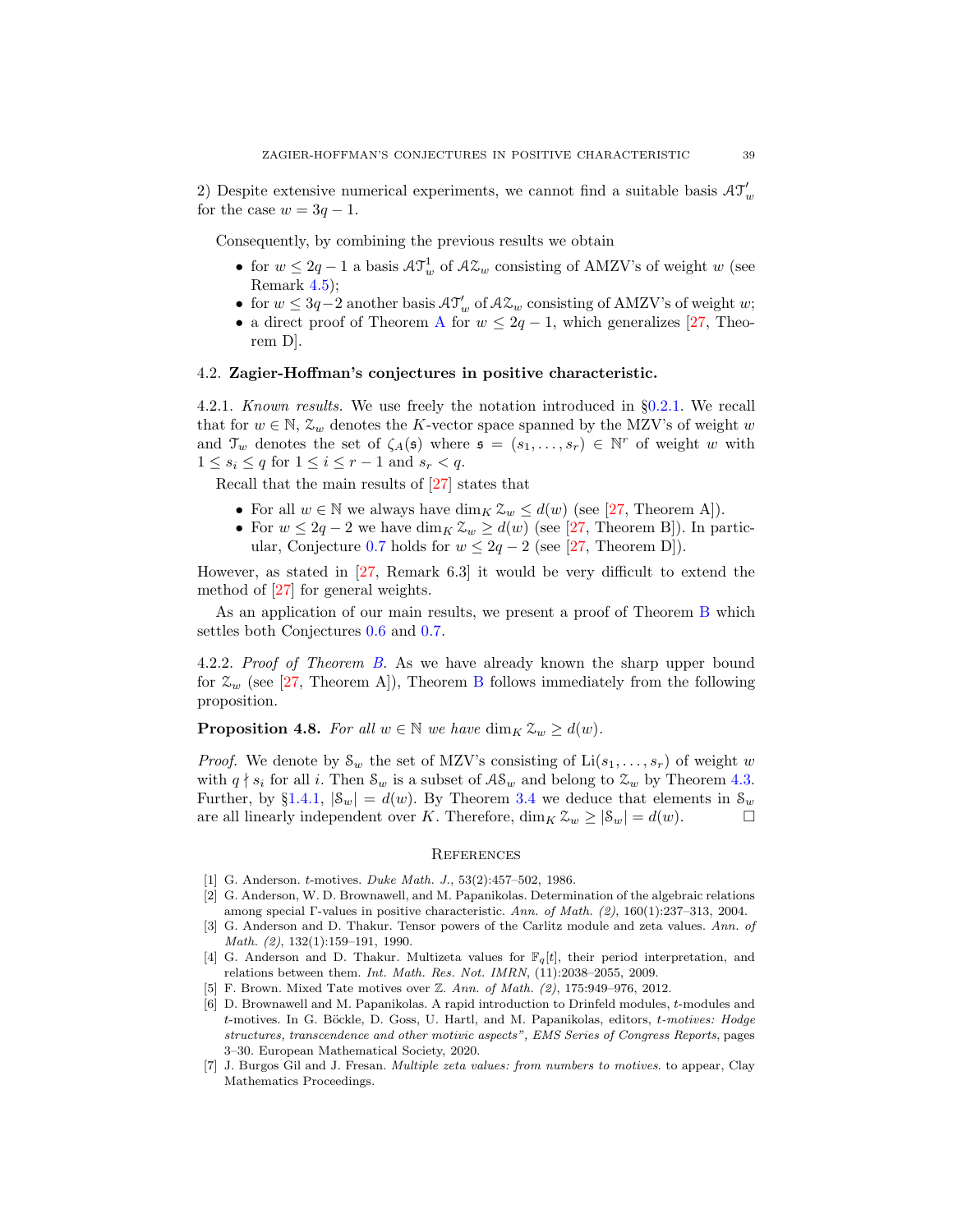2) Despite extensive numerical experiments, we cannot find a suitable basis $\mathcal{AT}'_w$ for the case $w = 3q-1$.

Consequently, by combining the previous results we obtain

- for $w \leq 2q-1$ a basis $\mathcal{AT}^1_w$ of $\mathcal{AZ}_w$ consisting of AMZV's of weight $w$ (see Remark 4.5);
- for $w \leq 3q-2$ another basis $\mathcal{AT}'_w$ of $\mathcal{AZ}_w$ consisting of AMZV's of weight $w$;
- a direct proof of Theorem A for $w \leq 2q-1$, which generalizes [27, Theorem D].

### 4.2. Zagier-Hoffman's conjectures in positive characteristic.

4.2.1. *Known results.* We use freely the notation introduced in §0.2.1. We recall that for $w \in \mathbb{N}$, $\mathcal{Z}_w$ denotes the $K$-vector space spanned by the MZV's of weight $w$ and $\mathcal{T}_w$ denotes the set of $\zeta_A(\mathfrak{s})$ where $\mathfrak{s} = (s_1, \dots, s_r) \in \mathbb{N}^r$ of weight $w$ with $1 \leq s_i \leq q$ for $1 \leq i \leq r-1$ and $s_r < q$.

Recall that the main results of [27] states that

- For all $w \in \mathbb{N}$ we always have $\dim_K \mathcal{Z}_w \leq d(w)$ (see [27, Theorem A]).
- For $w \leq 2q-2$ we have $\dim_K \mathcal{Z}_w \geq d(w)$ (see [27, Theorem B]). In particular, Conjecture 0.7 holds for $w \leq 2q-2$ (see [27, Theorem D]).

However, as stated in [27, Remark 6.3] it would be very difficult to extend the method of [27] for general weights.

As an application of our main results, we present a proof of Theorem B which settles both Conjectures 0.6 and 0.7.

4.2.2. *Proof of Theorem B.* As we have already known the sharp upper bound for $\mathcal{Z}_w$ (see [27, Theorem A]), Theorem B follows immediately from the following proposition.

**Proposition 4.8.** *For all $w \in \mathbb{N}$ we have $\dim_K \mathcal{Z}_w \geq d(w)$.*

*Proof.* We denote by $\mathcal{S}_w$ the set of MZV's consisting of $\operatorname{Li}(s_1, \dots, s_r)$ of weight $w$ with $q \nmid s_i$ for all $i$. Then $\mathcal{S}_w$ is a subset of $\mathcal{AS}_w$ and belong to $\mathcal{Z}_w$ by Theorem 4.3. Further, by §1.4.1, $|\mathcal{S}_w| = d(w)$. By Theorem 3.4 we deduce that elements in $\mathcal{S}_w$ are all linearly independent over $K$. Therefore, $\dim_K \mathcal{Z}_w \geq |\mathcal{S}_w| = d(w)$. $\square$

## References

[1] G. Anderson. $t$-motives. *Duke Math. J.*, 53(2):457–502, 1986.

[2] G. Anderson, W. D. Brownawell, and M. Papanikolas. Determination of the algebraic relations among special Γ-values in positive characteristic. *Ann. of Math. (2)*, 160(1):237–313, 2004.

[3] G. Anderson and D. Thakur. Tensor powers of the Carlitz module and zeta values. *Ann. of Math. (2)*, 132(1):159–191, 1990.

[4] G. Anderson and D. Thakur. Multizeta values for $\mathbb{F}_q[t]$, their period interpretation, and relations between them. *Int. Math. Res. Not. IMRN*, (11):2038–2055, 2009.

[5] F. Brown. Mixed Tate motives over $\mathbb{Z}$. *Ann. of Math. (2)*, 175:949–976, 2012.

[6] D. Brownawell and M. Papanikolas. A rapid introduction to Drinfeld modules, $t$-modules and $t$-motives. In G. Böckle, D. Goss, U. Hartl, and M. Papanikolas, editors, *$t$-motives: Hodge structures, transcendence and other motivic aspects", EMS Series of Congress Reports*, pages 3–30. European Mathematical Society, 2020.

[7] J. Burgos Gil and J. Fresan. *Multiple zeta values: from numbers to motives.* to appear, Clay Mathematics Proceedings.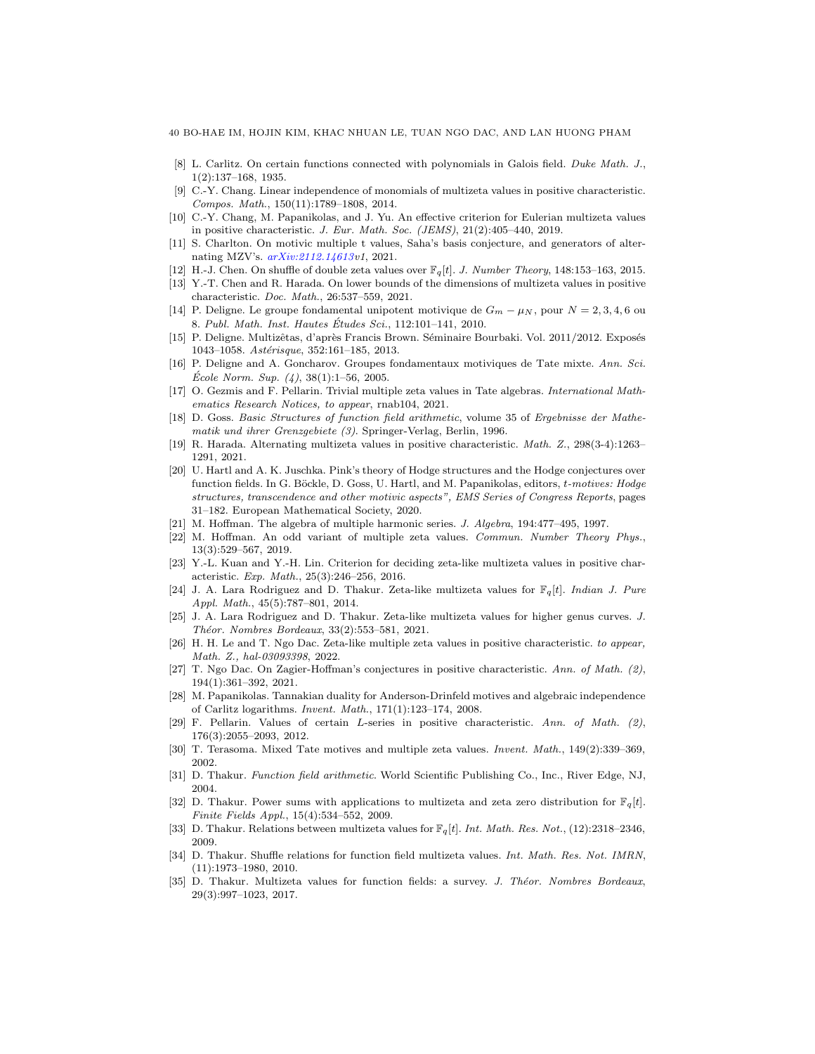[8] L. Carlitz. On certain functions connected with polynomials in Galois field. *Duke Math. J.*, 1(2):137–168, 1935.

[9] C.-Y. Chang. Linear independence of monomials of multizeta values in positive characteristic. *Compos. Math.*, 150(11):1789–1808, 2014.

[10] C.-Y. Chang, M. Papanikolas, and J. Yu. An effective criterion for Eulerian multizeta values in positive characteristic. *J. Eur. Math. Soc. (JEMS)*, 21(2):405–440, 2019.

[11] S. Charlton. On motivic multiple t values, Saha's basis conjecture, and generators of alternating MZV's. *arXiv:2112.14613v1*, 2021.

[12] H.-J. Chen. On shuffle of double zeta values over $\mathbb{F}_q[t]$. *J. Number Theory*, 148:153–163, 2015.

[13] Y.-T. Chen and R. Harada. On lower bounds of the dimensions of multizeta values in positive characteristic. *Doc. Math.*, 26:537–559, 2021.

[14] P. Deligne. Le groupe fondamental unipotent motivique de $G_m - \mu_N$, pour $N = 2, 3, 4, 6$ ou 8. *Publ. Math. Inst. Hautes Études Sci.*, 112:101–141, 2010.

[15] P. Deligne. Multizêtas, d'après Francis Brown. Séminaire Bourbaki. Vol. 2011/2012. Exposés 1043–1058. *Astérisque*, 352:161–185, 2013.

[16] P. Deligne and A. Goncharov. Groupes fondamentaux motiviques de Tate mixte. *Ann. Sci. École Norm. Sup. (4)*, 38(1):1–56, 2005.

[17] O. Gezmis and F. Pellarin. Trivial multiple zeta values in Tate algebras. *International Mathematics Research Notices, to appear*, rnab104, 2021.

[18] D. Goss. *Basic Structures of function field arithmetic*, volume 35 of *Ergebnisse der Mathematik und ihrer Grenzgebiete (3)*. Springer-Verlag, Berlin, 1996.

[19] R. Harada. Alternating multizeta values in positive characteristic. *Math. Z.*, 298(3-4):1263–1291, 2021.

[20] U. Hartl and A. K. Juschka. Pink's theory of Hodge structures and the Hodge conjectures over function fields. In G. Böckle, D. Goss, U. Hartl, and M. Papanikolas, editors, *t-motives: Hodge structures, transcendence and other motivic aspects", EMS Series of Congress Reports*, pages 31–182. European Mathematical Society, 2020.

[21] M. Hoffman. The algebra of multiple harmonic series. *J. Algebra*, 194:477–495, 1997.

[22] M. Hoffman. An odd variant of multiple zeta values. *Commun. Number Theory Phys.*, 13(3):529–567, 2019.

[23] Y.-L. Kuan and Y.-H. Lin. Criterion for deciding zeta-like multizeta values in positive characteristic. *Exp. Math.*, 25(3):246–256, 2016.

[24] J. A. Lara Rodriguez and D. Thakur. Zeta-like multizeta values for $\mathbb{F}_q[t]$. *Indian J. Pure Appl. Math.*, 45(5):787–801, 2014.

[25] J. A. Lara Rodriguez and D. Thakur. Zeta-like multizeta values for higher genus curves. *J. Théor. Nombres Bordeaux*, 33(2):553–581, 2021.

[26] H. H. Le and T. Ngo Dac. Zeta-like multiple zeta values in positive characteristic. *to appear, Math. Z., hal-03093398*, 2022.

[27] T. Ngo Dac. On Zagier-Hoffman's conjectures in positive characteristic. *Ann. of Math. (2)*, 194(1):361–392, 2021.

[28] M. Papanikolas. Tannakian duality for Anderson-Drinfeld motives and algebraic independence of Carlitz logarithms. *Invent. Math.*, 171(1):123–174, 2008.

[29] F. Pellarin. Values of certain $L$-series in positive characteristic. *Ann. of Math. (2)*, 176(3):2055–2093, 2012.

[30] T. Terasoma. Mixed Tate motives and multiple zeta values. *Invent. Math.*, 149(2):339–369, 2002.

[31] D. Thakur. *Function field arithmetic*. World Scientific Publishing Co., Inc., River Edge, NJ, 2004.

[32] D. Thakur. Power sums with applications to multizeta and zeta zero distribution for $\mathbb{F}_q[t]$. *Finite Fields Appl.*, 15(4):534–552, 2009.

[33] D. Thakur. Relations between multizeta values for $\mathbb{F}_q[t]$. *Int. Math. Res. Not.*, (12):2318–2346, 2009.

[34] D. Thakur. Shuffle relations for function field multizeta values. *Int. Math. Res. Not. IMRN*, (11):1973–1980, 2010.

[35] D. Thakur. Multizeta values for function fields: a survey. *J. Théor. Nombres Bordeaux*, 29(3):997–1023, 2017.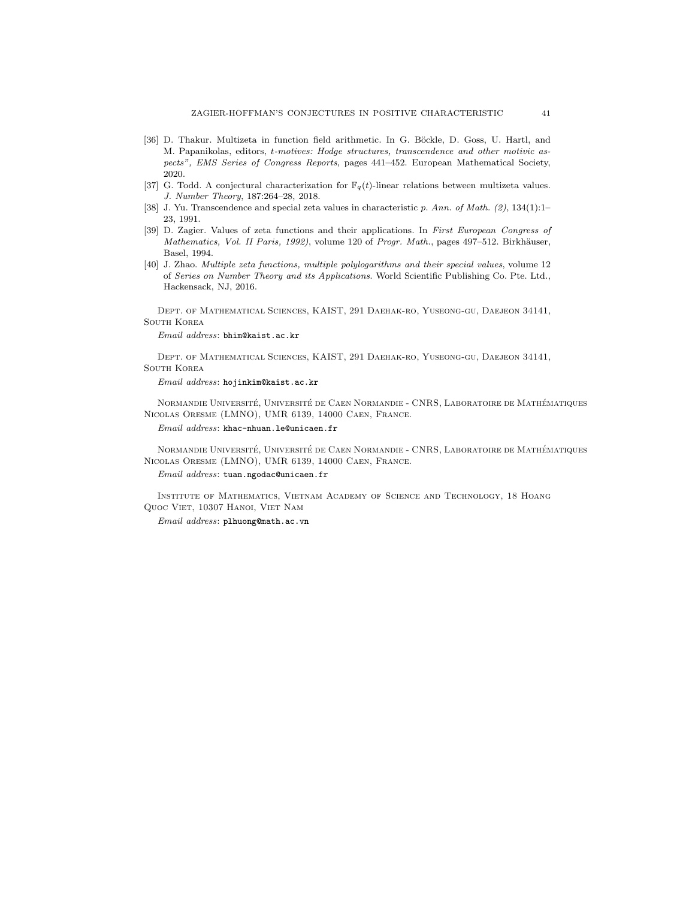[36] D. Thakur. Multizeta in function field arithmetic. In G. Böckle, D. Goss, U. Hartl, and M. Papanikolas, editors, *t-motives: Hodge structures, transcendence and other motivic aspects", EMS Series of Congress Reports*, pages 441–452. European Mathematical Society, 2020.

[37] G. Todd. A conjectural characterization for $\mathbb{F}_q(t)$-linear relations between multizeta values. *J. Number Theory*, 187:264–28, 2018.

[38] J. Yu. Transcendence and special zeta values in characteristic *p*. *Ann. of Math. (2)*, 134(1):1–23, 1991.

[39] D. Zagier. Values of zeta functions and their applications. In *First European Congress of Mathematics, Vol. II Paris, 1992)*, volume 120 of *Progr. Math.*, pages 497–512. Birkhäuser, Basel, 1994.

[40] J. Zhao. *Multiple zeta functions, multiple polylogarithms and their special values*, volume 12 of *Series on Number Theory and its Applications*. World Scientific Publishing Co. Pte. Ltd., Hackensack, NJ, 2016.

Dept. of Mathematical Sciences, KAIST, 291 Daehak-ro, Yuseong-gu, Daejeon 34141, South Korea

*Email address*: bhim@kaist.ac.kr

Dept. of Mathematical Sciences, KAIST, 291 Daehak-ro, Yuseong-gu, Daejeon 34141, South Korea

*Email address*: hojinkim@kaist.ac.kr

Normandie Université, Université de Caen Normandie - CNRS, Laboratoire de Mathématiques Nicolas Oresme (LMNO), UMR 6139, 14000 Caen, France.

*Email address*: khac-nhuan.le@unicaen.fr

Normandie Université, Université de Caen Normandie - CNRS, Laboratoire de Mathématiques Nicolas Oresme (LMNO), UMR 6139, 14000 Caen, France.

*Email address*: tuan.ngodac@unicaen.fr

Institute of Mathematics, Vietnam Academy of Science and Technology, 18 Hoang Quoc Viet, 10307 Hanoi, Viet Nam

*Email address*: plhuong@math.ac.vn